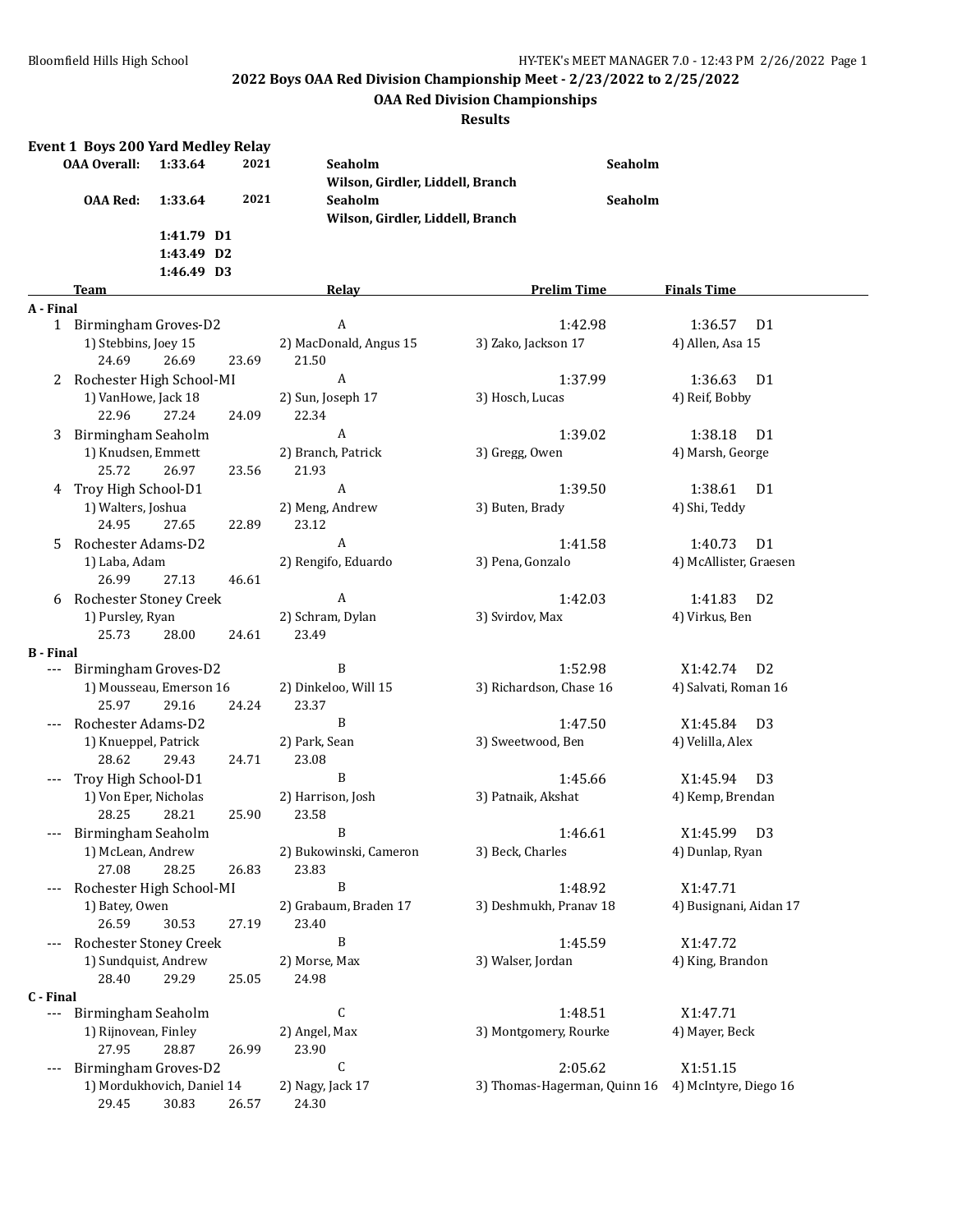## 2022 Boys OAA Red Division Championship Meet - 2/23/2022 to 2/25/2022

### OAA Red Division Championships

### Results

**Event 1 Boys 200 Yard Medley Relay**

| | | | | |
|---|---|---|---|---|
| **OAA Overall:** | **1:33.64** | **2021** | **Seaholm** Wilson, Girdler, Liddell, Branch | **Seaholm** |
| **OAA Red:** | **1:33.64** | **2021** | **Seaholm** Wilson, Girdler, Liddell, Branch | **Seaholm** |
| | **1:41.79 D1** | | | |
| | **1:43.49 D2** | | | |
| | **1:46.49 D3** | | | |

| Place | Team | Relay | Prelim Time | Finals Time | |
|---|---|---|---|---|---|
| **A - Final** | | | | | |
| 1 | Birmingham Groves-D2 | A | 1:42.98 | 1:36.57 | D1 |
| | 1) Stebbins, Joey 15 | 2) MacDonald, Angus 15 | 3) Zako, Jackson 17 | 4) Allen, Asa 15 | |
| | 24.69 26.69 23.69 | 21.50 | | | |
| 2 | Rochester High School-MI | A | 1:37.99 | 1:36.63 | D1 |
| | 1) VanHowe, Jack 18 | 2) Sun, Joseph 17 | 3) Hosch, Lucas | 4) Reif, Bobby | |
| | 22.96 27.24 24.09 | 22.34 | | | |
| 3 | Birmingham Seaholm | A | 1:39.02 | 1:38.18 | D1 |
| | 1) Knudsen, Emmett | 2) Branch, Patrick | 3) Gregg, Owen | 4) Marsh, George | |
| | 25.72 26.97 23.56 | 21.93 | | | |
| 4 | Troy High School-D1 | A | 1:39.50 | 1:38.61 | D1 |
| | 1) Walters, Joshua | 2) Meng, Andrew | 3) Buten, Brady | 4) Shi, Teddy | |
| | 24.95 27.65 22.89 | 23.12 | | | |
| 5 | Rochester Adams-D2 | A | 1:41.58 | 1:40.73 | D1 |
| | 1) Laba, Adam | 2) Rengifo, Eduardo | 3) Pena, Gonzalo | 4) McAllister, Graesen | |
| | 26.99 27.13 46.61 | | | | |
| 6 | Rochester Stoney Creek | A | 1:42.03 | 1:41.83 | D2 |
| | 1) Pursley, Ryan | 2) Schram, Dylan | 3) Svirdov, Max | 4) Virkus, Ben | |
| | 25.73 28.00 24.61 | 23.49 | | | |
| **B - Final** | | | | | |
| --- | Birmingham Groves-D2 | B | 1:52.98 | X1:42.74 | D2 |
| | 1) Mousseau, Emerson 16 | 2) Dinkeloo, Will 15 | 3) Richardson, Chase 16 | 4) Salvati, Roman 16 | |
| | 25.97 29.16 24.24 | 23.37 | | | |
| --- | Rochester Adams-D2 | B | 1:47.50 | X1:45.84 | D3 |
| | 1) Knueppel, Patrick | 2) Park, Sean | 3) Sweetwood, Ben | 4) Velilla, Alex | |
| | 28.62 29.43 24.71 | 23.08 | | | |
| --- | Troy High School-D1 | B | 1:45.66 | X1:45.94 | D3 |
| | 1) Von Eper, Nicholas | 2) Harrison, Josh | 3) Patnaik, Akshat | 4) Kemp, Brendan | |
| | 28.25 28.21 25.90 | 23.58 | | | |
| --- | Birmingham Seaholm | B | 1:46.61 | X1:45.99 | D3 |
| | 1) McLean, Andrew | 2) Bukowinski, Cameron | 3) Beck, Charles | 4) Dunlap, Ryan | |
| | 27.08 28.25 26.83 | 23.83 | | | |
| --- | Rochester High School-MI | B | 1:48.92 | X1:47.71 | |
| | 1) Batey, Owen | 2) Grabaum, Braden 17 | 3) Deshmukh, Pranav 18 | 4) Busignani, Aidan 17 | |
| | 26.59 30.53 27.19 | 23.40 | | | |
| --- | Rochester Stoney Creek | B | 1:45.59 | X1:47.72 | |
| | 1) Sundquist, Andrew | 2) Morse, Max | 3) Walser, Jordan | 4) King, Brandon | |
| | 28.40 29.29 25.05 | 24.98 | | | |
| **C - Final** | | | | | |
| --- | Birmingham Seaholm | C | 1:48.51 | X1:47.71 | |
| | 1) Rijnovean, Finley | 2) Angel, Max | 3) Montgomery, Rourke | 4) Mayer, Beck | |
| | 27.95 28.87 26.99 | 23.90 | | | |
| --- | Birmingham Groves-D2 | C | 2:05.62 | X1:51.15 | |
| | 1) Mordukhovich, Daniel 14 | 2) Nagy, Jack 17 | 3) Thomas-Hagerman, Quinn 16 | 4) McIntyre, Diego 16 | |
| | 29.45 30.83 26.57 | 24.30 | | | |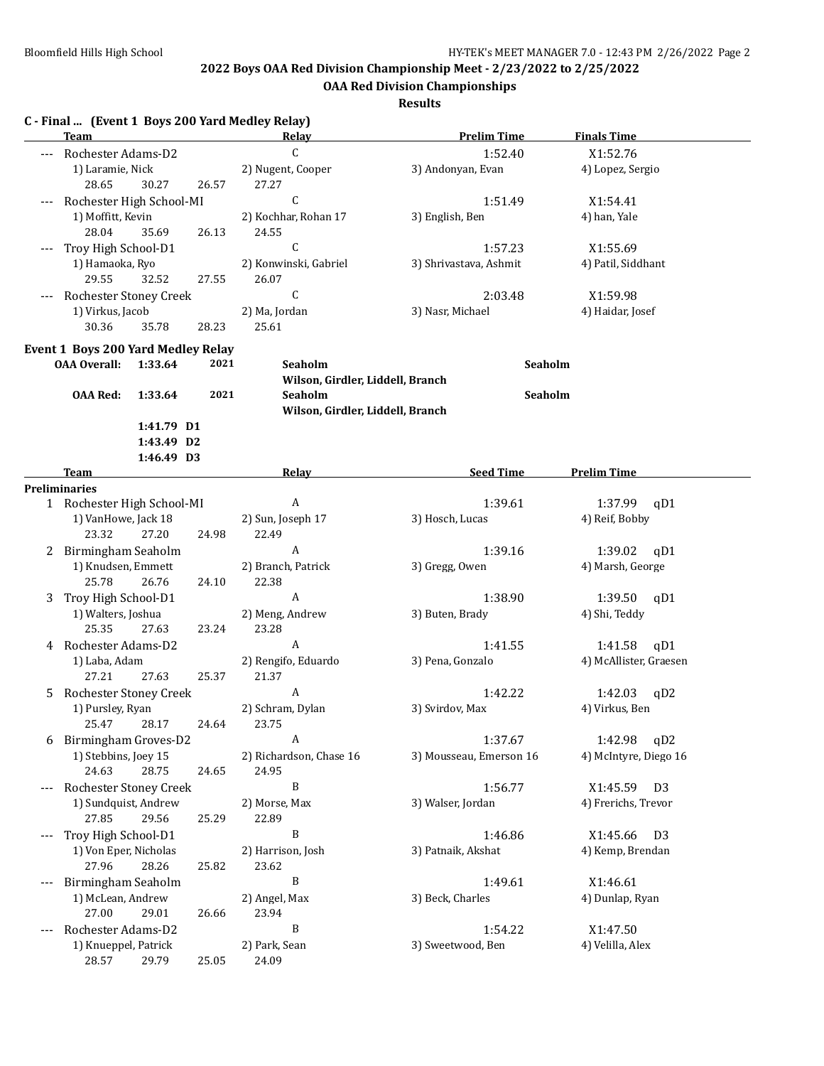## 2022 Boys OAA Red Division Championship Meet - 2/23/2022 to 2/25/2022

### OAA Red Division Championships

#### Results

**C - Final ... (Event 1 Boys 200 Yard Medley Relay)**

| | Team | Relay | Prelim Time | Finals Time |
|---|---|---|---|---|
| --- | Rochester Adams-D2 | C | 1:52.40 | X1:52.76 |
| | 1) Laramie, Nick | 2) Nugent, Cooper | 3) Andonyan, Evan | 4) Lopez, Sergio |
| | 28.65 30.27 26.57 27.27 | | | |
| --- | Rochester High School-MI | C | 1:51.49 | X1:54.41 |
| | 1) Moffitt, Kevin | 2) Kochhar, Rohan 17 | 3) English, Ben | 4) han, Yale |
| | 28.04 35.69 26.13 24.55 | | | |
| --- | Troy High School-D1 | C | 1:57.23 | X1:55.69 |
| | 1) Hamaoka, Ryo | 2) Konwinski, Gabriel | 3) Shrivastava, Ashmit | 4) Patil, Siddhant |
| | 29.55 32.52 27.55 26.07 | | | |
| --- | Rochester Stoney Creek | C | 2:03.48 | X1:59.98 |
| | 1) Virkus, Jacob | 2) Ma, Jordan | 3) Nasr, Michael | 4) Haidar, Josef |
| | 30.36 35.78 28.23 25.61 | | | |

**Event 1 Boys 200 Yard Medley Relay**

| | | | | |
|---|---|---|---|---|
| **OAA Overall:** | **1:33.64** | **2021** | **Seaholm** Wilson, Girdler, Liddell, Branch | **Seaholm** |
| **OAA Red:** | **1:33.64** | **2021** | **Seaholm** Wilson, Girdler, Liddell, Branch | **Seaholm** |
| | **1:41.79 D1** | | | |
| | **1:43.49 D2** | | | |
| | **1:46.49 D3** | | | |

**Preliminaries**

| | Team | Relay | Seed Time | Prelim Time |
|---|---|---|---|---|
| 1 | Rochester High School-MI | A | 1:39.61 | 1:37.99 qD1 |
| | 1) VanHowe, Jack 18 | 2) Sun, Joseph 17 | 3) Hosch, Lucas | 4) Reif, Bobby |
| | 23.32 27.20 24.98 22.49 | | | |
| 2 | Birmingham Seaholm | A | 1:39.16 | 1:39.02 qD1 |
| | 1) Knudsen, Emmett | 2) Branch, Patrick | 3) Gregg, Owen | 4) Marsh, George |
| | 25.78 26.76 24.10 22.38 | | | |
| 3 | Troy High School-D1 | A | 1:38.90 | 1:39.50 qD1 |
| | 1) Walters, Joshua | 2) Meng, Andrew | 3) Buten, Brady | 4) Shi, Teddy |
| | 25.35 27.63 23.24 23.28 | | | |
| 4 | Rochester Adams-D2 | A | 1:41.55 | 1:41.58 qD1 |
| | 1) Laba, Adam | 2) Rengifo, Eduardo | 3) Pena, Gonzalo | 4) McAllister, Graesen |
| | 27.21 27.63 25.37 21.37 | | | |
| 5 | Rochester Stoney Creek | A | 1:42.22 | 1:42.03 qD2 |
| | 1) Pursley, Ryan | 2) Schram, Dylan | 3) Svirdov, Max | 4) Virkus, Ben |
| | 25.47 28.17 24.64 23.75 | | | |
| 6 | Birmingham Groves-D2 | A | 1:37.67 | 1:42.98 qD2 |
| | 1) Stebbins, Joey 15 | 2) Richardson, Chase 16 | 3) Mousseau, Emerson 16 | 4) McIntyre, Diego 16 |
| | 24.63 28.75 24.65 24.95 | | | |
| --- | Rochester Stoney Creek | B | 1:56.77 | X1:45.59 D3 |
| | 1) Sundquist, Andrew | 2) Morse, Max | 3) Walser, Jordan | 4) Frerichs, Trevor |
| | 27.85 29.56 25.29 22.89 | | | |
| --- | Troy High School-D1 | B | 1:46.86 | X1:45.66 D3 |
| | 1) Von Eper, Nicholas | 2) Harrison, Josh | 3) Patnaik, Akshat | 4) Kemp, Brendan |
| | 27.96 28.26 25.82 23.62 | | | |
| --- | Birmingham Seaholm | B | 1:49.61 | X1:46.61 |
| | 1) McLean, Andrew | 2) Angel, Max | 3) Beck, Charles | 4) Dunlap, Ryan |
| | 27.00 29.01 26.66 23.94 | | | |
| --- | Rochester Adams-D2 | B | 1:54.22 | X1:47.50 |
| | 1) Knueppel, Patrick | 2) Park, Sean | 3) Sweetwood, Ben | 4) Velilla, Alex |
| | 28.57 29.79 25.05 24.09 | | | |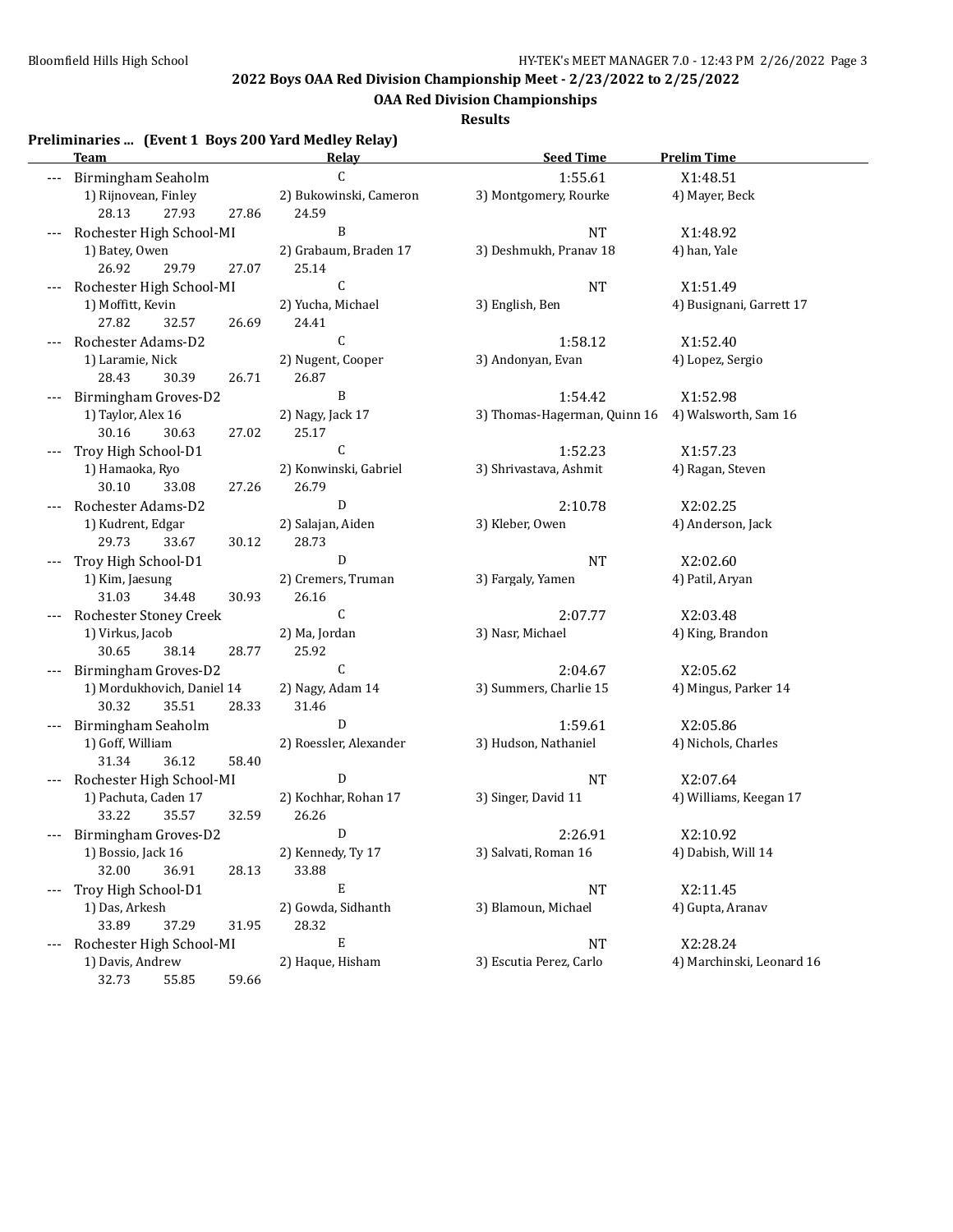## 2022 Boys OAA Red Division Championship Meet - 2/23/2022 to 2/25/2022

### OAA Red Division Championships

### Results

**Preliminaries ... (Event 1 Boys 200 Yard Medley Relay)**

| | Team | Relay | Seed Time | Prelim Time |
|---|---|---|---|---|
| --- | Birmingham Seaholm | C | 1:55.61 | X1:48.51 |
| | 1) Rijnovean, Finley | 2) Bukowinski, Cameron | 3) Montgomery, Rourke | 4) Mayer, Beck |
| | 28.13 27.93 27.86 24.59 | | | |
| --- | Rochester High School-MI | B | NT | X1:48.92 |
| | 1) Batey, Owen | 2) Grabaum, Braden 17 | 3) Deshmukh, Pranav 18 | 4) han, Yale |
| | 26.92 29.79 27.07 25.14 | | | |
| --- | Rochester High School-MI | C | NT | X1:51.49 |
| | 1) Moffitt, Kevin | 2) Yucha, Michael | 3) English, Ben | 4) Busignani, Garrett 17 |
| | 27.82 32.57 26.69 24.41 | | | |
| --- | Rochester Adams-D2 | C | 1:58.12 | X1:52.40 |
| | 1) Laramie, Nick | 2) Nugent, Cooper | 3) Andonyan, Evan | 4) Lopez, Sergio |
| | 28.43 30.39 26.71 26.87 | | | |
| --- | Birmingham Groves-D2 | B | 1:54.42 | X1:52.98 |
| | 1) Taylor, Alex 16 | 2) Nagy, Jack 17 | 3) Thomas-Hagerman, Quinn 16 | 4) Walsworth, Sam 16 |
| | 30.16 30.63 27.02 25.17 | | | |
| --- | Troy High School-D1 | C | 1:52.23 | X1:57.23 |
| | 1) Hamaoka, Ryo | 2) Konwinski, Gabriel | 3) Shrivastava, Ashmit | 4) Ragan, Steven |
| | 30.10 33.08 27.26 26.79 | | | |
| --- | Rochester Adams-D2 | D | 2:10.78 | X2:02.25 |
| | 1) Kudrent, Edgar | 2) Salajan, Aiden | 3) Kleber, Owen | 4) Anderson, Jack |
| | 29.73 33.67 30.12 28.73 | | | |
| --- | Troy High School-D1 | D | NT | X2:02.60 |
| | 1) Kim, Jaesung | 2) Cremers, Truman | 3) Fargaly, Yamen | 4) Patil, Aryan |
| | 31.03 34.48 30.93 26.16 | | | |
| --- | Rochester Stoney Creek | C | 2:07.77 | X2:03.48 |
| | 1) Virkus, Jacob | 2) Ma, Jordan | 3) Nasr, Michael | 4) King, Brandon |
| | 30.65 38.14 28.77 25.92 | | | |
| --- | Birmingham Groves-D2 | C | 2:04.67 | X2:05.62 |
| | 1) Mordukhovich, Daniel 14 | 2) Nagy, Adam 14 | 3) Summers, Charlie 15 | 4) Mingus, Parker 14 |
| | 30.32 35.51 28.33 31.46 | | | |
| --- | Birmingham Seaholm | D | 1:59.61 | X2:05.86 |
| | 1) Goff, William | 2) Roessler, Alexander | 3) Hudson, Nathaniel | 4) Nichols, Charles |
| | 31.34 36.12 58.40 | | | |
| --- | Rochester High School-MI | D | NT | X2:07.64 |
| | 1) Pachuta, Caden 17 | 2) Kochhar, Rohan 17 | 3) Singer, David 11 | 4) Williams, Keegan 17 |
| | 33.22 35.57 32.59 26.26 | | | |
| --- | Birmingham Groves-D2 | D | 2:26.91 | X2:10.92 |
| | 1) Bossio, Jack 16 | 2) Kennedy, Ty 17 | 3) Salvati, Roman 16 | 4) Dabish, Will 14 |
| | 32.00 36.91 28.13 33.88 | | | |
| --- | Troy High School-D1 | E | NT | X2:11.45 |
| | 1) Das, Arkesh | 2) Gowda, Sidhanth | 3) Blamoun, Michael | 4) Gupta, Aranav |
| | 33.89 37.29 31.95 28.32 | | | |
| --- | Rochester High School-MI | E | NT | X2:28.24 |
| | 1) Davis, Andrew | 2) Haque, Hisham | 3) Escutia Perez, Carlo | 4) Marchinski, Leonard 16 |
| | 32.73 55.85 59.66 | | | |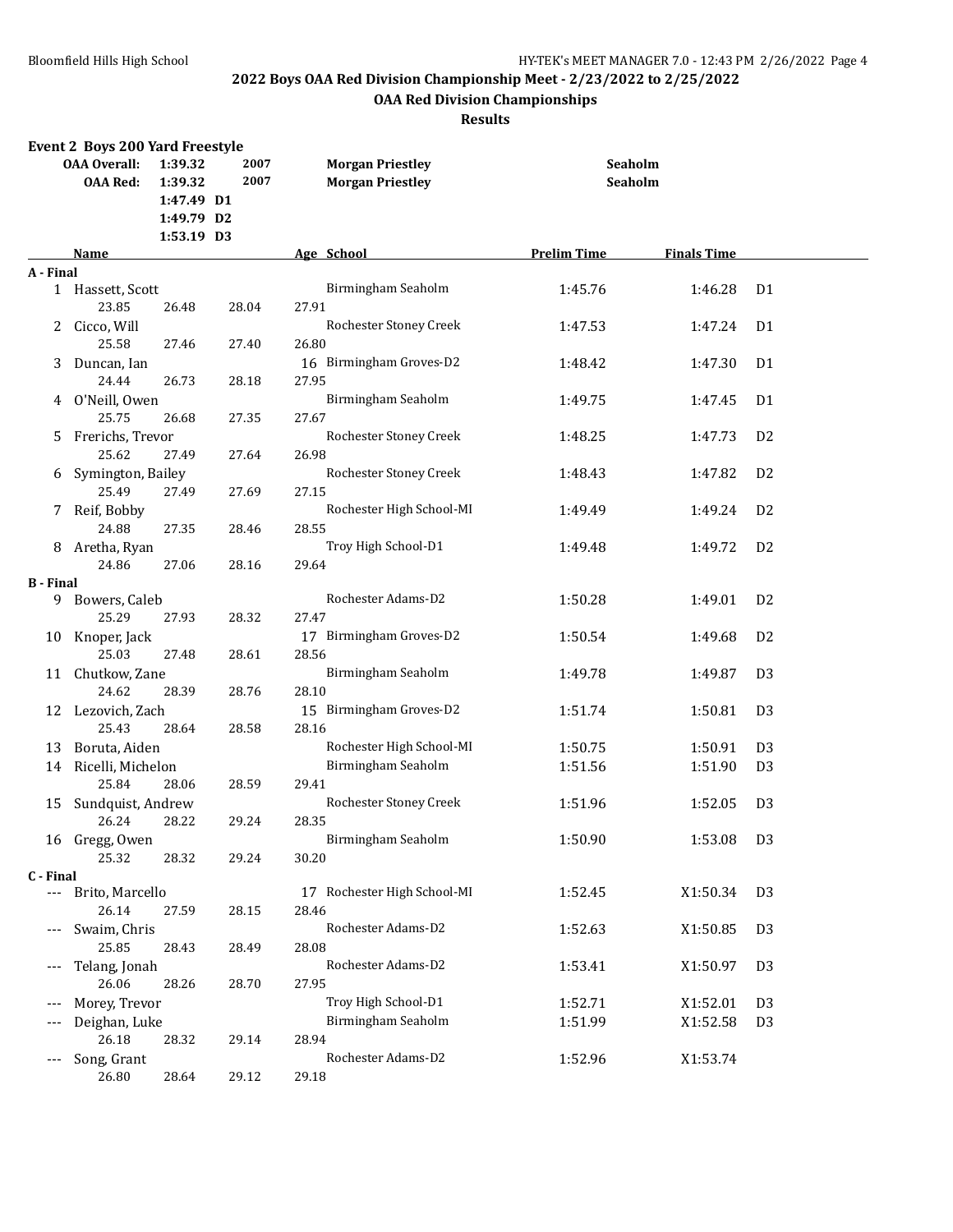## 2022 Boys OAA Red Division Championship Meet - 2/23/2022 to 2/25/2022

### OAA Red Division Championships

### Results

**Event 2 Boys 200 Yard Freestyle**

| | | | | |
|---|---|---|---|---|
| **OAA Overall:** | **1:39.32** | **2007** | **Morgan Priestley** | **Seaholm** |
| **OAA Red:** | **1:39.32** | **2007** | **Morgan Priestley** | **Seaholm** |
| | **1:47.49 D1** | | | |
| | **1:49.79 D2** | | | |
| | **1:53.19 D3** | | | |

| | Name | Age | School | Prelim Time | Finals Time | |
|---|---|---|---|---|---|---|
| **A - Final** | | | | | | |
| 1 | Hassett, Scott | | Birmingham Seaholm | 1:45.76 | 1:46.28 | D1 |
| | 23.85 26.48 28.04 27.91 | | | | | |
| 2 | Cicco, Will | | Rochester Stoney Creek | 1:47.53 | 1:47.24 | D1 |
| | 25.58 27.46 27.40 26.80 | | | | | |
| 3 | Duncan, Ian | 16 | Birmingham Groves-D2 | 1:48.42 | 1:47.30 | D1 |
| | 24.44 26.73 28.18 27.95 | | | | | |
| 4 | O'Neill, Owen | | Birmingham Seaholm | 1:49.75 | 1:47.45 | D1 |
| | 25.75 26.68 27.35 27.67 | | | | | |
| 5 | Frerichs, Trevor | | Rochester Stoney Creek | 1:48.25 | 1:47.73 | D2 |
| | 25.62 27.49 27.64 26.98 | | | | | |
| 6 | Symington, Bailey | | Rochester Stoney Creek | 1:48.43 | 1:47.82 | D2 |
| | 25.49 27.49 27.69 27.15 | | | | | |
| 7 | Reif, Bobby | | Rochester High School-MI | 1:49.49 | 1:49.24 | D2 |
| | 24.88 27.35 28.46 28.55 | | | | | |
| 8 | Aretha, Ryan | | Troy High School-D1 | 1:49.48 | 1:49.72 | D2 |
| | 24.86 27.06 28.16 29.64 | | | | | |
| **B - Final** | | | | | | |
| 9 | Bowers, Caleb | | Rochester Adams-D2 | 1:50.28 | 1:49.01 | D2 |
| | 25.29 27.93 28.32 27.47 | | | | | |
| 10 | Knoper, Jack | 17 | Birmingham Groves-D2 | 1:50.54 | 1:49.68 | D2 |
| | 25.03 27.48 28.61 28.56 | | | | | |
| 11 | Chutkow, Zane | | Birmingham Seaholm | 1:49.78 | 1:49.87 | D3 |
| | 24.62 28.39 28.76 28.10 | | | | | |
| 12 | Lezovich, Zach | 15 | Birmingham Groves-D2 | 1:51.74 | 1:50.81 | D3 |
| | 25.43 28.64 28.58 28.16 | | | | | |
| 13 | Boruta, Aiden | | Rochester High School-MI | 1:50.75 | 1:50.91 | D3 |
| 14 | Ricelli, Michelon | | Birmingham Seaholm | 1:51.56 | 1:51.90 | D3 |
| | 25.84 28.06 28.59 29.41 | | | | | |
| 15 | Sundquist, Andrew | | Rochester Stoney Creek | 1:51.96 | 1:52.05 | D3 |
| | 26.24 28.22 29.24 28.35 | | | | | |
| 16 | Gregg, Owen | | Birmingham Seaholm | 1:50.90 | 1:53.08 | D3 |
| | 25.32 28.32 29.24 30.20 | | | | | |
| **C - Final** | | | | | | |
| --- | Brito, Marcello | 17 | Rochester High School-MI | 1:52.45 | X1:50.34 | D3 |
| | 26.14 27.59 28.15 28.46 | | | | | |
| --- | Swaim, Chris | | Rochester Adams-D2 | 1:52.63 | X1:50.85 | D3 |
| | 25.85 28.43 28.49 28.08 | | | | | |
| --- | Telang, Jonah | | Rochester Adams-D2 | 1:53.41 | X1:50.97 | D3 |
| | 26.06 28.26 28.70 27.95 | | | | | |
| --- | Morey, Trevor | | Troy High School-D1 | 1:52.71 | X1:52.01 | D3 |
| --- | Deighan, Luke | | Birmingham Seaholm | 1:51.99 | X1:52.58 | D3 |
| | 26.18 28.32 29.14 28.94 | | | | | |
| --- | Song, Grant | | Rochester Adams-D2 | 1:52.96 | X1:53.74 | |
| | 26.80 28.64 29.12 29.18 | | | | | |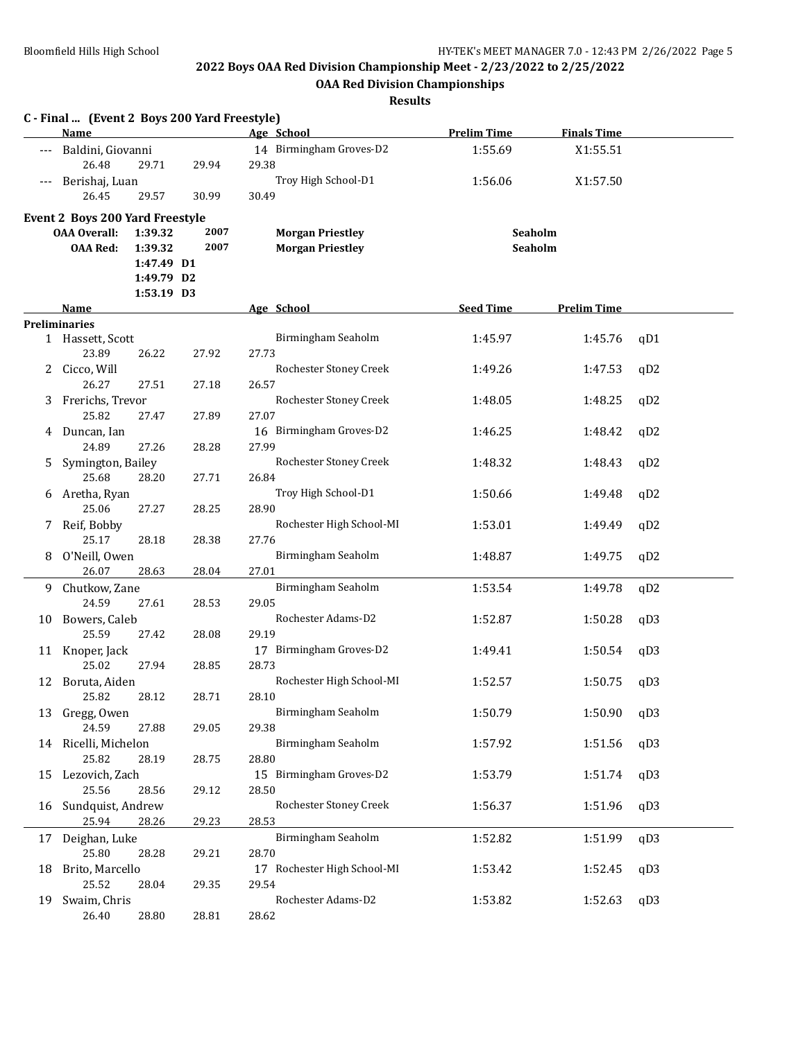## 2022 Boys OAA Red Division Championship Meet - 2/23/2022 to 2/25/2022

### OAA Red Division Championships

#### Results

**C - Final ... (Event 2 Boys 200 Yard Freestyle)**

| | Name | Age | School | Prelim Time | Finals Time |
|---|---|---|---|---|---|
| --- | Baldini, Giovanni | 14 | Birmingham Groves-D2 | 1:55.69 | X1:55.51 |
| | 26.48 29.71 29.94 29.38 | | | | |
| --- | Berishaj, Luan | | Troy High School-D1 | 1:56.06 | X1:57.50 |
| | 26.45 29.57 30.99 30.49 | | | | |

**Event 2 Boys 200 Yard Freestyle**

| | | | | |
|---|---|---|---|---|
| OAA Overall: | 1:39.32 | 2007 | Morgan Priestley | Seaholm |
| OAA Red: | 1:39.32 | 2007 | Morgan Priestley | Seaholm |
| | 1:47.49 D1 | | | |
| | 1:49.79 D2 | | | |
| | 1:53.19 D3 | | | |

| | Name | Age | School | Seed Time | Prelim Time | |
|---|---|---|---|---|---|---|
| **Preliminaries** | | | | | | |
| 1 | Hassett, Scott | | Birmingham Seaholm | 1:45.97 | 1:45.76 | qD1 |
| | 23.89 26.22 27.92 27.73 | | | | | |
| 2 | Cicco, Will | | Rochester Stoney Creek | 1:49.26 | 1:47.53 | qD2 |
| | 26.27 27.51 27.18 26.57 | | | | | |
| 3 | Frerichs, Trevor | | Rochester Stoney Creek | 1:48.05 | 1:48.25 | qD2 |
| | 25.82 27.47 27.89 27.07 | | | | | |
| 4 | Duncan, Ian | 16 | Birmingham Groves-D2 | 1:46.25 | 1:48.42 | qD2 |
| | 24.89 27.26 28.28 27.99 | | | | | |
| 5 | Symington, Bailey | | Rochester Stoney Creek | 1:48.32 | 1:48.43 | qD2 |
| | 25.68 28.20 27.71 26.84 | | | | | |
| 6 | Aretha, Ryan | | Troy High School-D1 | 1:50.66 | 1:49.48 | qD2 |
| | 25.06 27.27 28.25 28.90 | | | | | |
| 7 | Reif, Bobby | | Rochester High School-MI | 1:53.01 | 1:49.49 | qD2 |
| | 25.17 28.18 28.38 27.76 | | | | | |
| 8 | O'Neill, Owen | | Birmingham Seaholm | 1:48.87 | 1:49.75 | qD2 |
| | 26.07 28.63 28.04 27.01 | | | | | |
| 9 | Chutkow, Zane | | Birmingham Seaholm | 1:53.54 | 1:49.78 | qD2 |
| | 24.59 27.61 28.53 29.05 | | | | | |
| 10 | Bowers, Caleb | | Rochester Adams-D2 | 1:52.87 | 1:50.28 | qD3 |
| | 25.59 27.42 28.08 29.19 | | | | | |
| 11 | Knoper, Jack | 17 | Birmingham Groves-D2 | 1:49.41 | 1:50.54 | qD3 |
| | 25.02 27.94 28.85 28.73 | | | | | |
| 12 | Boruta, Aiden | | Rochester High School-MI | 1:52.57 | 1:50.75 | qD3 |
| | 25.82 28.12 28.71 28.10 | | | | | |
| 13 | Gregg, Owen | | Birmingham Seaholm | 1:50.79 | 1:50.90 | qD3 |
| | 24.59 27.88 29.05 29.38 | | | | | |
| 14 | Ricelli, Michelon | | Birmingham Seaholm | 1:57.92 | 1:51.56 | qD3 |
| | 25.82 28.19 28.75 28.80 | | | | | |
| 15 | Lezovich, Zach | 15 | Birmingham Groves-D2 | 1:53.79 | 1:51.74 | qD3 |
| | 25.56 28.56 29.12 28.50 | | | | | |
| 16 | Sundquist, Andrew | | Rochester Stoney Creek | 1:56.37 | 1:51.96 | qD3 |
| | 25.94 28.26 29.23 28.53 | | | | | |
| 17 | Deighan, Luke | | Birmingham Seaholm | 1:52.82 | 1:51.99 | qD3 |
| | 25.80 28.28 29.21 28.70 | | | | | |
| 18 | Brito, Marcello | 17 | Rochester High School-MI | 1:53.42 | 1:52.45 | qD3 |
| | 25.52 28.04 29.35 29.54 | | | | | |
| 19 | Swaim, Chris | | Rochester Adams-D2 | 1:53.82 | 1:52.63 | qD3 |
| | 26.40 28.80 28.81 28.62 | | | | | |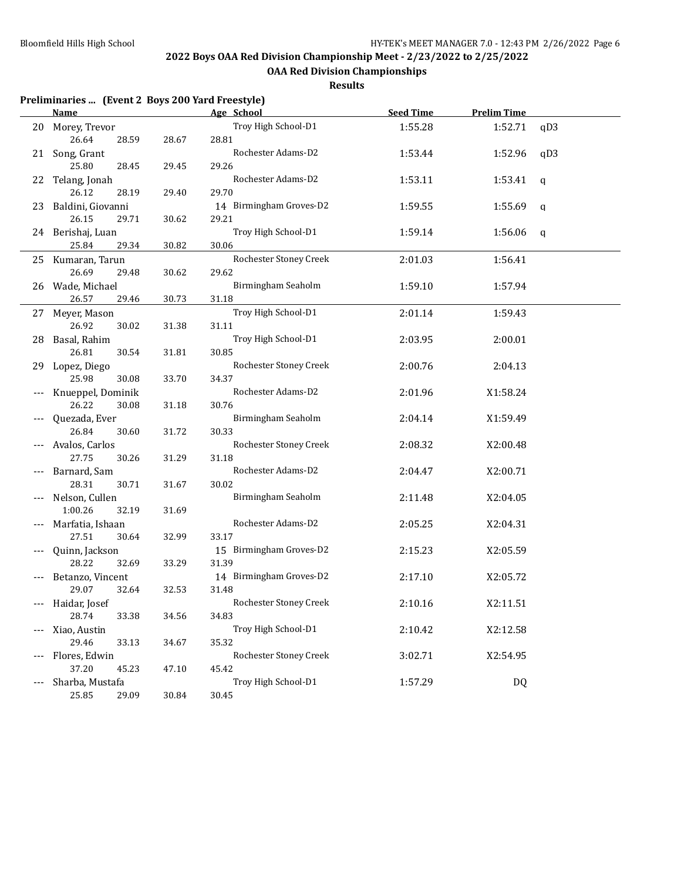## 2022 Boys OAA Red Division Championship Meet - 2/23/2022 to 2/25/2022

### OAA Red Division Championships

**Results**

**Preliminaries ... (Event 2 Boys 200 Yard Freestyle)**

| | Name | Age | School | Seed Time | Prelim Time | |
|---|---|---|---|---|---|---|
| 20 | Morey, Trevor | | Troy High School-D1 | 1:55.28 | 1:52.71 | qD3 |
| | 26.64 28.59 28.67 28.81 | | | | | |
| 21 | Song, Grant | | Rochester Adams-D2 | 1:53.44 | 1:52.96 | qD3 |
| | 25.80 28.45 29.45 29.26 | | | | | |
| 22 | Telang, Jonah | | Rochester Adams-D2 | 1:53.11 | 1:53.41 | q |
| | 26.12 28.19 29.40 29.70 | | | | | |
| 23 | Baldini, Giovanni | 14 | Birmingham Groves-D2 | 1:59.55 | 1:55.69 | q |
| | 26.15 29.71 30.62 29.21 | | | | | |
| 24 | Berishaj, Luan | | Troy High School-D1 | 1:59.14 | 1:56.06 | q |
| | 25.84 29.34 30.82 30.06 | | | | | |
| 25 | Kumaran, Tarun | | Rochester Stoney Creek | 2:01.03 | 1:56.41 | |
| | 26.69 29.48 30.62 29.62 | | | | | |
| 26 | Wade, Michael | | Birmingham Seaholm | 1:59.10 | 1:57.94 | |
| | 26.57 29.46 30.73 31.18 | | | | | |
| 27 | Meyer, Mason | | Troy High School-D1 | 2:01.14 | 1:59.43 | |
| | 26.92 30.02 31.38 31.11 | | | | | |
| 28 | Basal, Rahim | | Troy High School-D1 | 2:03.95 | 2:00.01 | |
| | 26.81 30.54 31.81 30.85 | | | | | |
| 29 | Lopez, Diego | | Rochester Stoney Creek | 2:00.76 | 2:04.13 | |
| | 25.98 30.08 33.70 34.37 | | | | | |
| --- | Knueppel, Dominik | | Rochester Adams-D2 | 2:01.96 | X1:58.24 | |
| | 26.22 30.08 31.18 30.76 | | | | | |
| --- | Quezada, Ever | | Birmingham Seaholm | 2:04.14 | X1:59.49 | |
| | 26.84 30.60 31.72 30.33 | | | | | |
| --- | Avalos, Carlos | | Rochester Stoney Creek | 2:08.32 | X2:00.48 | |
| | 27.75 30.26 31.29 31.18 | | | | | |
| --- | Barnard, Sam | | Rochester Adams-D2 | 2:04.47 | X2:00.71 | |
| | 28.31 30.71 31.67 30.02 | | | | | |
| --- | Nelson, Cullen | | Birmingham Seaholm | 2:11.48 | X2:04.05 | |
| | 1:00.26 32.19 31.69 | | | | | |
| --- | Marfatia, Ishaan | | Rochester Adams-D2 | 2:05.25 | X2:04.31 | |
| | 27.51 30.64 32.99 33.17 | | | | | |
| --- | Quinn, Jackson | 15 | Birmingham Groves-D2 | 2:15.23 | X2:05.59 | |
| | 28.22 32.69 33.29 31.39 | | | | | |
| --- | Betanzo, Vincent | 14 | Birmingham Groves-D2 | 2:17.10 | X2:05.72 | |
| | 29.07 32.64 32.53 31.48 | | | | | |
| --- | Haidar, Josef | | Rochester Stoney Creek | 2:10.16 | X2:11.51 | |
| | 28.74 33.38 34.56 34.83 | | | | | |
| --- | Xiao, Austin | | Troy High School-D1 | 2:10.42 | X2:12.58 | |
| | 29.46 33.13 34.67 35.32 | | | | | |
| --- | Flores, Edwin | | Rochester Stoney Creek | 3:02.71 | X2:54.95 | |
| | 37.20 45.23 47.10 45.42 | | | | | |
| --- | Sharba, Mustafa | | Troy High School-D1 | 1:57.29 | DQ | |
| | 25.85 29.09 30.84 30.45 | | | | | |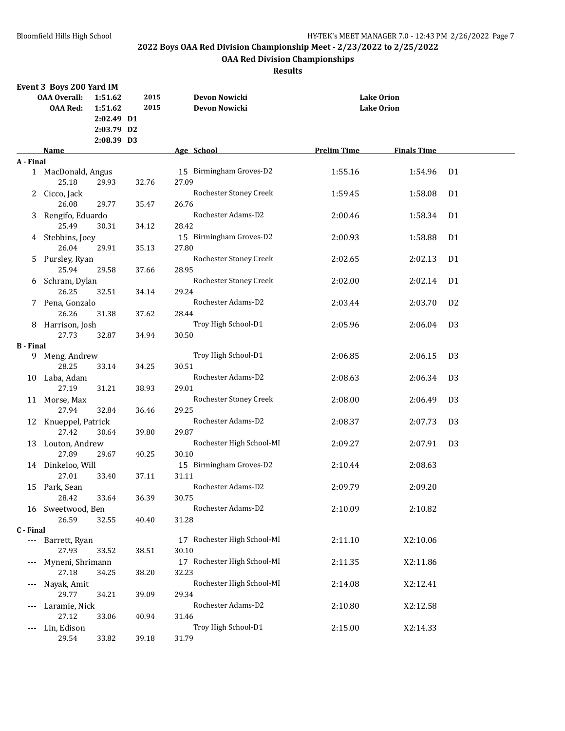## 2022 Boys OAA Red Division Championship Meet - 2/23/2022 to 2/25/2022

### OAA Red Division Championships

### Results

**Event 3 Boys 200 Yard IM**

| | | | | |
|---|---|---|---|---|
| **OAA Overall:** | **1:51.62** | **2015** | **Devon Nowicki** | **Lake Orion** |
| **OAA Red:** | **1:51.62** | **2015** | **Devon Nowicki** | **Lake Orion** |
| | **2:02.49 D1** | | | |
| | **2:03.79 D2** | | | |
| | **2:08.39 D3** | | | |

| Place | Name | Age | School | Prelim Time | Finals Time | |
|---|---|---|---|---|---|---|
| **A - Final** | | | | | | |
| 1 | MacDonald, Angus | 15 | Birmingham Groves-D2 | 1:55.16 | 1:54.96 | D1 |
| | 25.18 29.93 32.76 27.09 | | | | | |
| 2 | Cicco, Jack | | Rochester Stoney Creek | 1:59.45 | 1:58.08 | D1 |
| | 26.08 29.77 35.47 26.76 | | | | | |
| 3 | Rengifo, Eduardo | | Rochester Adams-D2 | 2:00.46 | 1:58.34 | D1 |
| | 25.49 30.31 34.12 28.42 | | | | | |
| 4 | Stebbins, Joey | 15 | Birmingham Groves-D2 | 2:00.93 | 1:58.88 | D1 |
| | 26.04 29.91 35.13 27.80 | | | | | |
| 5 | Pursley, Ryan | | Rochester Stoney Creek | 2:02.65 | 2:02.13 | D1 |
| | 25.94 29.58 37.66 28.95 | | | | | |
| 6 | Schram, Dylan | | Rochester Stoney Creek | 2:02.00 | 2:02.14 | D1 |
| | 26.25 32.51 34.14 29.24 | | | | | |
| 7 | Pena, Gonzalo | | Rochester Adams-D2 | 2:03.44 | 2:03.70 | D2 |
| | 26.26 31.38 37.62 28.44 | | | | | |
| 8 | Harrison, Josh | | Troy High School-D1 | 2:05.96 | 2:06.04 | D3 |
| | 27.73 32.87 34.94 30.50 | | | | | |
| **B - Final** | | | | | | |
| 9 | Meng, Andrew | | Troy High School-D1 | 2:06.85 | 2:06.15 | D3 |
| | 28.25 33.14 34.25 30.51 | | | | | |
| 10 | Laba, Adam | | Rochester Adams-D2 | 2:08.63 | 2:06.34 | D3 |
| | 27.19 31.21 38.93 29.01 | | | | | |
| 11 | Morse, Max | | Rochester Stoney Creek | 2:08.00 | 2:06.49 | D3 |
| | 27.94 32.84 36.46 29.25 | | | | | |
| 12 | Knueppel, Patrick | | Rochester Adams-D2 | 2:08.37 | 2:07.73 | D3 |
| | 27.42 30.64 39.80 29.87 | | | | | |
| 13 | Louton, Andrew | | Rochester High School-MI | 2:09.27 | 2:07.91 | D3 |
| | 27.89 29.67 40.25 30.10 | | | | | |
| 14 | Dinkeloo, Will | 15 | Birmingham Groves-D2 | 2:10.44 | 2:08.63 | |
| | 27.01 33.40 37.11 31.11 | | | | | |
| 15 | Park, Sean | | Rochester Adams-D2 | 2:09.79 | 2:09.20 | |
| | 28.42 33.64 36.39 30.75 | | | | | |
| 16 | Sweetwood, Ben | | Rochester Adams-D2 | 2:10.09 | 2:10.82 | |
| | 26.59 32.55 40.40 31.28 | | | | | |
| **C - Final** | | | | | | |
| --- | Barrett, Ryan | 17 | Rochester High School-MI | 2:11.10 | X2:10.06 | |
| | 27.93 33.52 38.51 30.10 | | | | | |
| --- | Myneni, Shrimann | 17 | Rochester High School-MI | 2:11.35 | X2:11.86 | |
| | 27.18 34.25 38.20 32.23 | | | | | |
| --- | Nayak, Amit | | Rochester High School-MI | 2:14.08 | X2:12.41 | |
| | 29.77 34.21 39.09 29.34 | | | | | |
| --- | Laramie, Nick | | Rochester Adams-D2 | 2:10.80 | X2:12.58 | |
| | 27.12 33.06 40.94 31.46 | | | | | |
| --- | Lin, Edison | | Troy High School-D1 | 2:15.00 | X2:14.33 | |
| | 29.54 33.82 39.18 31.79 | | | | | |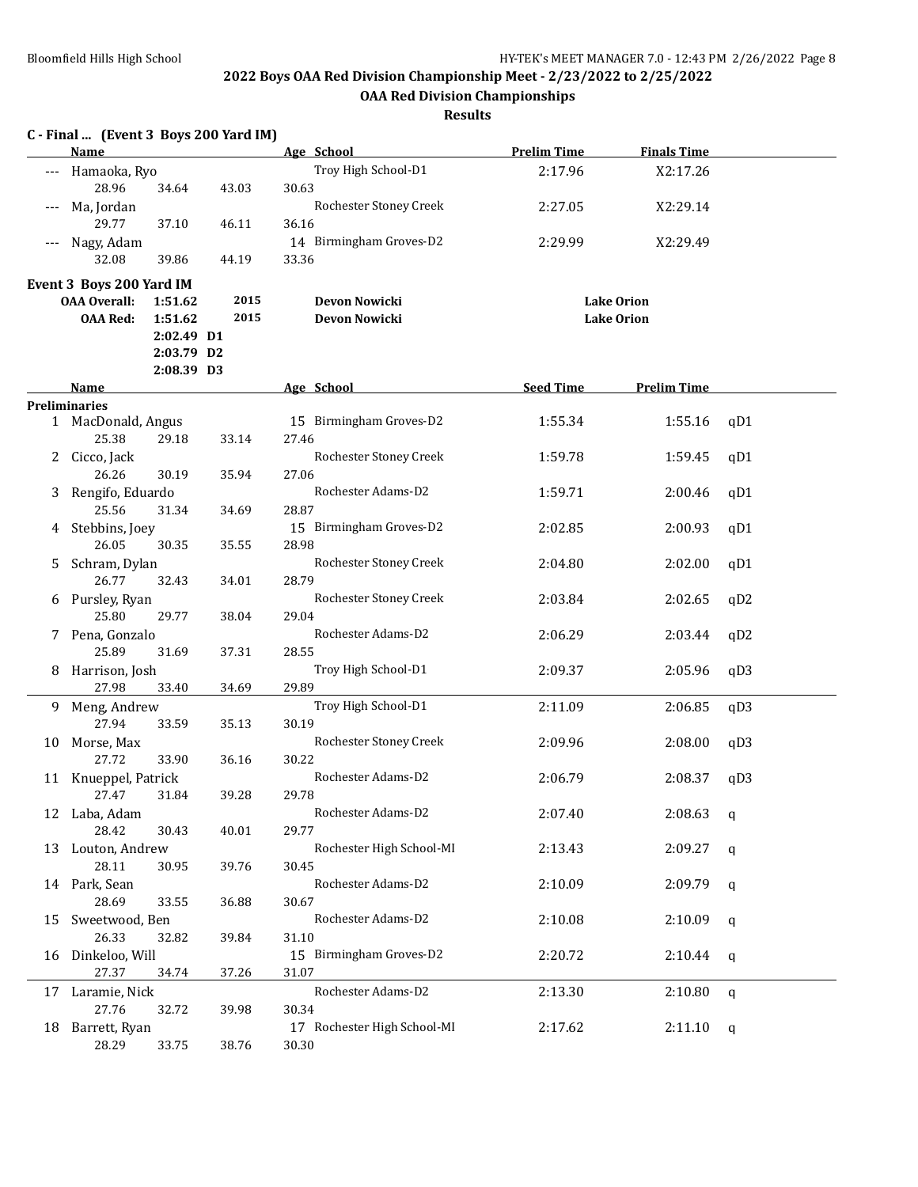## 2022 Boys OAA Red Division Championship Meet - 2/23/2022 to 2/25/2022

### OAA Red Division Championships

#### Results

**C - Final ... (Event 3 Boys 200 Yard IM)**

| | Name | Age | School | Prelim Time | Finals Time |
|---|---|---|---|---|---|
| --- | Hamaoka, Ryo | | Troy High School-D1 | 2:17.96 | X2:17.26 |
| | 28.96 34.64 43.03 30.63 | | | | |
| --- | Ma, Jordan | | Rochester Stoney Creek | 2:27.05 | X2:29.14 |
| | 29.77 37.10 46.11 36.16 | | | | |
| --- | Nagy, Adam | 14 | Birmingham Groves-D2 | 2:29.99 | X2:29.49 |
| | 32.08 39.86 44.19 33.36 | | | | |

**Event 3 Boys 200 Yard IM**

| | | | | |
|---|---|---|---|---|
| OAA Overall: | 1:51.62 | 2015 | Devon Nowicki | Lake Orion |
| OAA Red: | 1:51.62 | 2015 | Devon Nowicki | Lake Orion |
| | 2:02.49 D1 | | | |
| | 2:03.79 D2 | | | |
| | 2:08.39 D3 | | | |

**Preliminaries**

| | Name | Age | School | Seed Time | Prelim Time | |
|---|---|---|---|---|---|---|
| 1 | MacDonald, Angus | 15 | Birmingham Groves-D2 | 1:55.34 | 1:55.16 | qD1 |
| | 25.38 29.18 33.14 27.46 | | | | | |
| 2 | Cicco, Jack | | Rochester Stoney Creek | 1:59.78 | 1:59.45 | qD1 |
| | 26.26 30.19 35.94 27.06 | | | | | |
| 3 | Rengifo, Eduardo | | Rochester Adams-D2 | 1:59.71 | 2:00.46 | qD1 |
| | 25.56 31.34 34.69 28.87 | | | | | |
| 4 | Stebbins, Joey | 15 | Birmingham Groves-D2 | 2:02.85 | 2:00.93 | qD1 |
| | 26.05 30.35 35.55 28.98 | | | | | |
| 5 | Schram, Dylan | | Rochester Stoney Creek | 2:04.80 | 2:02.00 | qD1 |
| | 26.77 32.43 34.01 28.79 | | | | | |
| 6 | Pursley, Ryan | | Rochester Stoney Creek | 2:03.84 | 2:02.65 | qD2 |
| | 25.80 29.77 38.04 29.04 | | | | | |
| 7 | Pena, Gonzalo | | Rochester Adams-D2 | 2:06.29 | 2:03.44 | qD2 |
| | 25.89 31.69 37.31 28.55 | | | | | |
| 8 | Harrison, Josh | | Troy High School-D1 | 2:09.37 | 2:05.96 | qD3 |
| | 27.98 33.40 34.69 29.89 | | | | | |
| 9 | Meng, Andrew | | Troy High School-D1 | 2:11.09 | 2:06.85 | qD3 |
| | 27.94 33.59 35.13 30.19 | | | | | |
| 10 | Morse, Max | | Rochester Stoney Creek | 2:09.96 | 2:08.00 | qD3 |
| | 27.72 33.90 36.16 30.22 | | | | | |
| 11 | Knueppel, Patrick | | Rochester Adams-D2 | 2:06.79 | 2:08.37 | qD3 |
| | 27.47 31.84 39.28 29.78 | | | | | |
| 12 | Laba, Adam | | Rochester Adams-D2 | 2:07.40 | 2:08.63 | q |
| | 28.42 30.43 40.01 29.77 | | | | | |
| 13 | Louton, Andrew | | Rochester High School-MI | 2:13.43 | 2:09.27 | q |
| | 28.11 30.95 39.76 30.45 | | | | | |
| 14 | Park, Sean | | Rochester Adams-D2 | 2:10.09 | 2:09.79 | q |
| | 28.69 33.55 36.88 30.67 | | | | | |
| 15 | Sweetwood, Ben | | Rochester Adams-D2 | 2:10.08 | 2:10.09 | q |
| | 26.33 32.82 39.84 31.10 | | | | | |
| 16 | Dinkeloo, Will | 15 | Birmingham Groves-D2 | 2:20.72 | 2:10.44 | q |
| | 27.37 34.74 37.26 31.07 | | | | | |
| 17 | Laramie, Nick | | Rochester Adams-D2 | 2:13.30 | 2:10.80 | q |
| | 27.76 32.72 39.98 30.34 | | | | | |
| 18 | Barrett, Ryan | 17 | Rochester High School-MI | 2:17.62 | 2:11.10 | q |
| | 28.29 33.75 38.76 30.30 | | | | | |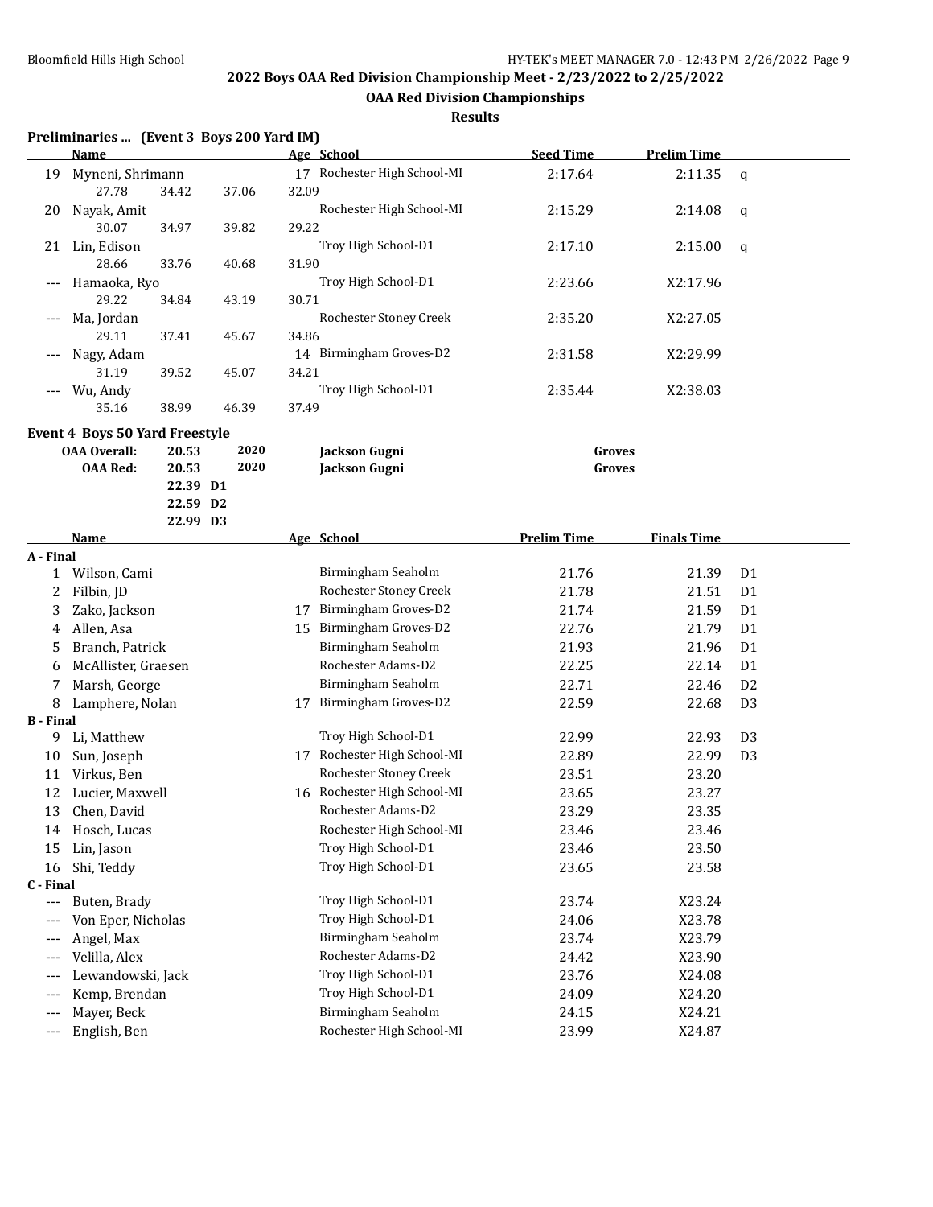## 2022 Boys OAA Red Division Championship Meet - 2/23/2022 to 2/25/2022

### OAA Red Division Championships

**Results**

### Preliminaries ... (Event 3 Boys 200 Yard IM)

| | Name | Age | School | Seed Time | Prelim Time | |
|---|---|---|---|---|---|---|
| 19 | Myneni, Shrimann | 17 | Rochester High School-MI | 2:17.64 | 2:11.35 | q |
| | 27.78 34.42 37.06 32.09 | | | | | |
| 20 | Nayak, Amit | | Rochester High School-MI | 2:15.29 | 2:14.08 | q |
| | 30.07 34.97 39.82 29.22 | | | | | |
| 21 | Lin, Edison | | Troy High School-D1 | 2:17.10 | 2:15.00 | q |
| | 28.66 33.76 40.68 31.90 | | | | | |
| --- | Hamaoka, Ryo | | Troy High School-D1 | 2:23.66 | X2:17.96 | |
| | 29.22 34.84 43.19 30.71 | | | | | |
| --- | Ma, Jordan | | Rochester Stoney Creek | 2:35.20 | X2:27.05 | |
| | 29.11 37.41 45.67 34.86 | | | | | |
| --- | Nagy, Adam | 14 | Birmingham Groves-D2 | 2:31.58 | X2:29.99 | |
| | 31.19 39.52 45.07 34.21 | | | | | |
| --- | Wu, Andy | | Troy High School-D1 | 2:35.44 | X2:38.03 | |
| | 35.16 38.99 46.39 37.49 | | | | | |

### Event 4 Boys 50 Yard Freestyle

| | | | | |
|---|---|---|---|---|
| **OAA Overall:** | 20.53 | 2020 | **Jackson Gugni** | **Groves** |
| **OAA Red:** | 20.53 | 2020 | **Jackson Gugni** | **Groves** |
| | 22.39 D1 | | | |
| | 22.59 D2 | | | |
| | 22.99 D3 | | | |

| | Name | Age | School | Prelim Time | Finals Time | |
|---|---|---|---|---|---|---|
| **A - Final** | | | | | | |
| 1 | Wilson, Cami | | Birmingham Seaholm | 21.76 | 21.39 | D1 |
| 2 | Filbin, JD | | Rochester Stoney Creek | 21.78 | 21.51 | D1 |
| 3 | Zako, Jackson | 17 | Birmingham Groves-D2 | 21.74 | 21.59 | D1 |
| 4 | Allen, Asa | 15 | Birmingham Groves-D2 | 22.76 | 21.79 | D1 |
| 5 | Branch, Patrick | | Birmingham Seaholm | 21.93 | 21.96 | D1 |
| 6 | McAllister, Graesen | | Rochester Adams-D2 | 22.25 | 22.14 | D1 |
| 7 | Marsh, George | | Birmingham Seaholm | 22.71 | 22.46 | D2 |
| 8 | Lamphere, Nolan | 17 | Birmingham Groves-D2 | 22.59 | 22.68 | D3 |
| **B - Final** | | | | | | |
| 9 | Li, Matthew | | Troy High School-D1 | 22.99 | 22.93 | D3 |
| 10 | Sun, Joseph | 17 | Rochester High School-MI | 22.89 | 22.99 | D3 |
| 11 | Virkus, Ben | | Rochester Stoney Creek | 23.51 | 23.20 | |
| 12 | Lucier, Maxwell | 16 | Rochester High School-MI | 23.65 | 23.27 | |
| 13 | Chen, David | | Rochester Adams-D2 | 23.29 | 23.35 | |
| 14 | Hosch, Lucas | | Rochester High School-MI | 23.46 | 23.46 | |
| 15 | Lin, Jason | | Troy High School-D1 | 23.46 | 23.50 | |
| 16 | Shi, Teddy | | Troy High School-D1 | 23.65 | 23.58 | |
| **C - Final** | | | | | | |
| --- | Buten, Brady | | Troy High School-D1 | 23.74 | X23.24 | |
| --- | Von Eper, Nicholas | | Troy High School-D1 | 24.06 | X23.78 | |
| --- | Angel, Max | | Birmingham Seaholm | 23.74 | X23.79 | |
| --- | Velilla, Alex | | Rochester Adams-D2 | 24.42 | X23.90 | |
| --- | Lewandowski, Jack | | Troy High School-D1 | 23.76 | X24.08 | |
| --- | Kemp, Brendan | | Troy High School-D1 | 24.09 | X24.20 | |
| --- | Mayer, Beck | | Birmingham Seaholm | 24.15 | X24.21 | |
| --- | English, Ben | | Rochester High School-MI | 23.99 | X24.87 | |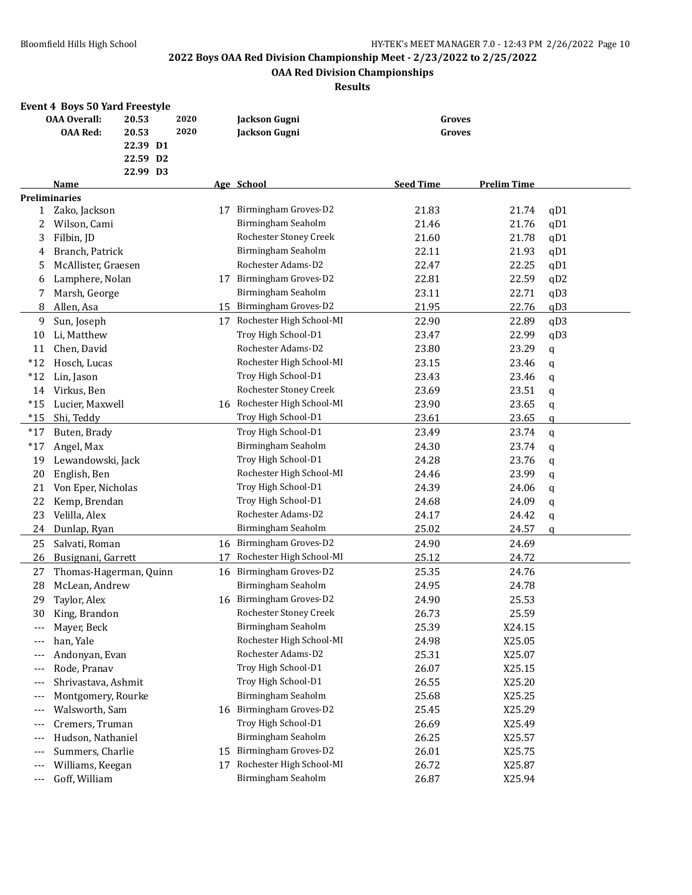## 2022 Boys OAA Red Division Championship Meet - 2/23/2022 to 2/25/2022

### OAA Red Division Championships

### Results

**Event 4 Boys 50 Yard Freestyle**

| | | | | |
|---|---|---|---|---|
| **OAA Overall:** | 20.53 | 2020 | **Jackson Gugni** | **Groves** |
| **OAA Red:** | 20.53 | 2020 | **Jackson Gugni** | **Groves** |
| | 22.39 D1 | | | |
| | 22.59 D2 | | | |
| | 22.99 D3 | | | |

| | Name | Age | School | Seed Time | Prelim Time | |
|---|---|---|---|---|---|---|
| **Preliminaries** | | | | | | |
| 1 | Zako, Jackson | 17 | Birmingham Groves-D2 | 21.83 | 21.74 | qD1 |
| 2 | Wilson, Cami | | Birmingham Seaholm | 21.46 | 21.76 | qD1 |
| 3 | Filbin, JD | | Rochester Stoney Creek | 21.60 | 21.78 | qD1 |
| 4 | Branch, Patrick | | Birmingham Seaholm | 22.11 | 21.93 | qD1 |
| 5 | McAllister, Graesen | | Rochester Adams-D2 | 22.47 | 22.25 | qD1 |
| 6 | Lamphere, Nolan | 17 | Birmingham Groves-D2 | 22.81 | 22.59 | qD2 |
| 7 | Marsh, George | | Birmingham Seaholm | 23.11 | 22.71 | qD3 |
| 8 | Allen, Asa | 15 | Birmingham Groves-D2 | 21.95 | 22.76 | qD3 |
| 9 | Sun, Joseph | 17 | Rochester High School-MI | 22.90 | 22.89 | qD3 |
| 10 | Li, Matthew | | Troy High School-D1 | 23.47 | 22.99 | qD3 |
| 11 | Chen, David | | Rochester Adams-D2 | 23.80 | 23.29 | q |
| *12 | Hosch, Lucas | | Rochester High School-MI | 23.15 | 23.46 | q |
| *12 | Lin, Jason | | Troy High School-D1 | 23.43 | 23.46 | q |
| 14 | Virkus, Ben | | Rochester Stoney Creek | 23.69 | 23.51 | q |
| *15 | Lucier, Maxwell | 16 | Rochester High School-MI | 23.90 | 23.65 | q |
| *15 | Shi, Teddy | | Troy High School-D1 | 23.61 | 23.65 | q |
| *17 | Buten, Brady | | Troy High School-D1 | 23.49 | 23.74 | q |
| *17 | Angel, Max | | Birmingham Seaholm | 24.30 | 23.74 | q |
| 19 | Lewandowski, Jack | | Troy High School-D1 | 24.28 | 23.76 | q |
| 20 | English, Ben | | Rochester High School-MI | 24.46 | 23.99 | q |
| 21 | Von Eper, Nicholas | | Troy High School-D1 | 24.39 | 24.06 | q |
| 22 | Kemp, Brendan | | Troy High School-D1 | 24.68 | 24.09 | q |
| 23 | Velilla, Alex | | Rochester Adams-D2 | 24.17 | 24.42 | q |
| 24 | Dunlap, Ryan | | Birmingham Seaholm | 25.02 | 24.57 | q |
| 25 | Salvati, Roman | 16 | Birmingham Groves-D2 | 24.90 | 24.69 | |
| 26 | Busignani, Garrett | 17 | Rochester High School-MI | 25.12 | 24.72 | |
| 27 | Thomas-Hagerman, Quinn | 16 | Birmingham Groves-D2 | 25.35 | 24.76 | |
| 28 | McLean, Andrew | | Birmingham Seaholm | 24.95 | 24.78 | |
| 29 | Taylor, Alex | 16 | Birmingham Groves-D2 | 24.90 | 25.53 | |
| 30 | King, Brandon | | Rochester Stoney Creek | 26.73 | 25.59 | |
| --- | Mayer, Beck | | Birmingham Seaholm | 25.39 | X24.15 | |
| --- | han, Yale | | Rochester High School-MI | 24.98 | X25.05 | |
| --- | Andonyan, Evan | | Rochester Adams-D2 | 25.31 | X25.07 | |
| --- | Rode, Pranav | | Troy High School-D1 | 26.07 | X25.15 | |
| --- | Shrivastava, Ashmit | | Troy High School-D1 | 26.55 | X25.20 | |
| --- | Montgomery, Rourke | | Birmingham Seaholm | 25.68 | X25.25 | |
| --- | Walsworth, Sam | 16 | Birmingham Groves-D2 | 25.45 | X25.29 | |
| --- | Cremers, Truman | | Troy High School-D1 | 26.69 | X25.49 | |
| --- | Hudson, Nathaniel | | Birmingham Seaholm | 26.25 | X25.57 | |
| --- | Summers, Charlie | 15 | Birmingham Groves-D2 | 26.01 | X25.75 | |
| --- | Williams, Keegan | 17 | Rochester High School-MI | 26.72 | X25.87 | |
| --- | Goff, William | | Birmingham Seaholm | 26.87 | X25.94 | |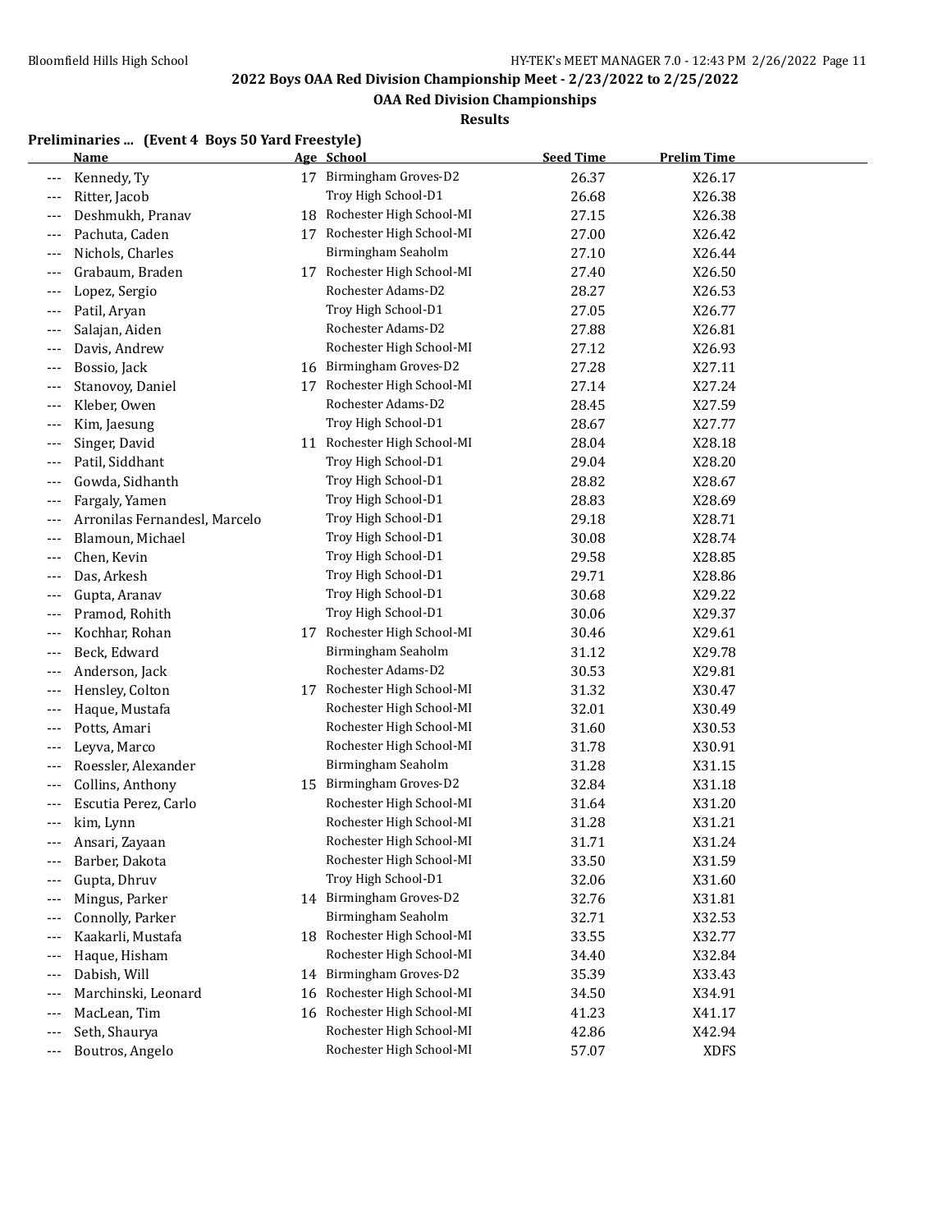## 2022 Boys OAA Red Division Championship Meet - 2/23/2022 to 2/25/2022

### OAA Red Division Championships

**Results**

**Preliminaries ... (Event 4 Boys 50 Yard Freestyle)**

| | Name | Age | School | Seed Time | Prelim Time |
|---|---|---|---|---|---|
| --- | Kennedy, Ty | 17 | Birmingham Groves-D2 | 26.37 | X26.17 |
| --- | Ritter, Jacob | | Troy High School-D1 | 26.68 | X26.38 |
| --- | Deshmukh, Pranav | 18 | Rochester High School-MI | 27.15 | X26.38 |
| --- | Pachuta, Caden | 17 | Rochester High School-MI | 27.00 | X26.42 |
| --- | Nichols, Charles | | Birmingham Seaholm | 27.10 | X26.44 |
| --- | Grabaum, Braden | 17 | Rochester High School-MI | 27.40 | X26.50 |
| --- | Lopez, Sergio | | Rochester Adams-D2 | 28.27 | X26.53 |
| --- | Patil, Aryan | | Troy High School-D1 | 27.05 | X26.77 |
| --- | Salajan, Aiden | | Rochester Adams-D2 | 27.88 | X26.81 |
| --- | Davis, Andrew | | Rochester High School-MI | 27.12 | X26.93 |
| --- | Bossio, Jack | 16 | Birmingham Groves-D2 | 27.28 | X27.11 |
| --- | Stanovoy, Daniel | 17 | Rochester High School-MI | 27.14 | X27.24 |
| --- | Kleber, Owen | | Rochester Adams-D2 | 28.45 | X27.59 |
| --- | Kim, Jaesung | | Troy High School-D1 | 28.67 | X27.77 |
| --- | Singer, David | 11 | Rochester High School-MI | 28.04 | X28.18 |
| --- | Patil, Siddhant | | Troy High School-D1 | 29.04 | X28.20 |
| --- | Gowda, Sidhanth | | Troy High School-D1 | 28.82 | X28.67 |
| --- | Fargaly, Yamen | | Troy High School-D1 | 28.83 | X28.69 |
| --- | Arronilas Fernandesl, Marcelo | | Troy High School-D1 | 29.18 | X28.71 |
| --- | Blamoun, Michael | | Troy High School-D1 | 30.08 | X28.74 |
| --- | Chen, Kevin | | Troy High School-D1 | 29.58 | X28.85 |
| --- | Das, Arkesh | | Troy High School-D1 | 29.71 | X28.86 |
| --- | Gupta, Aranav | | Troy High School-D1 | 30.68 | X29.22 |
| --- | Pramod, Rohith | | Troy High School-D1 | 30.06 | X29.37 |
| --- | Kochhar, Rohan | 17 | Rochester High School-MI | 30.46 | X29.61 |
| --- | Beck, Edward | | Birmingham Seaholm | 31.12 | X29.78 |
| --- | Anderson, Jack | | Rochester Adams-D2 | 30.53 | X29.81 |
| --- | Hensley, Colton | 17 | Rochester High School-MI | 31.32 | X30.47 |
| --- | Haque, Mustafa | | Rochester High School-MI | 32.01 | X30.49 |
| --- | Potts, Amari | | Rochester High School-MI | 31.60 | X30.53 |
| --- | Leyva, Marco | | Rochester High School-MI | 31.78 | X30.91 |
| --- | Roessler, Alexander | | Birmingham Seaholm | 31.28 | X31.15 |
| --- | Collins, Anthony | 15 | Birmingham Groves-D2 | 32.84 | X31.18 |
| --- | Escutia Perez, Carlo | | Rochester High School-MI | 31.64 | X31.20 |
| --- | kim, Lynn | | Rochester High School-MI | 31.28 | X31.21 |
| --- | Ansari, Zayaan | | Rochester High School-MI | 31.71 | X31.24 |
| --- | Barber, Dakota | | Rochester High School-MI | 33.50 | X31.59 |
| --- | Gupta, Dhruv | | Troy High School-D1 | 32.06 | X31.60 |
| --- | Mingus, Parker | 14 | Birmingham Groves-D2 | 32.76 | X31.81 |
| --- | Connolly, Parker | | Birmingham Seaholm | 32.71 | X32.53 |
| --- | Kaakarli, Mustafa | 18 | Rochester High School-MI | 33.55 | X32.77 |
| --- | Haque, Hisham | | Rochester High School-MI | 34.40 | X32.84 |
| --- | Dabish, Will | 14 | Birmingham Groves-D2 | 35.39 | X33.43 |
| --- | Marchinski, Leonard | 16 | Rochester High School-MI | 34.50 | X34.91 |
| --- | MacLean, Tim | 16 | Rochester High School-MI | 41.23 | X41.17 |
| --- | Seth, Shaurya | | Rochester High School-MI | 42.86 | X42.94 |
| --- | Boutros, Angelo | | Rochester High School-MI | 57.07 | XDFS |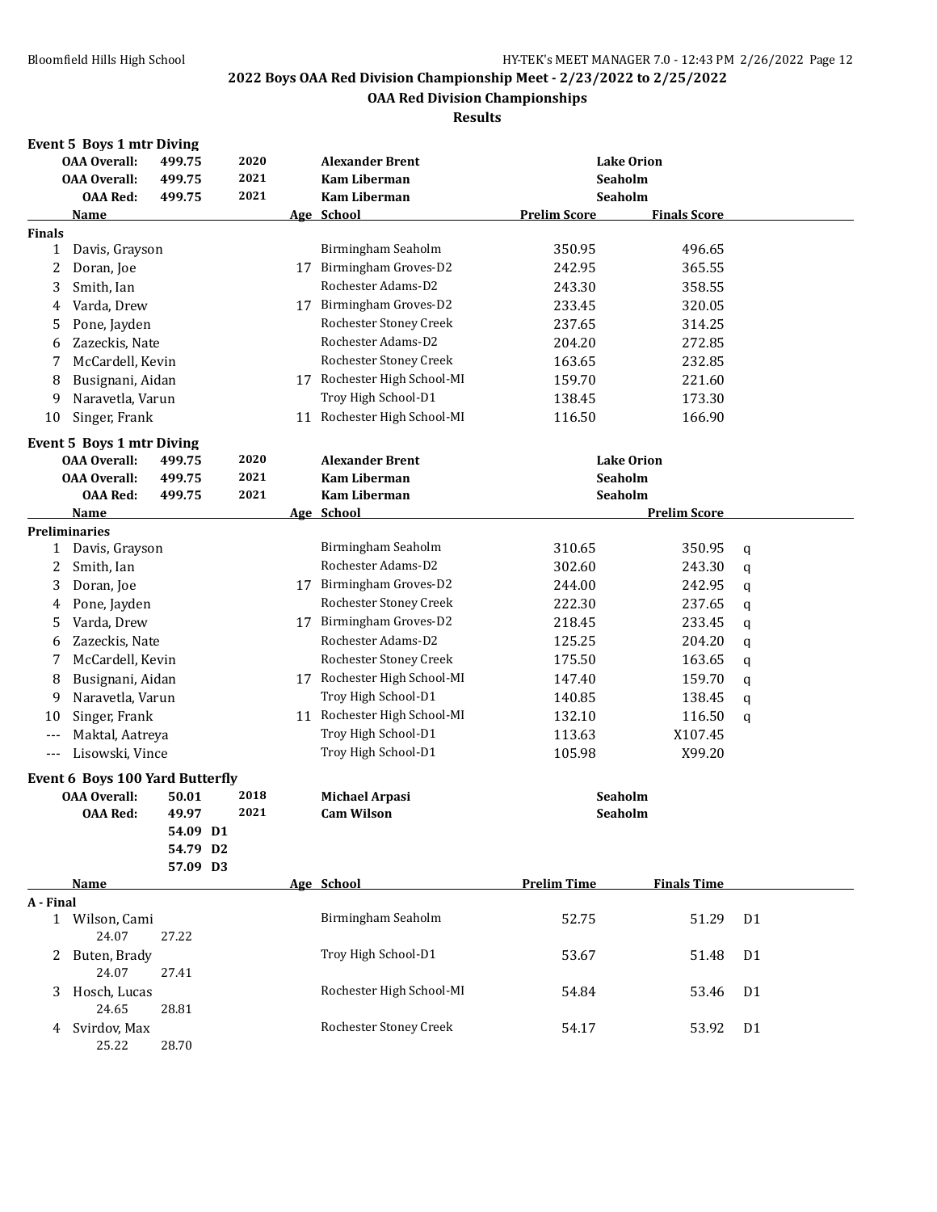## 2022 Boys OAA Red Division Championship Meet - 2/23/2022 to 2/25/2022

### OAA Red Division Championships

**Results**

### Event 5 Boys 1 mtr Diving

| | | | | |
|---|---|---|---|---|
| **OAA Overall:** | **499.75** | **2020** | **Alexander Brent** | **Lake Orion** |
| **OAA Overall:** | **499.75** | **2021** | **Kam Liberman** | **Seaholm** |
| **OAA Red:** | **499.75** | **2021** | **Kam Liberman** | **Seaholm** |

**Finals**

| | Name | Age | School | Prelim Score | Finals Score |
|---|---|---|---|---|---|
| 1 | Davis, Grayson | | Birmingham Seaholm | 350.95 | 496.65 |
| 2 | Doran, Joe | 17 | Birmingham Groves-D2 | 242.95 | 365.55 |
| 3 | Smith, Ian | | Rochester Adams-D2 | 243.30 | 358.55 |
| 4 | Varda, Drew | 17 | Birmingham Groves-D2 | 233.45 | 320.05 |
| 5 | Pone, Jayden | | Rochester Stoney Creek | 237.65 | 314.25 |
| 6 | Zazeckis, Nate | | Rochester Adams-D2 | 204.20 | 272.85 |
| 7 | McCardell, Kevin | | Rochester Stoney Creek | 163.65 | 232.85 |
| 8 | Busignani, Aidan | 17 | Rochester High School-MI | 159.70 | 221.60 |
| 9 | Naravetla, Varun | | Troy High School-D1 | 138.45 | 173.30 |
| 10 | Singer, Frank | 11 | Rochester High School-MI | 116.50 | 166.90 |

### Event 5 Boys 1 mtr Diving

| | | | | |
|---|---|---|---|---|
| **OAA Overall:** | **499.75** | **2020** | **Alexander Brent** | **Lake Orion** |
| **OAA Overall:** | **499.75** | **2021** | **Kam Liberman** | **Seaholm** |
| **OAA Red:** | **499.75** | **2021** | **Kam Liberman** | **Seaholm** |

**Preliminaries**

| | Name | Age | School | | Prelim Score | |
|---|---|---|---|---|---|---|
| 1 | Davis, Grayson | | Birmingham Seaholm | 310.65 | 350.95 | q |
| 2 | Smith, Ian | | Rochester Adams-D2 | 302.60 | 243.30 | q |
| 3 | Doran, Joe | 17 | Birmingham Groves-D2 | 244.00 | 242.95 | q |
| 4 | Pone, Jayden | | Rochester Stoney Creek | 222.30 | 237.65 | q |
| 5 | Varda, Drew | 17 | Birmingham Groves-D2 | 218.45 | 233.45 | q |
| 6 | Zazeckis, Nate | | Rochester Adams-D2 | 125.25 | 204.20 | q |
| 7 | McCardell, Kevin | | Rochester Stoney Creek | 175.50 | 163.65 | q |
| 8 | Busignani, Aidan | 17 | Rochester High School-MI | 147.40 | 159.70 | q |
| 9 | Naravetla, Varun | | Troy High School-D1 | 140.85 | 138.45 | q |
| 10 | Singer, Frank | 11 | Rochester High School-MI | 132.10 | 116.50 | q |
| --- | Maktal, Aatreya | | Troy High School-D1 | 113.63 | X107.45 | |
| --- | Lisowski, Vince | | Troy High School-D1 | 105.98 | X99.20 | |

### Event 6 Boys 100 Yard Butterfly

| | | | | |
|---|---|---|---|---|
| **OAA Overall:** | **50.01** | **2018** | **Michael Arpasi** | **Seaholm** |
| **OAA Red:** | **49.97** | **2021** | **Cam Wilson** | **Seaholm** |
| | **54.09 D1** | | | |
| | **54.79 D2** | | | |
| | **57.09 D3** | | | |

**A - Final**

| | Name | Age | School | Prelim Time | Finals Time | |
|---|---|---|---|---|---|---|
| 1 | Wilson, Cami | | Birmingham Seaholm | 52.75 | 51.29 | D1 |
| | 24.07 27.22 | | | | | |
| 2 | Buten, Brady | | Troy High School-D1 | 53.67 | 51.48 | D1 |
| | 24.07 27.41 | | | | | |
| 3 | Hosch, Lucas | | Rochester High School-MI | 54.84 | 53.46 | D1 |
| | 24.65 28.81 | | | | | |
| 4 | Svirdov, Max | | Rochester Stoney Creek | 54.17 | 53.92 | D1 |
| | 25.22 28.70 | | | | | |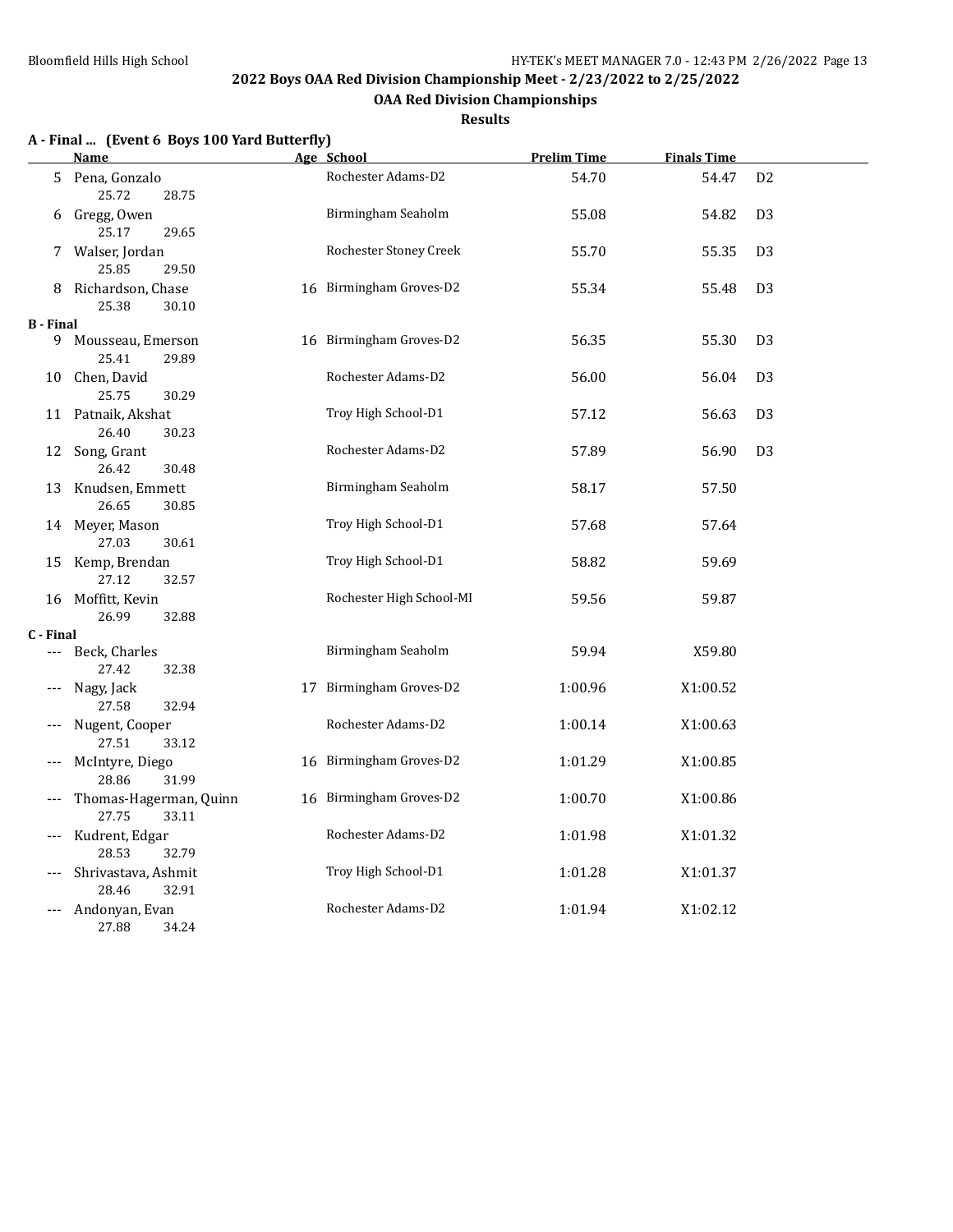## 2022 Boys OAA Red Division Championship Meet - 2/23/2022 to 2/25/2022

### OAA Red Division Championships

### Results

**A - Final ... (Event 6 Boys 100 Yard Butterfly)**

| | Name | Age | School | Prelim Time | Finals Time | |
|---|---|---|---|---|---|---|
| 5 | Pena, Gonzalo | | Rochester Adams-D2 | 54.70 | 54.47 | D2 |
| | 25.72 28.75 | | | | | |
| 6 | Gregg, Owen | | Birmingham Seaholm | 55.08 | 54.82 | D3 |
| | 25.17 29.65 | | | | | |
| 7 | Walser, Jordan | | Rochester Stoney Creek | 55.70 | 55.35 | D3 |
| | 25.85 29.50 | | | | | |
| 8 | Richardson, Chase | 16 | Birmingham Groves-D2 | 55.34 | 55.48 | D3 |
| | 25.38 30.10 | | | | | |
| **B - Final** | | | | | | |
| 9 | Mousseau, Emerson | 16 | Birmingham Groves-D2 | 56.35 | 55.30 | D3 |
| | 25.41 29.89 | | | | | |
| 10 | Chen, David | | Rochester Adams-D2 | 56.00 | 56.04 | D3 |
| | 25.75 30.29 | | | | | |
| 11 | Patnaik, Akshat | | Troy High School-D1 | 57.12 | 56.63 | D3 |
| | 26.40 30.23 | | | | | |
| 12 | Song, Grant | | Rochester Adams-D2 | 57.89 | 56.90 | D3 |
| | 26.42 30.48 | | | | | |
| 13 | Knudsen, Emmett | | Birmingham Seaholm | 58.17 | 57.50 | |
| | 26.65 30.85 | | | | | |
| 14 | Meyer, Mason | | Troy High School-D1 | 57.68 | 57.64 | |
| | 27.03 30.61 | | | | | |
| 15 | Kemp, Brendan | | Troy High School-D1 | 58.82 | 59.69 | |
| | 27.12 32.57 | | | | | |
| 16 | Moffitt, Kevin | | Rochester High School-MI | 59.56 | 59.87 | |
| | 26.99 32.88 | | | | | |
| **C - Final** | | | | | | |
| --- | Beck, Charles | | Birmingham Seaholm | 59.94 | X59.80 | |
| | 27.42 32.38 | | | | | |
| --- | Nagy, Jack | 17 | Birmingham Groves-D2 | 1:00.96 | X1:00.52 | |
| | 27.58 32.94 | | | | | |
| --- | Nugent, Cooper | | Rochester Adams-D2 | 1:00.14 | X1:00.63 | |
| | 27.51 33.12 | | | | | |
| --- | McIntyre, Diego | 16 | Birmingham Groves-D2 | 1:01.29 | X1:00.85 | |
| | 28.86 31.99 | | | | | |
| --- | Thomas-Hagerman, Quinn | 16 | Birmingham Groves-D2 | 1:00.70 | X1:00.86 | |
| | 27.75 33.11 | | | | | |
| --- | Kudrent, Edgar | | Rochester Adams-D2 | 1:01.98 | X1:01.32 | |
| | 28.53 32.79 | | | | | |
| --- | Shrivastava, Ashmit | | Troy High School-D1 | 1:01.28 | X1:01.37 | |
| | 28.46 32.91 | | | | | |
| --- | Andonyan, Evan | | Rochester Adams-D2 | 1:01.94 | X1:02.12 | |
| | 27.88 34.24 | | | | | |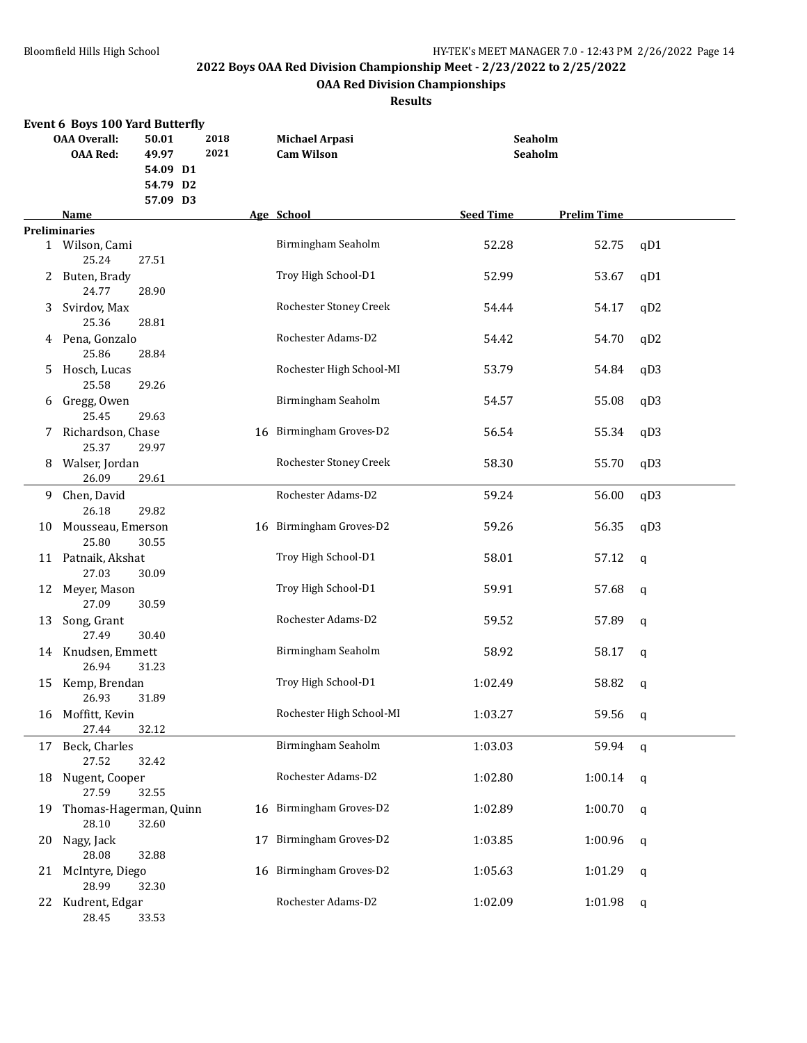## 2022 Boys OAA Red Division Championship Meet - 2/23/2022 to 2/25/2022

### OAA Red Division Championships

### Results

**Event 6 Boys 100 Yard Butterfly**

| | | | | |
|---|---|---|---|---|
| **OAA Overall:** | 50.01 | 2018 | **Michael Arpasi** | **Seaholm** |
| **OAA Red:** | 49.97 | 2021 | **Cam Wilson** | **Seaholm** |
| | 54.09 D1 | | | |
| | 54.79 D2 | | | |
| | 57.09 D3 | | | |

**Preliminaries**

| | Name | Age | School | Seed Time | Prelim Time | |
|---|---|---|---|---|---|---|
| 1 | Wilson, Cami | | Birmingham Seaholm | 52.28 | 52.75 | qD1 |
| | 25.24 27.51 | | | | | |
| 2 | Buten, Brady | | Troy High School-D1 | 52.99 | 53.67 | qD1 |
| | 24.77 28.90 | | | | | |
| 3 | Svirdov, Max | | Rochester Stoney Creek | 54.44 | 54.17 | qD2 |
| | 25.36 28.81 | | | | | |
| 4 | Pena, Gonzalo | | Rochester Adams-D2 | 54.42 | 54.70 | qD2 |
| | 25.86 28.84 | | | | | |
| 5 | Hosch, Lucas | | Rochester High School-MI | 53.79 | 54.84 | qD3 |
| | 25.58 29.26 | | | | | |
| 6 | Gregg, Owen | | Birmingham Seaholm | 54.57 | 55.08 | qD3 |
| | 25.45 29.63 | | | | | |
| 7 | Richardson, Chase | 16 | Birmingham Groves-D2 | 56.54 | 55.34 | qD3 |
| | 25.37 29.97 | | | | | |
| 8 | Walser, Jordan | | Rochester Stoney Creek | 58.30 | 55.70 | qD3 |
| | 26.09 29.61 | | | | | |
| 9 | Chen, David | | Rochester Adams-D2 | 59.24 | 56.00 | qD3 |
| | 26.18 29.82 | | | | | |
| 10 | Mousseau, Emerson | 16 | Birmingham Groves-D2 | 59.26 | 56.35 | qD3 |
| | 25.80 30.55 | | | | | |
| 11 | Patnaik, Akshat | | Troy High School-D1 | 58.01 | 57.12 | q |
| | 27.03 30.09 | | | | | |
| 12 | Meyer, Mason | | Troy High School-D1 | 59.91 | 57.68 | q |
| | 27.09 30.59 | | | | | |
| 13 | Song, Grant | | Rochester Adams-D2 | 59.52 | 57.89 | q |
| | 27.49 30.40 | | | | | |
| 14 | Knudsen, Emmett | | Birmingham Seaholm | 58.92 | 58.17 | q |
| | 26.94 31.23 | | | | | |
| 15 | Kemp, Brendan | | Troy High School-D1 | 1:02.49 | 58.82 | q |
| | 26.93 31.89 | | | | | |
| 16 | Moffitt, Kevin | | Rochester High School-MI | 1:03.27 | 59.56 | q |
| | 27.44 32.12 | | | | | |
| 17 | Beck, Charles | | Birmingham Seaholm | 1:03.03 | 59.94 | q |
| | 27.52 32.42 | | | | | |
| 18 | Nugent, Cooper | | Rochester Adams-D2 | 1:02.80 | 1:00.14 | q |
| | 27.59 32.55 | | | | | |
| 19 | Thomas-Hagerman, Quinn | 16 | Birmingham Groves-D2 | 1:02.89 | 1:00.70 | q |
| | 28.10 32.60 | | | | | |
| 20 | Nagy, Jack | 17 | Birmingham Groves-D2 | 1:03.85 | 1:00.96 | q |
| | 28.08 32.88 | | | | | |
| 21 | McIntyre, Diego | 16 | Birmingham Groves-D2 | 1:05.63 | 1:01.29 | q |
| | 28.99 32.30 | | | | | |
| 22 | Kudrent, Edgar | | Rochester Adams-D2 | 1:02.09 | 1:01.98 | q |
| | 28.45 33.53 | | | | | |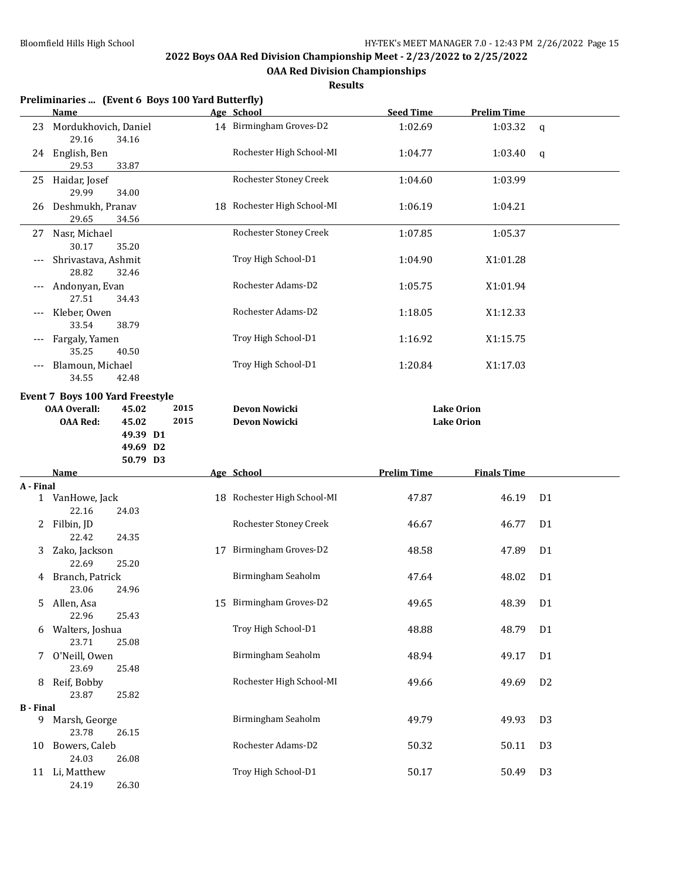## 2022 Boys OAA Red Division Championship Meet - 2/23/2022 to 2/25/2022

### OAA Red Division Championships

**Results**

### Preliminaries ... (Event 6 Boys 100 Yard Butterfly)

| | Name | Age | School | Seed Time | Prelim Time | |
|---|---|---|---|---|---|---|
| 23 | Mordukhovich, Daniel | 14 | Birmingham Groves-D2 | 1:02.69 | 1:03.32 | q |
| | 29.16 34.16 | | | | | |
| 24 | English, Ben | | Rochester High School-MI | 1:04.77 | 1:03.40 | q |
| | 29.53 33.87 | | | | | |
| 25 | Haidar, Josef | | Rochester Stoney Creek | 1:04.60 | 1:03.99 | |
| | 29.99 34.00 | | | | | |
| 26 | Deshmukh, Pranav | 18 | Rochester High School-MI | 1:06.19 | 1:04.21 | |
| | 29.65 34.56 | | | | | |
| 27 | Nasr, Michael | | Rochester Stoney Creek | 1:07.85 | 1:05.37 | |
| | 30.17 35.20 | | | | | |
| --- | Shrivastava, Ashmit | | Troy High School-D1 | 1:04.90 | X1:01.28 | |
| | 28.82 32.46 | | | | | |
| --- | Andonyan, Evan | | Rochester Adams-D2 | 1:05.75 | X1:01.94 | |
| | 27.51 34.43 | | | | | |
| --- | Kleber, Owen | | Rochester Adams-D2 | 1:18.05 | X1:12.33 | |
| | 33.54 38.79 | | | | | |
| --- | Fargaly, Yamen | | Troy High School-D1 | 1:16.92 | X1:15.75 | |
| | 35.25 40.50 | | | | | |
| --- | Blamoun, Michael | | Troy High School-D1 | 1:20.84 | X1:17.03 | |
| | 34.55 42.48 | | | | | |

### Event 7 Boys 100 Yard Freestyle

| | Time | Year | Name | School |
|---|---|---|---|---|
| OAA Overall: | 45.02 | 2015 | Devon Nowicki | Lake Orion |
| OAA Red: | 45.02 | 2015 | Devon Nowicki | Lake Orion |
| | 49.39 D1 | | | |
| | 49.69 D2 | | | |
| | 50.79 D3 | | | |

| | Name | Age | School | Prelim Time | Finals Time | |
|---|---|---|---|---|---|---|
| **A - Final** | | | | | | |
| 1 | VanHowe, Jack | 18 | Rochester High School-MI | 47.87 | 46.19 | D1 |
| | 22.16 24.03 | | | | | |
| 2 | Filbin, JD | | Rochester Stoney Creek | 46.67 | 46.77 | D1 |
| | 22.42 24.35 | | | | | |
| 3 | Zako, Jackson | 17 | Birmingham Groves-D2 | 48.58 | 47.89 | D1 |
| | 22.69 25.20 | | | | | |
| 4 | Branch, Patrick | | Birmingham Seaholm | 47.64 | 48.02 | D1 |
| | 23.06 24.96 | | | | | |
| 5 | Allen, Asa | 15 | Birmingham Groves-D2 | 49.65 | 48.39 | D1 |
| | 22.96 25.43 | | | | | |
| 6 | Walters, Joshua | | Troy High School-D1 | 48.88 | 48.79 | D1 |
| | 23.71 25.08 | | | | | |
| 7 | O'Neill, Owen | | Birmingham Seaholm | 48.94 | 49.17 | D1 |
| | 23.69 25.48 | | | | | |
| 8 | Reif, Bobby | | Rochester High School-MI | 49.66 | 49.69 | D2 |
| | 23.87 25.82 | | | | | |
| **B - Final** | | | | | | |
| 9 | Marsh, George | | Birmingham Seaholm | 49.79 | 49.93 | D3 |
| | 23.78 26.15 | | | | | |
| 10 | Bowers, Caleb | | Rochester Adams-D2 | 50.32 | 50.11 | D3 |
| | 24.03 26.08 | | | | | |
| 11 | Li, Matthew | | Troy High School-D1 | 50.17 | 50.49 | D3 |
| | 24.19 26.30 | | | | | |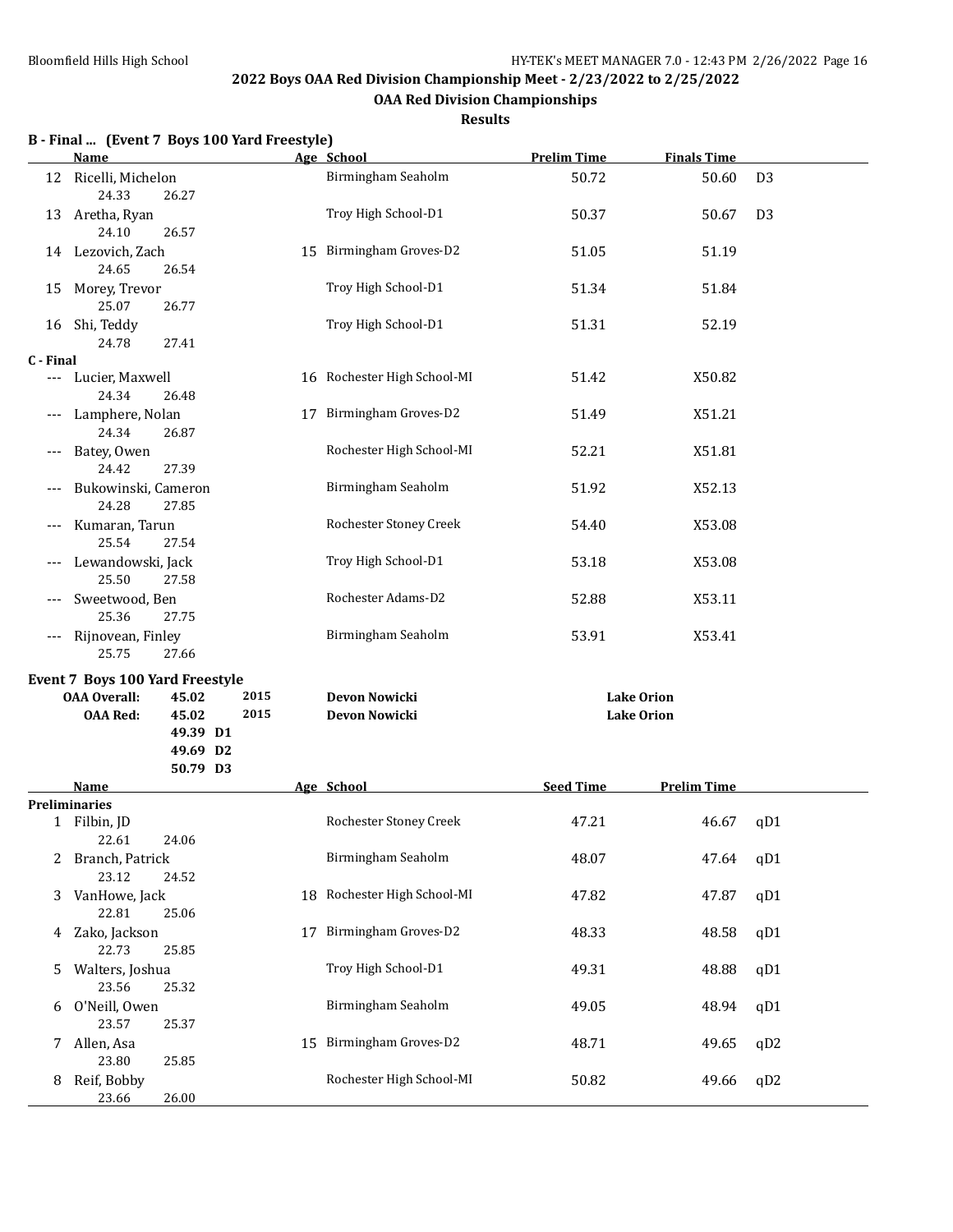## 2022 Boys OAA Red Division Championship Meet - 2/23/2022 to 2/25/2022

### OAA Red Division Championships

### Results

**B - Final ... (Event 7 Boys 100 Yard Freestyle)**

| | Name | Age | School | Prelim Time | Finals Time | |
|---|---|---|---|---|---|---|
| 12 | Ricelli, Michelon | | Birmingham Seaholm | 50.72 | 50.60 | D3 |
| | 24.33 26.27 | | | | | |
| 13 | Aretha, Ryan | | Troy High School-D1 | 50.37 | 50.67 | D3 |
| | 24.10 26.57 | | | | | |
| 14 | Lezovich, Zach | 15 | Birmingham Groves-D2 | 51.05 | 51.19 | |
| | 24.65 26.54 | | | | | |
| 15 | Morey, Trevor | | Troy High School-D1 | 51.34 | 51.84 | |
| | 25.07 26.77 | | | | | |
| 16 | Shi, Teddy | | Troy High School-D1 | 51.31 | 52.19 | |
| | 24.78 27.41 | | | | | |
| **C - Final** | | | | | | |
| --- | Lucier, Maxwell | 16 | Rochester High School-MI | 51.42 | X50.82 | |
| | 24.34 26.48 | | | | | |
| --- | Lamphere, Nolan | 17 | Birmingham Groves-D2 | 51.49 | X51.21 | |
| | 24.34 26.87 | | | | | |
| --- | Batey, Owen | | Rochester High School-MI | 52.21 | X51.81 | |
| | 24.42 27.39 | | | | | |
| --- | Bukowinski, Cameron | | Birmingham Seaholm | 51.92 | X52.13 | |
| | 24.28 27.85 | | | | | |
| --- | Kumaran, Tarun | | Rochester Stoney Creek | 54.40 | X53.08 | |
| | 25.54 27.54 | | | | | |
| --- | Lewandowski, Jack | | Troy High School-D1 | 53.18 | X53.08 | |
| | 25.50 27.58 | | | | | |
| --- | Sweetwood, Ben | | Rochester Adams-D2 | 52.88 | X53.11 | |
| | 25.36 27.75 | | | | | |
| --- | Rijnovean, Finley | | Birmingham Seaholm | 53.91 | X53.41 | |
| | 25.75 27.66 | | | | | |

**Event 7 Boys 100 Yard Freestyle**

| | | | | |
|---|---|---|---|---|
| **OAA Overall:** | 45.02 | 2015 | **Devon Nowicki** | **Lake Orion** |
| **OAA Red:** | 45.02 | 2015 | **Devon Nowicki** | **Lake Orion** |
| | 49.39 D1 | | | |
| | 49.69 D2 | | | |
| | 50.79 D3 | | | |

| | Name | Age | School | Seed Time | Prelim Time | |
|---|---|---|---|---|---|---|
| **Preliminaries** | | | | | | |
| 1 | Filbin, JD | | Rochester Stoney Creek | 47.21 | 46.67 | qD1 |
| | 22.61 24.06 | | | | | |
| 2 | Branch, Patrick | | Birmingham Seaholm | 48.07 | 47.64 | qD1 |
| | 23.12 24.52 | | | | | |
| 3 | VanHowe, Jack | 18 | Rochester High School-MI | 47.82 | 47.87 | qD1 |
| | 22.81 25.06 | | | | | |
| 4 | Zako, Jackson | 17 | Birmingham Groves-D2 | 48.33 | 48.58 | qD1 |
| | 22.73 25.85 | | | | | |
| 5 | Walters, Joshua | | Troy High School-D1 | 49.31 | 48.88 | qD1 |
| | 23.56 25.32 | | | | | |
| 6 | O'Neill, Owen | | Birmingham Seaholm | 49.05 | 48.94 | qD1 |
| | 23.57 25.37 | | | | | |
| 7 | Allen, Asa | 15 | Birmingham Groves-D2 | 48.71 | 49.65 | qD2 |
| | 23.80 25.85 | | | | | |
| 8 | Reif, Bobby | | Rochester High School-MI | 50.82 | 49.66 | qD2 |
| | 23.66 26.00 | | | | | |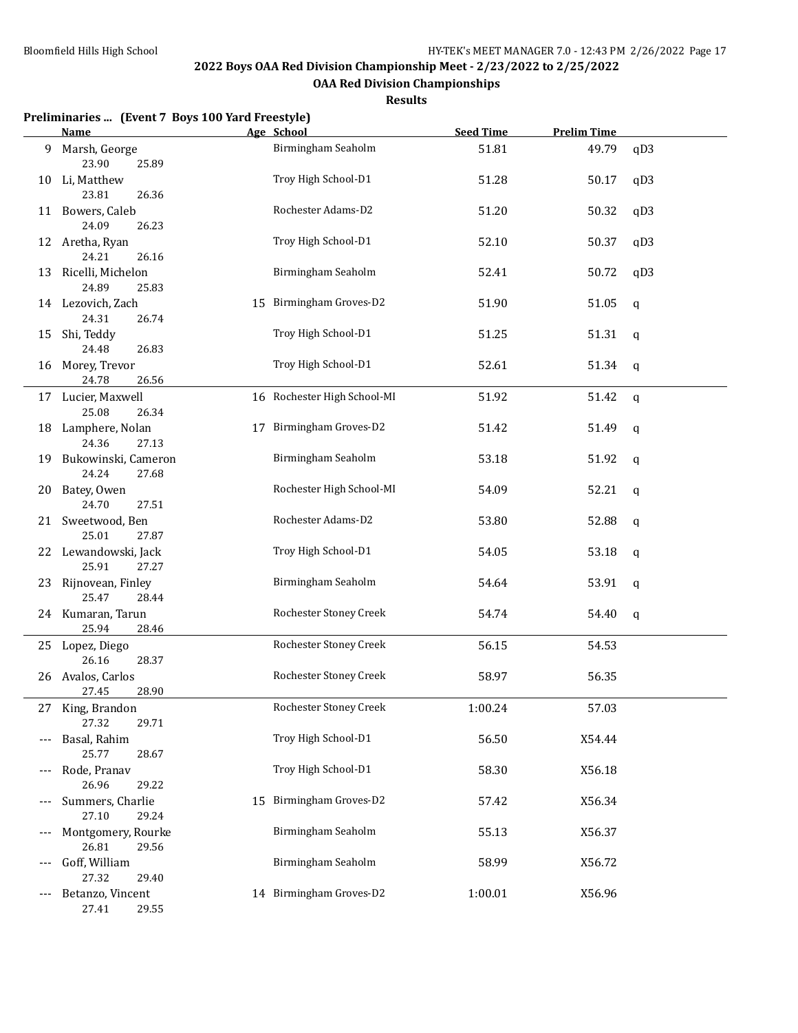## 2022 Boys OAA Red Division Championship Meet - 2/23/2022 to 2/25/2022

### OAA Red Division Championships

**Results**

**Preliminaries ... (Event 7 Boys 100 Yard Freestyle)**

| | Name | Age | School | Seed Time | Prelim Time | |
|---|---|---|---|---|---|---|
| 9 | Marsh, George | | Birmingham Seaholm | 51.81 | 49.79 | qD3 |
| | 23.90 25.89 | | | | | |
| 10 | Li, Matthew | | Troy High School-D1 | 51.28 | 50.17 | qD3 |
| | 23.81 26.36 | | | | | |
| 11 | Bowers, Caleb | | Rochester Adams-D2 | 51.20 | 50.32 | qD3 |
| | 24.09 26.23 | | | | | |
| 12 | Aretha, Ryan | | Troy High School-D1 | 52.10 | 50.37 | qD3 |
| | 24.21 26.16 | | | | | |
| 13 | Ricelli, Michelon | | Birmingham Seaholm | 52.41 | 50.72 | qD3 |
| | 24.89 25.83 | | | | | |
| 14 | Lezovich, Zach | 15 | Birmingham Groves-D2 | 51.90 | 51.05 | q |
| | 24.31 26.74 | | | | | |
| 15 | Shi, Teddy | | Troy High School-D1 | 51.25 | 51.31 | q |
| | 24.48 26.83 | | | | | |
| 16 | Morey, Trevor | | Troy High School-D1 | 52.61 | 51.34 | q |
| | 24.78 26.56 | | | | | |
| 17 | Lucier, Maxwell | 16 | Rochester High School-MI | 51.92 | 51.42 | q |
| | 25.08 26.34 | | | | | |
| 18 | Lamphere, Nolan | 17 | Birmingham Groves-D2 | 51.42 | 51.49 | q |
| | 24.36 27.13 | | | | | |
| 19 | Bukowinski, Cameron | | Birmingham Seaholm | 53.18 | 51.92 | q |
| | 24.24 27.68 | | | | | |
| 20 | Batey, Owen | | Rochester High School-MI | 54.09 | 52.21 | q |
| | 24.70 27.51 | | | | | |
| 21 | Sweetwood, Ben | | Rochester Adams-D2 | 53.80 | 52.88 | q |
| | 25.01 27.87 | | | | | |
| 22 | Lewandowski, Jack | | Troy High School-D1 | 54.05 | 53.18 | q |
| | 25.91 27.27 | | | | | |
| 23 | Rijnovean, Finley | | Birmingham Seaholm | 54.64 | 53.91 | q |
| | 25.47 28.44 | | | | | |
| 24 | Kumaran, Tarun | | Rochester Stoney Creek | 54.74 | 54.40 | q |
| | 25.94 28.46 | | | | | |
| 25 | Lopez, Diego | | Rochester Stoney Creek | 56.15 | 54.53 | |
| | 26.16 28.37 | | | | | |
| 26 | Avalos, Carlos | | Rochester Stoney Creek | 58.97 | 56.35 | |
| | 27.45 28.90 | | | | | |
| 27 | King, Brandon | | Rochester Stoney Creek | 1:00.24 | 57.03 | |
| | 27.32 29.71 | | | | | |
| --- | Basal, Rahim | | Troy High School-D1 | 56.50 | X54.44 | |
| | 25.77 28.67 | | | | | |
| --- | Rode, Pranav | | Troy High School-D1 | 58.30 | X56.18 | |
| | 26.96 29.22 | | | | | |
| --- | Summers, Charlie | 15 | Birmingham Groves-D2 | 57.42 | X56.34 | |
| | 27.10 29.24 | | | | | |
| --- | Montgomery, Rourke | | Birmingham Seaholm | 55.13 | X56.37 | |
| | 26.81 29.56 | | | | | |
| --- | Goff, William | | Birmingham Seaholm | 58.99 | X56.72 | |
| | 27.32 29.40 | | | | | |
| --- | Betanzo, Vincent | 14 | Birmingham Groves-D2 | 1:00.01 | X56.96 | |
| | 27.41 29.55 | | | | | |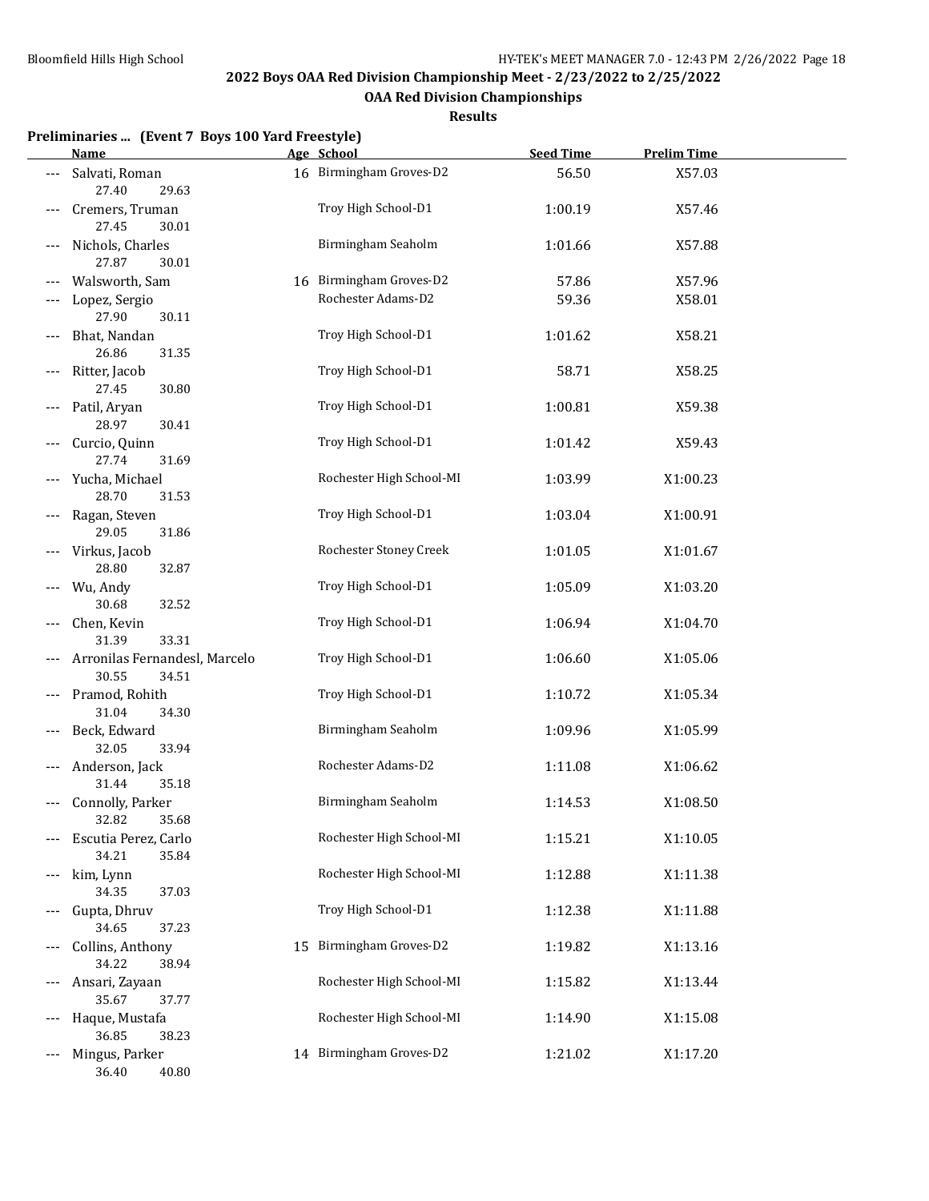## 2022 Boys OAA Red Division Championship Meet - 2/23/2022 to 2/25/2022

### OAA Red Division Championships

#### Results

**Preliminaries ... (Event 7 Boys 100 Yard Freestyle)**

| | Name | Age | School | Seed Time | Prelim Time |
|---|---|---|---|---|---|
| --- | Salvati, Roman | 16 | Birmingham Groves-D2 | 56.50 | X57.03 |
| | 27.40 29.63 | | | | |
| --- | Cremers, Truman | | Troy High School-D1 | 1:00.19 | X57.46 |
| | 27.45 30.01 | | | | |
| --- | Nichols, Charles | | Birmingham Seaholm | 1:01.66 | X57.88 |
| | 27.87 30.01 | | | | |
| --- | Walsworth, Sam | 16 | Birmingham Groves-D2 | 57.86 | X57.96 |
| --- | Lopez, Sergio | | Rochester Adams-D2 | 59.36 | X58.01 |
| | 27.90 30.11 | | | | |
| --- | Bhat, Nandan | | Troy High School-D1 | 1:01.62 | X58.21 |
| | 26.86 31.35 | | | | |
| --- | Ritter, Jacob | | Troy High School-D1 | 58.71 | X58.25 |
| | 27.45 30.80 | | | | |
| --- | Patil, Aryan | | Troy High School-D1 | 1:00.81 | X59.38 |
| | 28.97 30.41 | | | | |
| --- | Curcio, Quinn | | Troy High School-D1 | 1:01.42 | X59.43 |
| | 27.74 31.69 | | | | |
| --- | Yucha, Michael | | Rochester High School-MI | 1:03.99 | X1:00.23 |
| | 28.70 31.53 | | | | |
| --- | Ragan, Steven | | Troy High School-D1 | 1:03.04 | X1:00.91 |
| | 29.05 31.86 | | | | |
| --- | Virkus, Jacob | | Rochester Stoney Creek | 1:01.05 | X1:01.67 |
| | 28.80 32.87 | | | | |
| --- | Wu, Andy | | Troy High School-D1 | 1:05.09 | X1:03.20 |
| | 30.68 32.52 | | | | |
| --- | Chen, Kevin | | Troy High School-D1 | 1:06.94 | X1:04.70 |
| | 31.39 33.31 | | | | |
| --- | Arronilas Fernandesl, Marcelo | | Troy High School-D1 | 1:06.60 | X1:05.06 |
| | 30.55 34.51 | | | | |
| --- | Pramod, Rohith | | Troy High School-D1 | 1:10.72 | X1:05.34 |
| | 31.04 34.30 | | | | |
| --- | Beck, Edward | | Birmingham Seaholm | 1:09.96 | X1:05.99 |
| | 32.05 33.94 | | | | |
| --- | Anderson, Jack | | Rochester Adams-D2 | 1:11.08 | X1:06.62 |
| | 31.44 35.18 | | | | |
| --- | Connolly, Parker | | Birmingham Seaholm | 1:14.53 | X1:08.50 |
| | 32.82 35.68 | | | | |
| --- | Escutia Perez, Carlo | | Rochester High School-MI | 1:15.21 | X1:10.05 |
| | 34.21 35.84 | | | | |
| --- | kim, Lynn | | Rochester High School-MI | 1:12.88 | X1:11.38 |
| | 34.35 37.03 | | | | |
| --- | Gupta, Dhruv | | Troy High School-D1 | 1:12.38 | X1:11.88 |
| | 34.65 37.23 | | | | |
| --- | Collins, Anthony | 15 | Birmingham Groves-D2 | 1:19.82 | X1:13.16 |
| | 34.22 38.94 | | | | |
| --- | Ansari, Zayaan | | Rochester High School-MI | 1:15.82 | X1:13.44 |
| | 35.67 37.77 | | | | |
| --- | Haque, Mustafa | | Rochester High School-MI | 1:14.90 | X1:15.08 |
| | 36.85 38.23 | | | | |
| --- | Mingus, Parker | 14 | Birmingham Groves-D2 | 1:21.02 | X1:17.20 |
| | 36.40 40.80 | | | | |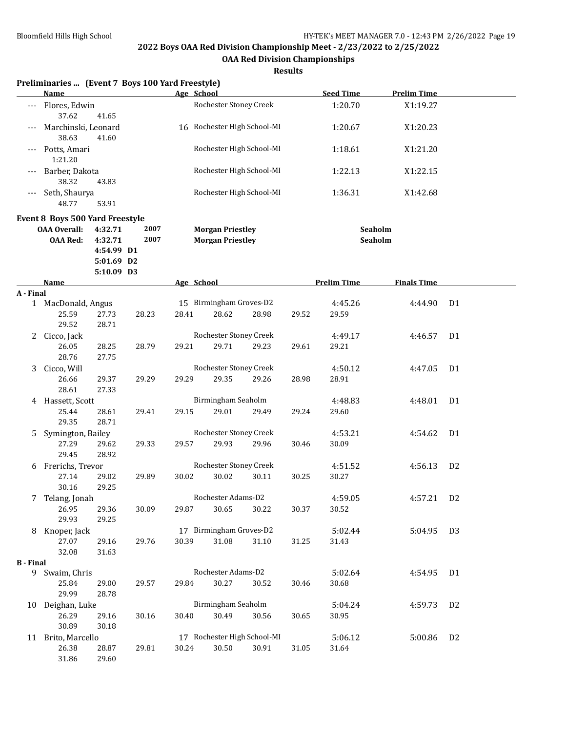## 2022 Boys OAA Red Division Championship Meet - 2/23/2022 to 2/25/2022

### OAA Red Division Championships

**Results**

### Preliminaries ... (Event 7 Boys 100 Yard Freestyle)

| | Name | Age | School | Seed Time | Prelim Time |
|---|---|---|---|---|---|
| --- | Flores, Edwin | | Rochester Stoney Creek | 1:20.70 | X1:19.27 |
| | 37.62 41.65 | | | | |
| --- | Marchinski, Leonard | 16 | Rochester High School-MI | 1:20.67 | X1:20.23 |
| | 38.63 41.60 | | | | |
| --- | Potts, Amari | | Rochester High School-MI | 1:18.61 | X1:21.20 |
| | 1:21.20 | | | | |
| --- | Barber, Dakota | | Rochester High School-MI | 1:22.13 | X1:22.15 |
| | 38.32 43.83 | | | | |
| --- | Seth, Shaurya | | Rochester High School-MI | 1:36.31 | X1:42.68 |
| | 48.77 53.91 | | | | |

### Event 8 Boys 500 Yard Freestyle

| | | | | |
|---|---|---|---|---|
| OAA Overall: | 4:32.71 | 2007 | Morgan Priestley | Seaholm |
| OAA Red: | 4:32.71 | 2007 | Morgan Priestley | Seaholm |
| | 4:54.99 D1 | | | |
| | 5:01.69 D2 | | | |
| | 5:10.09 D3 | | | |

| | Name | Age | School | Prelim Time | Finals Time | |
|---|---|---|---|---|---|---|
| **A - Final** | | | | | | |
| 1 | MacDonald, Angus | 15 | Birmingham Groves-D2 | 4:45.26 | 4:44.90 | D1 |
| | 25.59 27.73 28.23 28.41 28.62 28.98 29.52 29.59 29.52 28.71 | | | | | |
| 2 | Cicco, Jack | | Rochester Stoney Creek | 4:49.17 | 4:46.57 | D1 |
| | 26.05 28.25 28.79 29.21 29.71 29.23 29.61 29.21 28.76 27.75 | | | | | |
| 3 | Cicco, Will | | Rochester Stoney Creek | 4:50.12 | 4:47.05 | D1 |
| | 26.66 29.37 29.29 29.29 29.35 29.26 28.98 28.91 28.61 27.33 | | | | | |
| 4 | Hassett, Scott | | Birmingham Seaholm | 4:48.83 | 4:48.01 | D1 |
| | 25.44 28.61 29.41 29.15 29.01 29.49 29.24 29.60 29.35 28.71 | | | | | |
| 5 | Symington, Bailey | | Rochester Stoney Creek | 4:53.21 | 4:54.62 | D1 |
| | 27.29 29.62 29.33 29.57 29.93 29.96 30.46 30.09 29.45 28.92 | | | | | |
| 6 | Frerichs, Trevor | | Rochester Stoney Creek | 4:51.52 | 4:56.13 | D2 |
| | 27.14 29.02 29.89 30.02 30.02 30.11 30.25 30.27 30.16 29.25 | | | | | |
| 7 | Telang, Jonah | | Rochester Adams-D2 | 4:59.05 | 4:57.21 | D2 |
| | 26.95 29.36 30.09 29.87 30.65 30.22 30.37 30.52 29.93 29.25 | | | | | |
| 8 | Knoper, Jack | 17 | Birmingham Groves-D2 | 5:02.44 | 5:04.95 | D3 |
| | 27.07 29.16 29.76 30.39 31.08 31.10 31.25 31.43 32.08 31.63 | | | | | |
| **B - Final** | | | | | | |
| 9 | Swaim, Chris | | Rochester Adams-D2 | 5:02.64 | 4:54.95 | D1 |
| | 25.84 29.00 29.57 29.84 30.27 30.52 30.46 30.68 29.99 28.78 | | | | | |
| 10 | Deighan, Luke | | Birmingham Seaholm | 5:04.24 | 4:59.73 | D2 |
| | 26.29 29.16 30.16 30.40 30.49 30.56 30.65 30.95 30.89 30.18 | | | | | |
| 11 | Brito, Marcello | 17 | Rochester High School-MI | 5:06.12 | 5:00.86 | D2 |
| | 26.38 28.87 29.81 30.24 30.50 30.91 31.05 31.64 31.86 29.60 | | | | | |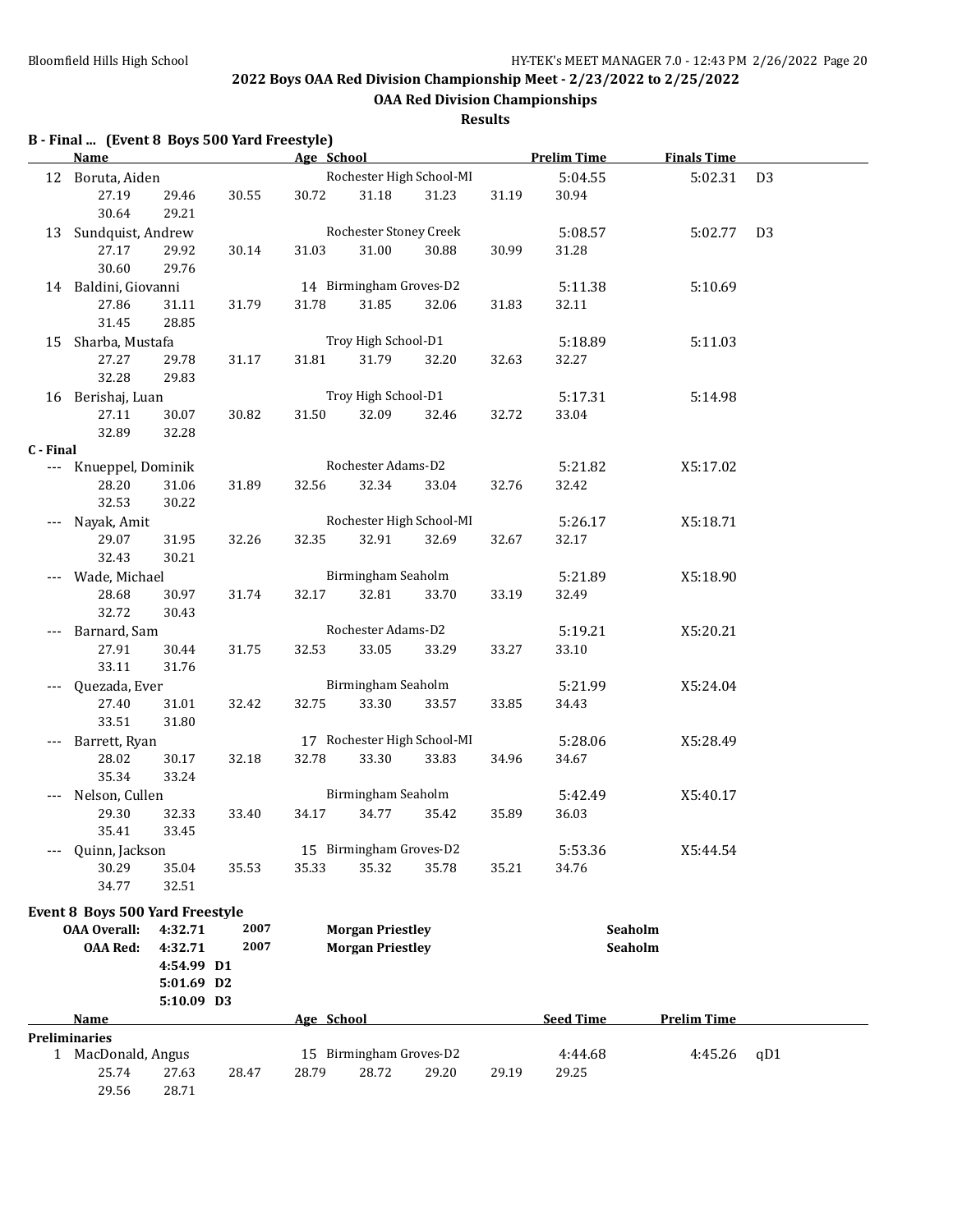## 2022 Boys OAA Red Division Championship Meet - 2/23/2022 to 2/25/2022

### OAA Red Division Championships

#### Results

**B - Final ... (Event 8 Boys 500 Yard Freestyle)**

| | Name | Age | School | Prelim Time | Finals Time | |
|---|---|---|---|---|---|---|
| 12 | Boruta, Aiden | | Rochester High School-MI | 5:04.55 | 5:02.31 | D3 |
| | 27.19 29.46 30.55 30.72 31.18 31.23 31.19 30.94 30.64 29.21 | | | | | |
| 13 | Sundquist, Andrew | | Rochester Stoney Creek | 5:08.57 | 5:02.77 | D3 |
| | 27.17 29.92 30.14 31.03 31.00 30.88 30.99 31.28 30.60 29.76 | | | | | |
| 14 | Baldini, Giovanni | 14 | Birmingham Groves-D2 | 5:11.38 | 5:10.69 | |
| | 27.86 31.11 31.79 31.78 31.85 32.06 31.83 32.11 31.45 28.85 | | | | | |
| 15 | Sharba, Mustafa | | Troy High School-D1 | 5:18.89 | 5:11.03 | |
| | 27.27 29.78 31.17 31.81 31.79 32.20 32.63 32.27 32.28 29.83 | | | | | |
| 16 | Berishaj, Luan | | Troy High School-D1 | 5:17.31 | 5:14.98 | |
| | 27.11 30.07 30.82 31.50 32.09 32.46 32.72 33.04 32.89 32.28 | | | | | |

**C - Final**

| | Name | Age | School | Prelim Time | Finals Time |
|---|---|---|---|---|---|
| --- | Knueppel, Dominik | | Rochester Adams-D2 | 5:21.82 | X5:17.02 |
| | 28.20 31.06 31.89 32.56 32.34 33.04 32.76 32.42 32.53 30.22 | | | | |
| --- | Nayak, Amit | | Rochester High School-MI | 5:26.17 | X5:18.71 |
| | 29.07 31.95 32.26 32.35 32.91 32.69 32.67 32.17 32.43 30.21 | | | | |
| --- | Wade, Michael | | Birmingham Seaholm | 5:21.89 | X5:18.90 |
| | 28.68 30.97 31.74 32.17 32.81 33.70 33.19 32.49 32.72 30.43 | | | | |
| --- | Barnard, Sam | | Rochester Adams-D2 | 5:19.21 | X5:20.21 |
| | 27.91 30.44 31.75 32.53 33.05 33.29 33.27 33.10 33.11 31.76 | | | | |
| --- | Quezada, Ever | | Birmingham Seaholm | 5:21.99 | X5:24.04 |
| | 27.40 31.01 32.42 32.75 33.30 33.57 33.85 34.43 33.51 31.80 | | | | |
| --- | Barrett, Ryan | 17 | Rochester High School-MI | 5:28.06 | X5:28.49 |
| | 28.02 30.17 32.18 32.78 33.30 33.83 34.96 34.67 35.34 33.24 | | | | |
| --- | Nelson, Cullen | | Birmingham Seaholm | 5:42.49 | X5:40.17 |
| | 29.30 32.33 33.40 34.17 34.77 35.42 35.89 36.03 35.41 33.45 | | | | |
| --- | Quinn, Jackson | 15 | Birmingham Groves-D2 | 5:53.36 | X5:44.54 |
| | 30.29 35.04 35.53 35.33 35.32 35.78 35.21 34.76 34.77 32.51 | | | | |

**Event 8 Boys 500 Yard Freestyle**

| | | | | |
|---|---|---|---|---|
| **OAA Overall:** | **4:32.71** | **2007** | **Morgan Priestley** | **Seaholm** |
| **OAA Red:** | **4:32.71** | **2007** | **Morgan Priestley** | **Seaholm** |
| | **4:54.99 D1** | | | |
| | **5:01.69 D2** | | | |
| | **5:10.09 D3** | | | |

**Preliminaries**

| | Name | Age | School | Seed Time | Prelim Time | |
|---|---|---|---|---|---|---|
| 1 | MacDonald, Angus | 15 | Birmingham Groves-D2 | 4:44.68 | 4:45.26 | qD1 |
| | 25.74 27.63 28.47 28.79 28.72 29.20 29.19 29.25 29.56 28.71 | | | | | |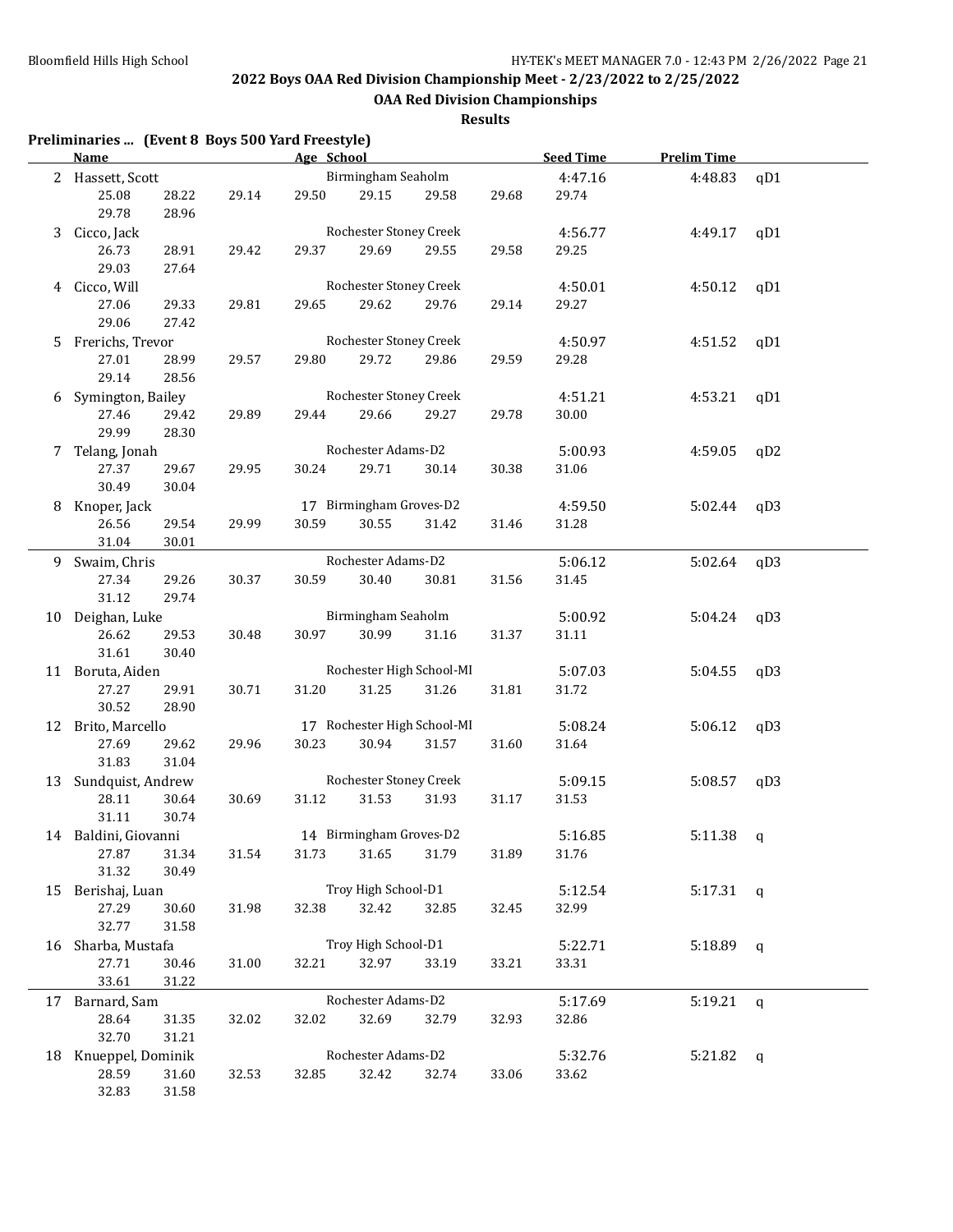## 2022 Boys OAA Red Division Championship Meet - 2/23/2022 to 2/25/2022

### OAA Red Division Championships

### Results

**Preliminaries ... (Event 8 Boys 500 Yard Freestyle)**

| | Name | Age | School | Seed Time | Prelim Time | |
|---|---|---|---|---|---|---|
| 2 | Hassett, Scott | | Birmingham Seaholm | 4:47.16 | 4:48.83 | qD1 |
| | 25.08 28.22 29.14 29.50 29.15 29.58 29.68 29.74 29.78 28.96 | | | | | |
| 3 | Cicco, Jack | | Rochester Stoney Creek | 4:56.77 | 4:49.17 | qD1 |
| | 26.73 28.91 29.42 29.37 29.69 29.55 29.58 29.25 29.03 27.64 | | | | | |
| 4 | Cicco, Will | | Rochester Stoney Creek | 4:50.01 | 4:50.12 | qD1 |
| | 27.06 29.33 29.81 29.65 29.62 29.76 29.14 29.27 29.06 27.42 | | | | | |
| 5 | Frerichs, Trevor | | Rochester Stoney Creek | 4:50.97 | 4:51.52 | qD1 |
| | 27.01 28.99 29.57 29.80 29.72 29.86 29.59 29.28 29.14 28.56 | | | | | |
| 6 | Symington, Bailey | | Rochester Stoney Creek | 4:51.21 | 4:53.21 | qD1 |
| | 27.46 29.42 29.89 29.44 29.66 29.27 29.78 30.00 29.99 28.30 | | | | | |
| 7 | Telang, Jonah | | Rochester Adams-D2 | 5:00.93 | 4:59.05 | qD2 |
| | 27.37 29.67 29.95 30.24 29.71 30.14 30.38 31.06 30.49 30.04 | | | | | |
| 8 | Knoper, Jack | 17 | Birmingham Groves-D2 | 4:59.50 | 5:02.44 | qD3 |
| | 26.56 29.54 29.99 30.59 30.55 31.42 31.46 31.28 31.04 30.01 | | | | | |
| 9 | Swaim, Chris | | Rochester Adams-D2 | 5:06.12 | 5:02.64 | qD3 |
| | 27.34 29.26 30.37 30.59 30.40 30.81 31.56 31.45 31.12 29.74 | | | | | |
| 10 | Deighan, Luke | | Birmingham Seaholm | 5:00.92 | 5:04.24 | qD3 |
| | 26.62 29.53 30.48 30.97 30.99 31.16 31.37 31.11 31.61 30.40 | | | | | |
| 11 | Boruta, Aiden | | Rochester High School-MI | 5:07.03 | 5:04.55 | qD3 |
| | 27.27 29.91 30.71 31.20 31.25 31.26 31.81 31.72 30.52 28.90 | | | | | |
| 12 | Brito, Marcello | 17 | Rochester High School-MI | 5:08.24 | 5:06.12 | qD3 |
| | 27.69 29.62 29.96 30.23 30.94 31.57 31.60 31.64 31.83 31.04 | | | | | |
| 13 | Sundquist, Andrew | | Rochester Stoney Creek | 5:09.15 | 5:08.57 | qD3 |
| | 28.11 30.64 30.69 31.12 31.53 31.93 31.17 31.53 31.11 30.74 | | | | | |
| 14 | Baldini, Giovanni | 14 | Birmingham Groves-D2 | 5:16.85 | 5:11.38 | q |
| | 27.87 31.34 31.54 31.73 31.65 31.79 31.89 31.76 31.32 30.49 | | | | | |
| 15 | Berishaj, Luan | | Troy High School-D1 | 5:12.54 | 5:17.31 | q |
| | 27.29 30.60 31.98 32.38 32.42 32.85 32.45 32.99 32.77 31.58 | | | | | |
| 16 | Sharba, Mustafa | | Troy High School-D1 | 5:22.71 | 5:18.89 | q |
| | 27.71 30.46 31.00 32.21 32.97 33.19 33.21 33.31 33.61 31.22 | | | | | |
| 17 | Barnard, Sam | | Rochester Adams-D2 | 5:17.69 | 5:19.21 | q |
| | 28.64 31.35 32.02 32.02 32.69 32.79 32.93 32.86 32.70 31.21 | | | | | |
| 18 | Knueppel, Dominik | | Rochester Adams-D2 | 5:32.76 | 5:21.82 | q |
| | 28.59 31.60 32.53 32.85 32.42 32.74 33.06 33.62 32.83 31.58 | | | | | |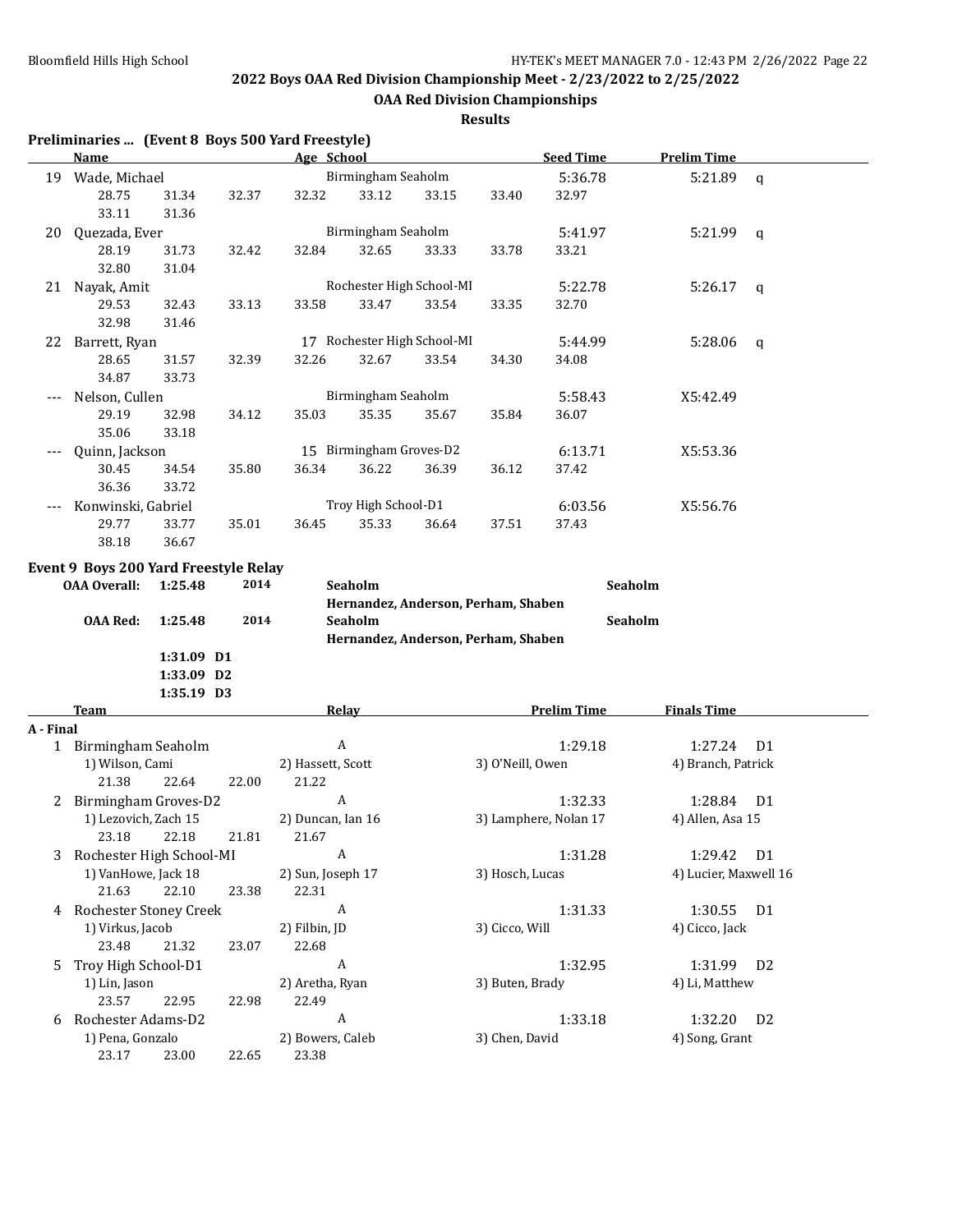## 2022 Boys OAA Red Division Championship Meet - 2/23/2022 to 2/25/2022

### OAA Red Division Championships

**Results**

### Preliminaries ... (Event 8 Boys 500 Yard Freestyle)

| | Name | Age | School | Seed Time | Prelim Time | |
|---|---|---|---|---|---|---|
| 19 | Wade, Michael | | Birmingham Seaholm | 5:36.78 | 5:21.89 | q |
| | 28.75 31.34 32.37 32.32 33.12 33.15 33.40 32.97 33.11 31.36 | | | | | |
| 20 | Quezada, Ever | | Birmingham Seaholm | 5:41.97 | 5:21.99 | q |
| | 28.19 31.73 32.42 32.84 32.65 33.33 33.78 33.21 32.80 31.04 | | | | | |
| 21 | Nayak, Amit | | Rochester High School-MI | 5:22.78 | 5:26.17 | q |
| | 29.53 32.43 33.13 33.58 33.47 33.54 33.35 32.70 32.98 31.46 | | | | | |
| 22 | Barrett, Ryan | 17 | Rochester High School-MI | 5:44.99 | 5:28.06 | q |
| | 28.65 31.57 32.39 32.26 32.67 33.54 34.30 34.08 34.87 33.73 | | | | | |
| --- | Nelson, Cullen | | Birmingham Seaholm | 5:58.43 | X5:42.49 | |
| | 29.19 32.98 34.12 35.03 35.35 35.67 35.84 36.07 35.06 33.18 | | | | | |
| --- | Quinn, Jackson | 15 | Birmingham Groves-D2 | 6:13.71 | X5:53.36 | |
| | 30.45 34.54 35.80 36.34 36.22 36.39 36.12 37.42 36.36 33.72 | | | | | |
| --- | Konwinski, Gabriel | | Troy High School-D1 | 6:03.56 | X5:56.76 | |
| | 29.77 33.77 35.01 36.45 35.33 36.64 37.51 37.43 38.18 36.67 | | | | | |

### Event 9 Boys 200 Yard Freestyle Relay

| | | | | |
|---|---|---|---|---|
| **OAA Overall:** | **1:25.48** | **2014** | **Seaholm** | **Seaholm** |
| | | | **Hernandez, Anderson, Perham, Shaben** | |
| **OAA Red:** | **1:25.48** | **2014** | **Seaholm** | **Seaholm** |
| | | | **Hernandez, Anderson, Perham, Shaben** | |
| | **1:31.09 D1** | | | |
| | **1:33.09 D2** | | | |
| | **1:35.19 D3** | | | |

| | Team | Relay | Prelim Time | Finals Time | |
|---|---|---|---|---|---|
| **A - Final** | | | | | |
| 1 | Birmingham Seaholm | A | 1:29.18 | 1:27.24 | D1 |
| | 1) Wilson, Cami; 2) Hassett, Scott; 3) O'Neill, Owen; 4) Branch, Patrick | | | | |
| | 21.38 22.64 22.00 21.22 | | | | |
| 2 | Birmingham Groves-D2 | A | 1:32.33 | 1:28.84 | D1 |
| | 1) Lezovich, Zach 15; 2) Duncan, Ian 16; 3) Lamphere, Nolan 17; 4) Allen, Asa 15 | | | | |
| | 23.18 22.18 21.81 21.67 | | | | |
| 3 | Rochester High School-MI | A | 1:31.28 | 1:29.42 | D1 |
| | 1) VanHowe, Jack 18; 2) Sun, Joseph 17; 3) Hosch, Lucas; 4) Lucier, Maxwell 16 | | | | |
| | 21.63 22.10 23.38 22.31 | | | | |
| 4 | Rochester Stoney Creek | A | 1:31.33 | 1:30.55 | D1 |
| | 1) Virkus, Jacob; 2) Filbin, JD; 3) Cicco, Will; 4) Cicco, Jack | | | | |
| | 23.48 21.32 23.07 22.68 | | | | |
| 5 | Troy High School-D1 | A | 1:32.95 | 1:31.99 | D2 |
| | 1) Lin, Jason; 2) Aretha, Ryan; 3) Buten, Brady; 4) Li, Matthew | | | | |
| | 23.57 22.95 22.98 22.49 | | | | |
| 6 | Rochester Adams-D2 | A | 1:33.18 | 1:32.20 | D2 |
| | 1) Pena, Gonzalo; 2) Bowers, Caleb; 3) Chen, David; 4) Song, Grant | | | | |
| | 23.17 23.00 22.65 23.38 | | | | |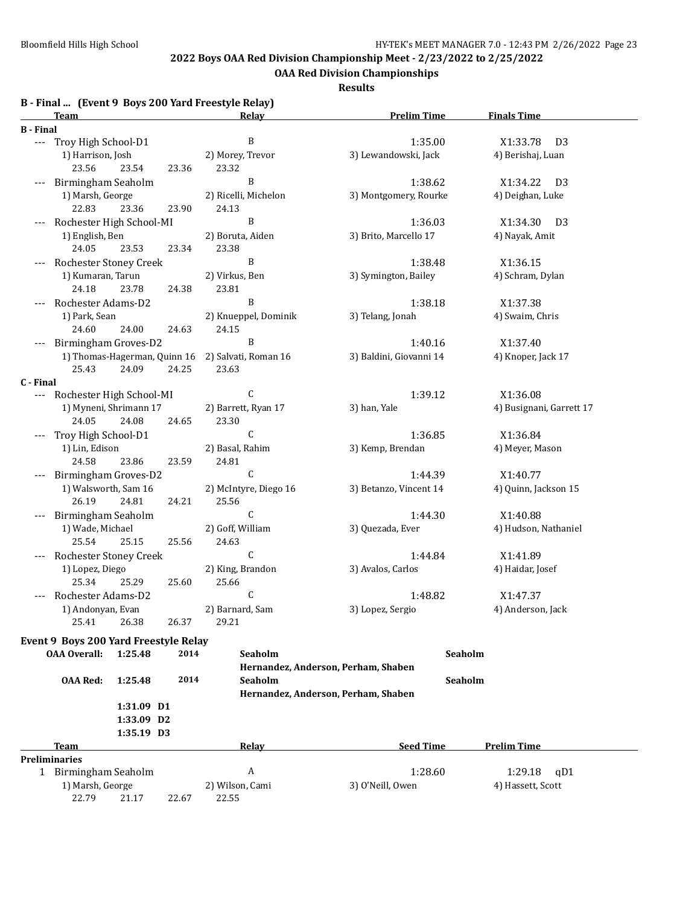## 2022 Boys OAA Red Division Championship Meet - 2/23/2022 to 2/25/2022

### OAA Red Division Championships

**Results**

### B - Final ... (Event 9 Boys 200 Yard Freestyle Relay)

| | Team | Relay | Prelim Time | Finals Time |
|---|---|---|---|---|
| **B - Final** | | | | |
| --- | Troy High School-D1 | B | 1:35.00 | X1:33.78 D3 |
| | 1) Harrison, Josh | 2) Morey, Trevor | 3) Lewandowski, Jack | 4) Berishaj, Luan |
| | 23.56 23.54 23.36 23.32 | | | |
| --- | Birmingham Seaholm | B | 1:38.62 | X1:34.22 D3 |
| | 1) Marsh, George | 2) Ricelli, Michelon | 3) Montgomery, Rourke | 4) Deighan, Luke |
| | 22.83 23.36 23.90 24.13 | | | |
| --- | Rochester High School-MI | B | 1:36.03 | X1:34.30 D3 |
| | 1) English, Ben | 2) Boruta, Aiden | 3) Brito, Marcello 17 | 4) Nayak, Amit |
| | 24.05 23.53 23.34 23.38 | | | |
| --- | Rochester Stoney Creek | B | 1:38.48 | X1:36.15 |
| | 1) Kumaran, Tarun | 2) Virkus, Ben | 3) Symington, Bailey | 4) Schram, Dylan |
| | 24.18 23.78 24.38 23.81 | | | |
| --- | Rochester Adams-D2 | B | 1:38.18 | X1:37.38 |
| | 1) Park, Sean | 2) Knueppel, Dominik | 3) Telang, Jonah | 4) Swaim, Chris |
| | 24.60 24.00 24.63 24.15 | | | |
| --- | Birmingham Groves-D2 | B | 1:40.16 | X1:37.40 |
| | 1) Thomas-Hagerman, Quinn 16 | 2) Salvati, Roman 16 | 3) Baldini, Giovanni 14 | 4) Knoper, Jack 17 |
| | 25.43 24.09 24.25 23.63 | | | |
| **C - Final** | | | | |
| --- | Rochester High School-MI | C | 1:39.12 | X1:36.08 |
| | 1) Myneni, Shrimann 17 | 2) Barrett, Ryan 17 | 3) han, Yale | 4) Busignani, Garrett 17 |
| | 24.05 24.08 24.65 23.30 | | | |
| --- | Troy High School-D1 | C | 1:36.85 | X1:36.84 |
| | 1) Lin, Edison | 2) Basal, Rahim | 3) Kemp, Brendan | 4) Meyer, Mason |
| | 24.58 23.86 23.59 24.81 | | | |
| --- | Birmingham Groves-D2 | C | 1:44.39 | X1:40.77 |
| | 1) Walsworth, Sam 16 | 2) McIntyre, Diego 16 | 3) Betanzo, Vincent 14 | 4) Quinn, Jackson 15 |
| | 26.19 24.81 24.21 25.56 | | | |
| --- | Birmingham Seaholm | C | 1:44.30 | X1:40.88 |
| | 1) Wade, Michael | 2) Goff, William | 3) Quezada, Ever | 4) Hudson, Nathaniel |
| | 25.54 25.15 25.56 24.63 | | | |
| --- | Rochester Stoney Creek | C | 1:44.84 | X1:41.89 |
| | 1) Lopez, Diego | 2) King, Brandon | 3) Avalos, Carlos | 4) Haidar, Josef |
| | 25.34 25.29 25.60 25.66 | | | |
| --- | Rochester Adams-D2 | C | 1:48.82 | X1:47.37 |
| | 1) Andonyan, Evan | 2) Barnard, Sam | 3) Lopez, Sergio | 4) Anderson, Jack |
| | 25.41 26.38 26.37 29.21 | | | |

### Event 9 Boys 200 Yard Freestyle Relay

| | | | | |
|---|---|---|---|---|
| **OAA Overall:** | **1:25.48** | **2014** | **Seaholm** | **Seaholm** |
| | | | **Hernandez, Anderson, Perham, Shaben** | |
| **OAA Red:** | **1:25.48** | **2014** | **Seaholm** | **Seaholm** |
| | | | **Hernandez, Anderson, Perham, Shaben** | |
| | **1:31.09 D1** | | | |
| | **1:33.09 D2** | | | |
| | **1:35.19 D3** | | | |

| | Team | Relay | Seed Time | Prelim Time |
|---|---|---|---|---|
| **Preliminaries** | | | | |
| 1 | Birmingham Seaholm | A | 1:28.60 | 1:29.18 qD1 |
| | 1) Marsh, George | 2) Wilson, Cami | 3) O'Neill, Owen | 4) Hassett, Scott |
| | 22.79 21.17 22.67 22.55 | | | |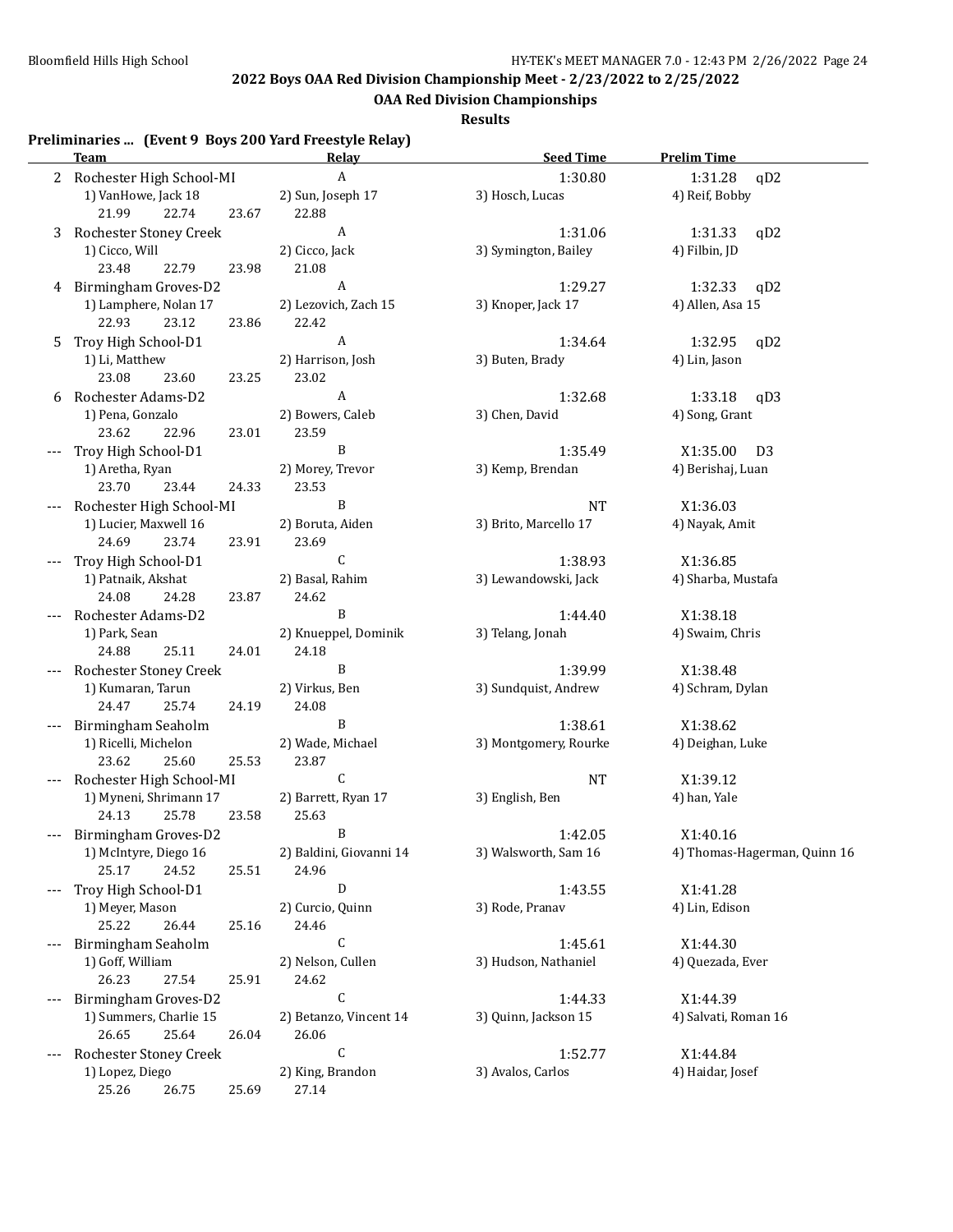## 2022 Boys OAA Red Division Championship Meet - 2/23/2022 to 2/25/2022

### OAA Red Division Championships

**Results**

**Preliminaries ... (Event 9 Boys 200 Yard Freestyle Relay)**

| | Team | Relay | Seed Time | Prelim Time |
|---|---|---|---|---|
| 2 | Rochester High School-MI | A | 1:30.80 | 1:31.28 qD2 |
| | 1) VanHowe, Jack 18 | 2) Sun, Joseph 17 | 3) Hosch, Lucas | 4) Reif, Bobby |
| | 21.99 22.74 23.67 22.88 | | | |
| 3 | Rochester Stoney Creek | A | 1:31.06 | 1:31.33 qD2 |
| | 1) Cicco, Will | 2) Cicco, Jack | 3) Symington, Bailey | 4) Filbin, JD |
| | 23.48 22.79 23.98 21.08 | | | |
| 4 | Birmingham Groves-D2 | A | 1:29.27 | 1:32.33 qD2 |
| | 1) Lamphere, Nolan 17 | 2) Lezovich, Zach 15 | 3) Knoper, Jack 17 | 4) Allen, Asa 15 |
| | 22.93 23.12 23.86 22.42 | | | |
| 5 | Troy High School-D1 | A | 1:34.64 | 1:32.95 qD2 |
| | 1) Li, Matthew | 2) Harrison, Josh | 3) Buten, Brady | 4) Lin, Jason |
| | 23.08 23.60 23.25 23.02 | | | |
| 6 | Rochester Adams-D2 | A | 1:32.68 | 1:33.18 qD3 |
| | 1) Pena, Gonzalo | 2) Bowers, Caleb | 3) Chen, David | 4) Song, Grant |
| | 23.62 22.96 23.01 23.59 | | | |
| --- | Troy High School-D1 | B | 1:35.49 | X1:35.00 D3 |
| | 1) Aretha, Ryan | 2) Morey, Trevor | 3) Kemp, Brendan | 4) Berishaj, Luan |
| | 23.70 23.44 24.33 23.53 | | | |
| --- | Rochester High School-MI | B | NT | X1:36.03 |
| | 1) Lucier, Maxwell 16 | 2) Boruta, Aiden | 3) Brito, Marcello 17 | 4) Nayak, Amit |
| | 24.69 23.74 23.91 23.69 | | | |
| --- | Troy High School-D1 | C | 1:38.93 | X1:36.85 |
| | 1) Patnaik, Akshat | 2) Basal, Rahim | 3) Lewandowski, Jack | 4) Sharba, Mustafa |
| | 24.08 24.28 23.87 24.62 | | | |
| --- | Rochester Adams-D2 | B | 1:44.40 | X1:38.18 |
| | 1) Park, Sean | 2) Knueppel, Dominik | 3) Telang, Jonah | 4) Swaim, Chris |
| | 24.88 25.11 24.01 24.18 | | | |
| --- | Rochester Stoney Creek | B | 1:39.99 | X1:38.48 |
| | 1) Kumaran, Tarun | 2) Virkus, Ben | 3) Sundquist, Andrew | 4) Schram, Dylan |
| | 24.47 25.74 24.19 24.08 | | | |
| --- | Birmingham Seaholm | B | 1:38.61 | X1:38.62 |
| | 1) Ricelli, Michelon | 2) Wade, Michael | 3) Montgomery, Rourke | 4) Deighan, Luke |
| | 23.62 25.60 25.53 23.87 | | | |
| --- | Rochester High School-MI | C | NT | X1:39.12 |
| | 1) Myneni, Shrimann 17 | 2) Barrett, Ryan 17 | 3) English, Ben | 4) han, Yale |
| | 24.13 25.78 23.58 25.63 | | | |
| --- | Birmingham Groves-D2 | B | 1:42.05 | X1:40.16 |
| | 1) McIntyre, Diego 16 | 2) Baldini, Giovanni 14 | 3) Walsworth, Sam 16 | 4) Thomas-Hagerman, Quinn 16 |
| | 25.17 24.52 25.51 24.96 | | | |
| --- | Troy High School-D1 | D | 1:43.55 | X1:41.28 |
| | 1) Meyer, Mason | 2) Curcio, Quinn | 3) Rode, Pranav | 4) Lin, Edison |
| | 25.22 26.44 25.16 24.46 | | | |
| --- | Birmingham Seaholm | C | 1:45.61 | X1:44.30 |
| | 1) Goff, William | 2) Nelson, Cullen | 3) Hudson, Nathaniel | 4) Quezada, Ever |
| | 26.23 27.54 25.91 24.62 | | | |
| --- | Birmingham Groves-D2 | C | 1:44.33 | X1:44.39 |
| | 1) Summers, Charlie 15 | 2) Betanzo, Vincent 14 | 3) Quinn, Jackson 15 | 4) Salvati, Roman 16 |
| | 26.65 25.64 26.04 26.06 | | | |
| --- | Rochester Stoney Creek | C | 1:52.77 | X1:44.84 |
| | 1) Lopez, Diego | 2) King, Brandon | 3) Avalos, Carlos | 4) Haidar, Josef |
| | 25.26 26.75 25.69 27.14 | | | |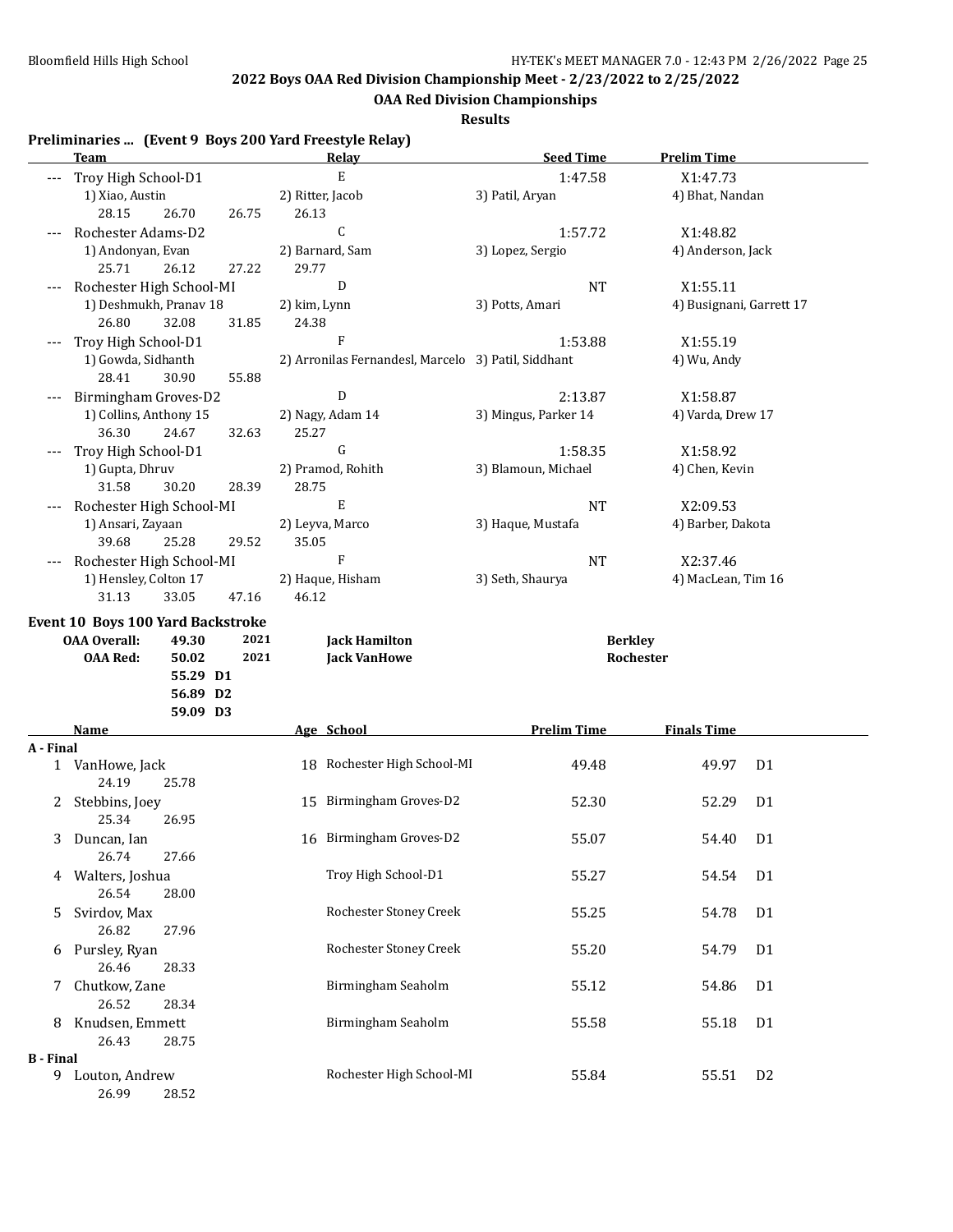# 2022 Boys OAA Red Division Championship Meet - 2/23/2022 to 2/25/2022

## OAA Red Division Championships

### Results

**Preliminaries ... (Event 9 Boys 200 Yard Freestyle Relay)**

| | Team | Relay | Seed Time | Prelim Time |
|---|---|---|---|---|
| --- | Troy High School-D1 | E | 1:47.58 | X1:47.73 |
| | 1) Xiao, Austin | 2) Ritter, Jacob | 3) Patil, Aryan | 4) Bhat, Nandan |
| | 28.15 26.70 26.75 26.13 | | | |
| --- | Rochester Adams-D2 | C | 1:57.72 | X1:48.82 |
| | 1) Andonyan, Evan | 2) Barnard, Sam | 3) Lopez, Sergio | 4) Anderson, Jack |
| | 25.71 26.12 27.22 29.77 | | | |
| --- | Rochester High School-MI | D | NT | X1:55.11 |
| | 1) Deshmukh, Pranav 18 | 2) kim, Lynn | 3) Potts, Amari | 4) Busignani, Garrett 17 |
| | 26.80 32.08 31.85 24.38 | | | |
| --- | Troy High School-D1 | F | 1:53.88 | X1:55.19 |
| | 1) Gowda, Sidhanth | 2) Arronilas Fernandesl, Marcelo | 3) Patil, Siddhant | 4) Wu, Andy |
| | 28.41 30.90 55.88 | | | |
| --- | Birmingham Groves-D2 | D | 2:13.87 | X1:58.87 |
| | 1) Collins, Anthony 15 | 2) Nagy, Adam 14 | 3) Mingus, Parker 14 | 4) Varda, Drew 17 |
| | 36.30 24.67 32.63 25.27 | | | |
| --- | Troy High School-D1 | G | 1:58.35 | X1:58.92 |
| | 1) Gupta, Dhruv | 2) Pramod, Rohith | 3) Blamoun, Michael | 4) Chen, Kevin |
| | 31.58 30.20 28.39 28.75 | | | |
| --- | Rochester High School-MI | E | NT | X2:09.53 |
| | 1) Ansari, Zayaan | 2) Leyva, Marco | 3) Haque, Mustafa | 4) Barber, Dakota |
| | 39.68 25.28 29.52 35.05 | | | |
| --- | Rochester High School-MI | F | NT | X2:37.46 |
| | 1) Hensley, Colton 17 | 2) Haque, Hisham | 3) Seth, Shaurya | 4) MacLean, Tim 16 |
| | 31.13 33.05 47.16 46.12 | | | |

**Event 10 Boys 100 Yard Backstroke**

| | | | | |
|---|---|---|---|---|
| **OAA Overall:** | 49.30 | 2021 | **Jack Hamilton** | **Berkley** |
| **OAA Red:** | 50.02 | 2021 | **Jack VanHowe** | **Rochester** |
| | 55.29 D1 | | | |
| | 56.89 D2 | | | |
| | 59.09 D3 | | | |

| | Name | Age | School | Prelim Time | Finals Time | |
|---|---|---|---|---|---|---|
| **A - Final** | | | | | | |
| 1 | VanHowe, Jack | 18 | Rochester High School-MI | 49.48 | 49.97 | D1 |
| | 24.19 25.78 | | | | | |
| 2 | Stebbins, Joey | 15 | Birmingham Groves-D2 | 52.30 | 52.29 | D1 |
| | 25.34 26.95 | | | | | |
| 3 | Duncan, Ian | 16 | Birmingham Groves-D2 | 55.07 | 54.40 | D1 |
| | 26.74 27.66 | | | | | |
| 4 | Walters, Joshua | | Troy High School-D1 | 55.27 | 54.54 | D1 |
| | 26.54 28.00 | | | | | |
| 5 | Svirdov, Max | | Rochester Stoney Creek | 55.25 | 54.78 | D1 |
| | 26.82 27.96 | | | | | |
| 6 | Pursley, Ryan | | Rochester Stoney Creek | 55.20 | 54.79 | D1 |
| | 26.46 28.33 | | | | | |
| 7 | Chutkow, Zane | | Birmingham Seaholm | 55.12 | 54.86 | D1 |
| | 26.52 28.34 | | | | | |
| 8 | Knudsen, Emmett | | Birmingham Seaholm | 55.58 | 55.18 | D1 |
| | 26.43 28.75 | | | | | |
| **B - Final** | | | | | | |
| 9 | Louton, Andrew | | Rochester High School-MI | 55.84 | 55.51 | D2 |
| | 26.99 28.52 | | | | | |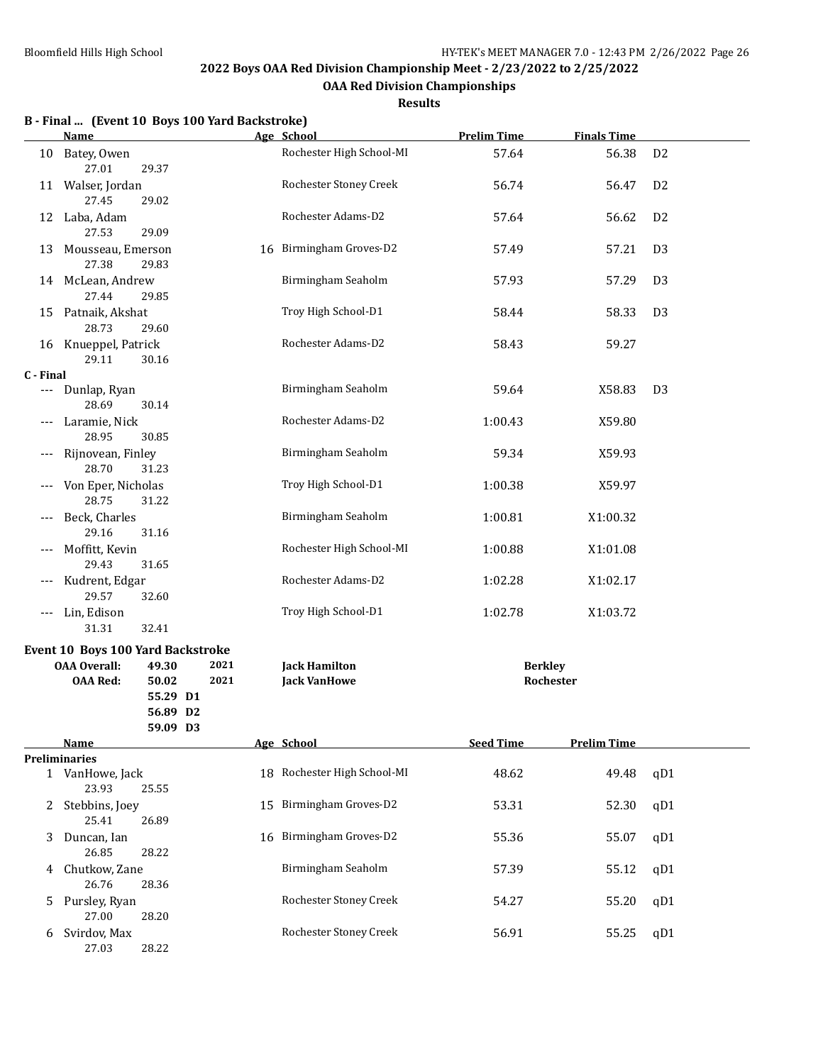## 2022 Boys OAA Red Division Championship Meet - 2/23/2022 to 2/25/2022

### OAA Red Division Championships

**Results**

### B - Final ... (Event 10 Boys 100 Yard Backstroke)

| | Name | Age | School | Prelim Time | Finals Time | |
|---|---|---|---|---|---|---|
| 10 | Batey, Owen | | Rochester High School-MI | 57.64 | 56.38 | D2 |
| | 27.01 29.37 | | | | | |
| 11 | Walser, Jordan | | Rochester Stoney Creek | 56.74 | 56.47 | D2 |
| | 27.45 29.02 | | | | | |
| 12 | Laba, Adam | | Rochester Adams-D2 | 57.64 | 56.62 | D2 |
| | 27.53 29.09 | | | | | |
| 13 | Mousseau, Emerson | 16 | Birmingham Groves-D2 | 57.49 | 57.21 | D3 |
| | 27.38 29.83 | | | | | |
| 14 | McLean, Andrew | | Birmingham Seaholm | 57.93 | 57.29 | D3 |
| | 27.44 29.85 | | | | | |
| 15 | Patnaik, Akshat | | Troy High School-D1 | 58.44 | 58.33 | D3 |
| | 28.73 29.60 | | | | | |
| 16 | Knueppel, Patrick | | Rochester Adams-D2 | 58.43 | 59.27 | |
| | 29.11 30.16 | | | | | |
| **C - Final** | | | | | | |
| --- | Dunlap, Ryan | | Birmingham Seaholm | 59.64 | X58.83 | D3 |
| | 28.69 30.14 | | | | | |
| --- | Laramie, Nick | | Rochester Adams-D2 | 1:00.43 | X59.80 | |
| | 28.95 30.85 | | | | | |
| --- | Rijnovean, Finley | | Birmingham Seaholm | 59.34 | X59.93 | |
| | 28.70 31.23 | | | | | |
| --- | Von Eper, Nicholas | | Troy High School-D1 | 1:00.38 | X59.97 | |
| | 28.75 31.22 | | | | | |
| --- | Beck, Charles | | Birmingham Seaholm | 1:00.81 | X1:00.32 | |
| | 29.16 31.16 | | | | | |
| --- | Moffitt, Kevin | | Rochester High School-MI | 1:00.88 | X1:01.08 | |
| | 29.43 31.65 | | | | | |
| --- | Kudrent, Edgar | | Rochester Adams-D2 | 1:02.28 | X1:02.17 | |
| | 29.57 32.60 | | | | | |
| --- | Lin, Edison | | Troy High School-D1 | 1:02.78 | X1:03.72 | |
| | 31.31 32.41 | | | | | |

### Event 10 Boys 100 Yard Backstroke

| | | | | |
|---|---|---|---|---|
| **OAA Overall:** | 49.30 | 2021 | **Jack Hamilton** | **Berkley** |
| **OAA Red:** | 50.02 | 2021 | **Jack VanHowe** | **Rochester** |
| | 55.29 D1 | | | |
| | 56.89 D2 | | | |
| | 59.09 D3 | | | |

| | Name | Age | School | Seed Time | Prelim Time | |
|---|---|---|---|---|---|---|
| **Preliminaries** | | | | | | |
| 1 | VanHowe, Jack | 18 | Rochester High School-MI | 48.62 | 49.48 | qD1 |
| | 23.93 25.55 | | | | | |
| 2 | Stebbins, Joey | 15 | Birmingham Groves-D2 | 53.31 | 52.30 | qD1 |
| | 25.41 26.89 | | | | | |
| 3 | Duncan, Ian | 16 | Birmingham Groves-D2 | 55.36 | 55.07 | qD1 |
| | 26.85 28.22 | | | | | |
| 4 | Chutkow, Zane | | Birmingham Seaholm | 57.39 | 55.12 | qD1 |
| | 26.76 28.36 | | | | | |
| 5 | Pursley, Ryan | | Rochester Stoney Creek | 54.27 | 55.20 | qD1 |
| | 27.00 28.20 | | | | | |
| 6 | Svirdov, Max | | Rochester Stoney Creek | 56.91 | 55.25 | qD1 |
| | 27.03 28.22 | | | | | |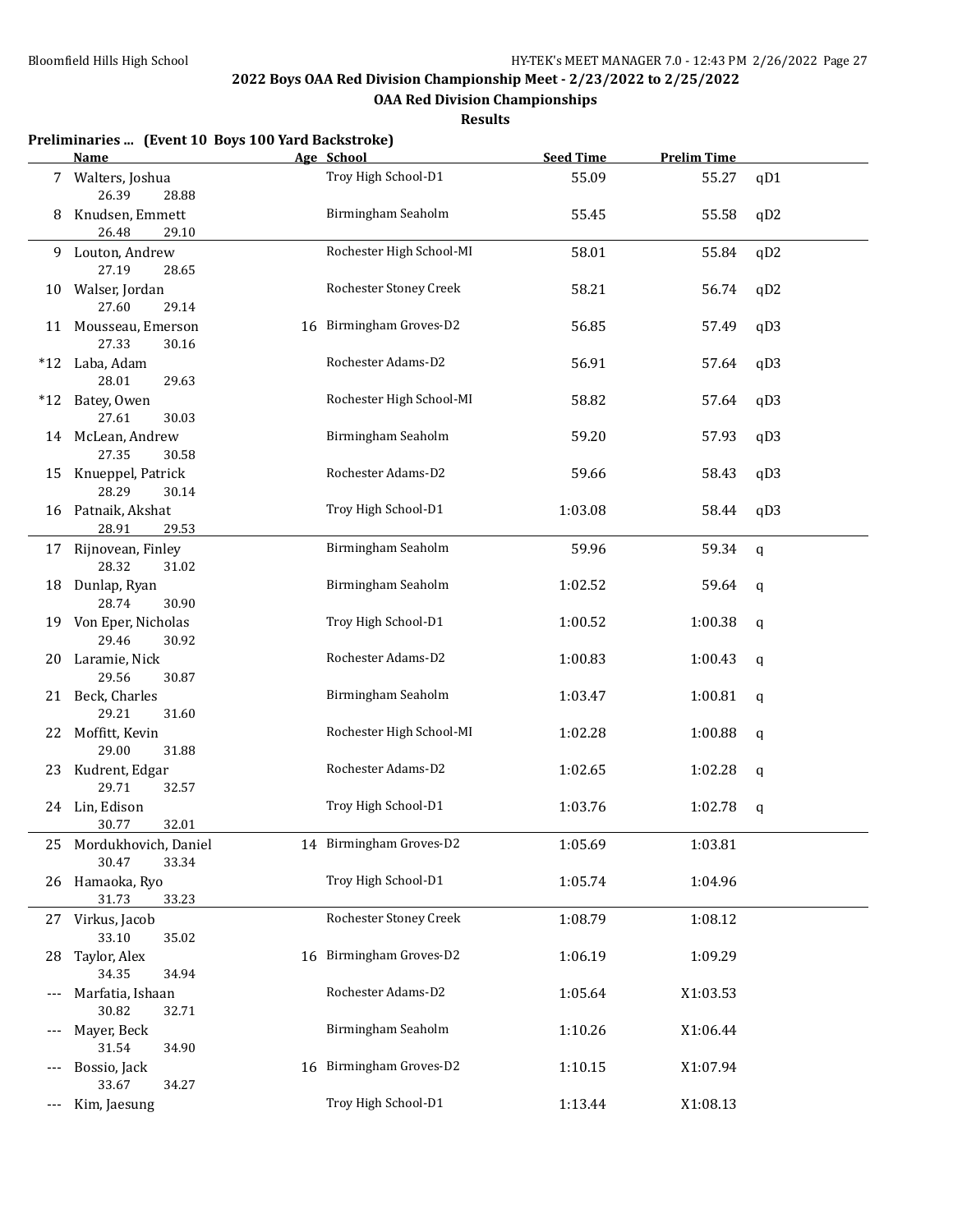## 2022 Boys OAA Red Division Championship Meet - 2/23/2022 to 2/25/2022

### OAA Red Division Championships

#### Results

**Preliminaries ... (Event 10 Boys 100 Yard Backstroke)**

| | Name | Age | School | Seed Time | Prelim Time | |
|---|---|---|---|---|---|---|
| 7 | Walters, Joshua | | Troy High School-D1 | 55.09 | 55.27 | qD1 |
| | 26.39 28.88 | | | | | |
| 8 | Knudsen, Emmett | | Birmingham Seaholm | 55.45 | 55.58 | qD2 |
| | 26.48 29.10 | | | | | |
| 9 | Louton, Andrew | | Rochester High School-MI | 58.01 | 55.84 | qD2 |
| | 27.19 28.65 | | | | | |
| 10 | Walser, Jordan | | Rochester Stoney Creek | 58.21 | 56.74 | qD2 |
| | 27.60 29.14 | | | | | |
| 11 | Mousseau, Emerson | 16 | Birmingham Groves-D2 | 56.85 | 57.49 | qD3 |
| | 27.33 30.16 | | | | | |
| *12 | Laba, Adam | | Rochester Adams-D2 | 56.91 | 57.64 | qD3 |
| | 28.01 29.63 | | | | | |
| *12 | Batey, Owen | | Rochester High School-MI | 58.82 | 57.64 | qD3 |
| | 27.61 30.03 | | | | | |
| 14 | McLean, Andrew | | Birmingham Seaholm | 59.20 | 57.93 | qD3 |
| | 27.35 30.58 | | | | | |
| 15 | Knueppel, Patrick | | Rochester Adams-D2 | 59.66 | 58.43 | qD3 |
| | 28.29 30.14 | | | | | |
| 16 | Patnaik, Akshat | | Troy High School-D1 | 1:03.08 | 58.44 | qD3 |
| | 28.91 29.53 | | | | | |
| 17 | Rijnovean, Finley | | Birmingham Seaholm | 59.96 | 59.34 | q |
| | 28.32 31.02 | | | | | |
| 18 | Dunlap, Ryan | | Birmingham Seaholm | 1:02.52 | 59.64 | q |
| | 28.74 30.90 | | | | | |
| 19 | Von Eper, Nicholas | | Troy High School-D1 | 1:00.52 | 1:00.38 | q |
| | 29.46 30.92 | | | | | |
| 20 | Laramie, Nick | | Rochester Adams-D2 | 1:00.83 | 1:00.43 | q |
| | 29.56 30.87 | | | | | |
| 21 | Beck, Charles | | Birmingham Seaholm | 1:03.47 | 1:00.81 | q |
| | 29.21 31.60 | | | | | |
| 22 | Moffitt, Kevin | | Rochester High School-MI | 1:02.28 | 1:00.88 | q |
| | 29.00 31.88 | | | | | |
| 23 | Kudrent, Edgar | | Rochester Adams-D2 | 1:02.65 | 1:02.28 | q |
| | 29.71 32.57 | | | | | |
| 24 | Lin, Edison | | Troy High School-D1 | 1:03.76 | 1:02.78 | q |
| | 30.77 32.01 | | | | | |
| 25 | Mordukhovich, Daniel | 14 | Birmingham Groves-D2 | 1:05.69 | 1:03.81 | |
| | 30.47 33.34 | | | | | |
| 26 | Hamaoka, Ryo | | Troy High School-D1 | 1:05.74 | 1:04.96 | |
| | 31.73 33.23 | | | | | |
| 27 | Virkus, Jacob | | Rochester Stoney Creek | 1:08.79 | 1:08.12 | |
| | 33.10 35.02 | | | | | |
| 28 | Taylor, Alex | 16 | Birmingham Groves-D2 | 1:06.19 | 1:09.29 | |
| | 34.35 34.94 | | | | | |
| --- | Marfatia, Ishaan | | Rochester Adams-D2 | 1:05.64 | X1:03.53 | |
| | 30.82 32.71 | | | | | |
| --- | Mayer, Beck | | Birmingham Seaholm | 1:10.26 | X1:06.44 | |
| | 31.54 34.90 | | | | | |
| --- | Bossio, Jack | 16 | Birmingham Groves-D2 | 1:10.15 | X1:07.94 | |
| | 33.67 34.27 | | | | | |
| --- | Kim, Jaesung | | Troy High School-D1 | 1:13.44 | X1:08.13 | |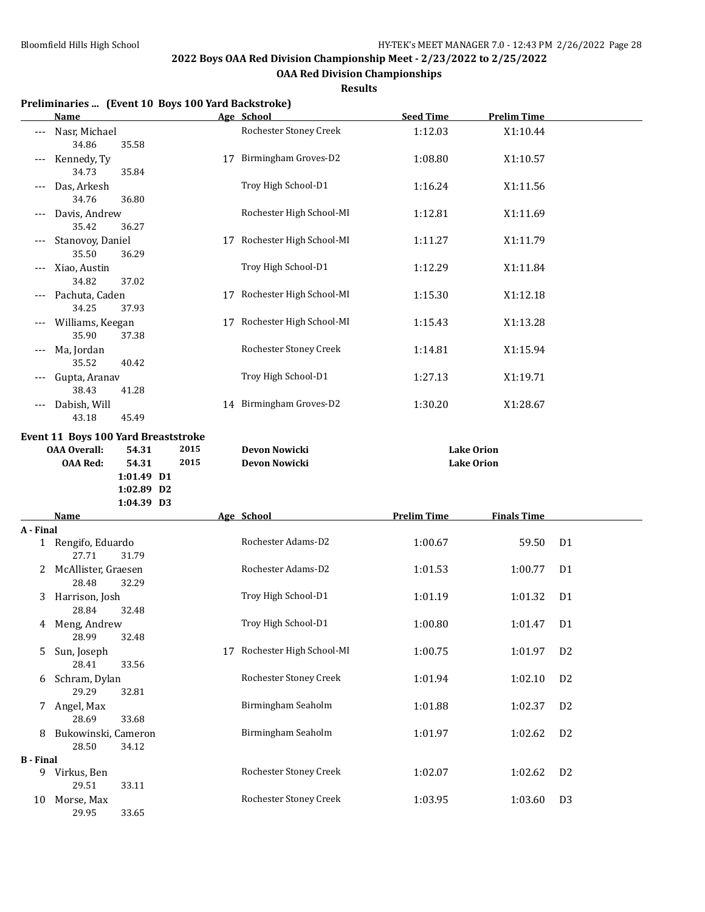**2022 Boys OAA Red Division Championship Meet - 2/23/2022 to 2/25/2022**

**OAA Red Division Championships**

**Results**

### Preliminaries ... (Event 10 Boys 100 Yard Backstroke)

| | Name | Age | School | Seed Time | Prelim Time |
|---|---|---|---|---|---|
| --- | Nasr, Michael | | Rochester Stoney Creek | 1:12.03 | X1:10.44 |
| | 34.86 35.58 | | | | |
| --- | Kennedy, Ty | 17 | Birmingham Groves-D2 | 1:08.80 | X1:10.57 |
| | 34.73 35.84 | | | | |
| --- | Das, Arkesh | | Troy High School-D1 | 1:16.24 | X1:11.56 |
| | 34.76 36.80 | | | | |
| --- | Davis, Andrew | | Rochester High School-MI | 1:12.81 | X1:11.69 |
| | 35.42 36.27 | | | | |
| --- | Stanovoy, Daniel | 17 | Rochester High School-MI | 1:11.27 | X1:11.79 |
| | 35.50 36.29 | | | | |
| --- | Xiao, Austin | | Troy High School-D1 | 1:12.29 | X1:11.84 |
| | 34.82 37.02 | | | | |
| --- | Pachuta, Caden | 17 | Rochester High School-MI | 1:15.30 | X1:12.18 |
| | 34.25 37.93 | | | | |
| --- | Williams, Keegan | 17 | Rochester High School-MI | 1:15.43 | X1:13.28 |
| | 35.90 37.38 | | | | |
| --- | Ma, Jordan | | Rochester Stoney Creek | 1:14.81 | X1:15.94 |
| | 35.52 40.42 | | | | |
| --- | Gupta, Aranav | | Troy High School-D1 | 1:27.13 | X1:19.71 |
| | 38.43 41.28 | | | | |
| --- | Dabish, Will | 14 | Birmingham Groves-D2 | 1:30.20 | X1:28.67 |
| | 43.18 45.49 | | | | |

### Event 11 Boys 100 Yard Breaststroke

| | | | | |
|---|---|---|---|---|
| OAA Overall: | 54.31 | 2015 | Devon Nowicki | Lake Orion |
| OAA Red: | 54.31 | 2015 | Devon Nowicki | Lake Orion |
| | 1:01.49 D1 | | | |
| | 1:02.89 D2 | | | |
| | 1:04.39 D3 | | | |

| | Name | Age | School | Prelim Time | Finals Time | |
|---|---|---|---|---|---|---|
| **A - Final** | | | | | | |
| 1 | Rengifo, Eduardo | | Rochester Adams-D2 | 1:00.67 | 59.50 | D1 |
| | 27.71 31.79 | | | | | |
| 2 | McAllister, Graesen | | Rochester Adams-D2 | 1:01.53 | 1:00.77 | D1 |
| | 28.48 32.29 | | | | | |
| 3 | Harrison, Josh | | Troy High School-D1 | 1:01.19 | 1:01.32 | D1 |
| | 28.84 32.48 | | | | | |
| 4 | Meng, Andrew | | Troy High School-D1 | 1:00.80 | 1:01.47 | D1 |
| | 28.99 32.48 | | | | | |
| 5 | Sun, Joseph | 17 | Rochester High School-MI | 1:00.75 | 1:01.97 | D2 |
| | 28.41 33.56 | | | | | |
| 6 | Schram, Dylan | | Rochester Stoney Creek | 1:01.94 | 1:02.10 | D2 |
| | 29.29 32.81 | | | | | |
| 7 | Angel, Max | | Birmingham Seaholm | 1:01.88 | 1:02.37 | D2 |
| | 28.69 33.68 | | | | | |
| 8 | Bukowinski, Cameron | | Birmingham Seaholm | 1:01.97 | 1:02.62 | D2 |
| | 28.50 34.12 | | | | | |
| **B - Final** | | | | | | |
| 9 | Virkus, Ben | | Rochester Stoney Creek | 1:02.07 | 1:02.62 | D2 |
| | 29.51 33.11 | | | | | |
| 10 | Morse, Max | | Rochester Stoney Creek | 1:03.95 | 1:03.60 | D3 |
| | 29.95 33.65 | | | | | |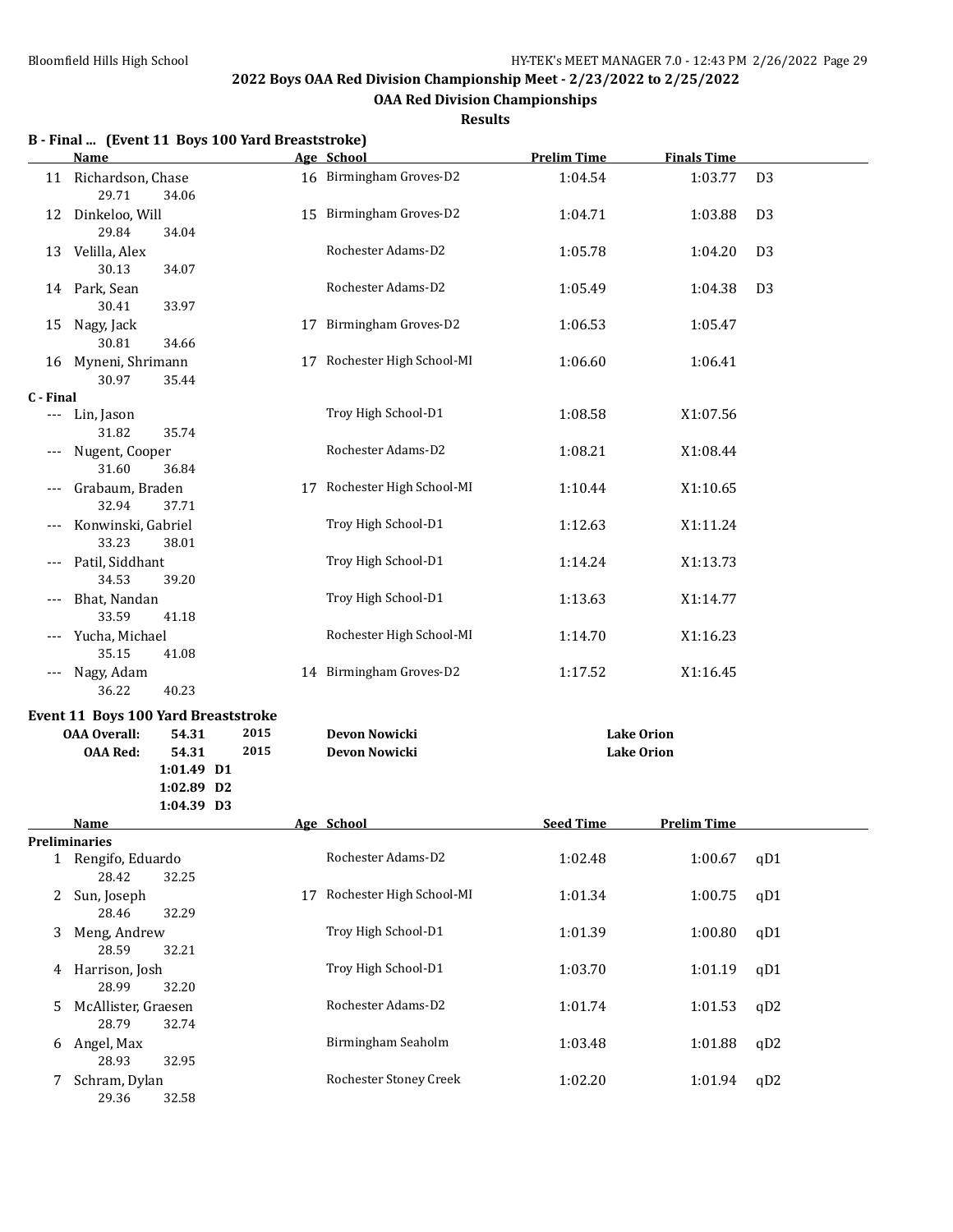## 2022 Boys OAA Red Division Championship Meet - 2/23/2022 to 2/25/2022

### OAA Red Division Championships

#### Results

**B - Final ... (Event 11 Boys 100 Yard Breaststroke)**

| | Name | Age | School | Prelim Time | Finals Time | |
|---|---|---|---|---|---|---|
| 11 | Richardson, Chase | 16 | Birmingham Groves-D2 | 1:04.54 | 1:03.77 | D3 |
| | 29.71 34.06 | | | | | |
| 12 | Dinkeloo, Will | 15 | Birmingham Groves-D2 | 1:04.71 | 1:03.88 | D3 |
| | 29.84 34.04 | | | | | |
| 13 | Velilla, Alex | | Rochester Adams-D2 | 1:05.78 | 1:04.20 | D3 |
| | 30.13 34.07 | | | | | |
| 14 | Park, Sean | | Rochester Adams-D2 | 1:05.49 | 1:04.38 | D3 |
| | 30.41 33.97 | | | | | |
| 15 | Nagy, Jack | 17 | Birmingham Groves-D2 | 1:06.53 | 1:05.47 | |
| | 30.81 34.66 | | | | | |
| 16 | Myneni, Shrimann | 17 | Rochester High School-MI | 1:06.60 | 1:06.41 | |
| | 30.97 35.44 | | | | | |
| **C - Final** | | | | | | |
| --- | Lin, Jason | | Troy High School-D1 | 1:08.58 | X1:07.56 | |
| | 31.82 35.74 | | | | | |
| --- | Nugent, Cooper | | Rochester Adams-D2 | 1:08.21 | X1:08.44 | |
| | 31.60 36.84 | | | | | |
| --- | Grabaum, Braden | 17 | Rochester High School-MI | 1:10.44 | X1:10.65 | |
| | 32.94 37.71 | | | | | |
| --- | Konwinski, Gabriel | | Troy High School-D1 | 1:12.63 | X1:11.24 | |
| | 33.23 38.01 | | | | | |
| --- | Patil, Siddhant | | Troy High School-D1 | 1:14.24 | X1:13.73 | |
| | 34.53 39.20 | | | | | |
| --- | Bhat, Nandan | | Troy High School-D1 | 1:13.63 | X1:14.77 | |
| | 33.59 41.18 | | | | | |
| --- | Yucha, Michael | | Rochester High School-MI | 1:14.70 | X1:16.23 | |
| | 35.15 41.08 | | | | | |
| --- | Nagy, Adam | 14 | Birmingham Groves-D2 | 1:17.52 | X1:16.45 | |
| | 36.22 40.23 | | | | | |

**Event 11 Boys 100 Yard Breaststroke**

| | | | | |
|---|---|---|---|---|
| OAA Overall: | 54.31 | 2015 | Devon Nowicki | Lake Orion |
| OAA Red: | 54.31 | 2015 | Devon Nowicki | Lake Orion |
| | 1:01.49 D1 | | | |
| | 1:02.89 D2 | | | |
| | 1:04.39 D3 | | | |

| | Name | Age | School | Seed Time | Prelim Time | |
|---|---|---|---|---|---|---|
| **Preliminaries** | | | | | | |
| 1 | Rengifo, Eduardo | | Rochester Adams-D2 | 1:02.48 | 1:00.67 | qD1 |
| | 28.42 32.25 | | | | | |
| 2 | Sun, Joseph | 17 | Rochester High School-MI | 1:01.34 | 1:00.75 | qD1 |
| | 28.46 32.29 | | | | | |
| 3 | Meng, Andrew | | Troy High School-D1 | 1:01.39 | 1:00.80 | qD1 |
| | 28.59 32.21 | | | | | |
| 4 | Harrison, Josh | | Troy High School-D1 | 1:03.70 | 1:01.19 | qD1 |
| | 28.99 32.20 | | | | | |
| 5 | McAllister, Graesen | | Rochester Adams-D2 | 1:01.74 | 1:01.53 | qD2 |
| | 28.79 32.74 | | | | | |
| 6 | Angel, Max | | Birmingham Seaholm | 1:03.48 | 1:01.88 | qD2 |
| | 28.93 32.95 | | | | | |
| 7 | Schram, Dylan | | Rochester Stoney Creek | 1:02.20 | 1:01.94 | qD2 |
| | 29.36 32.58 | | | | | |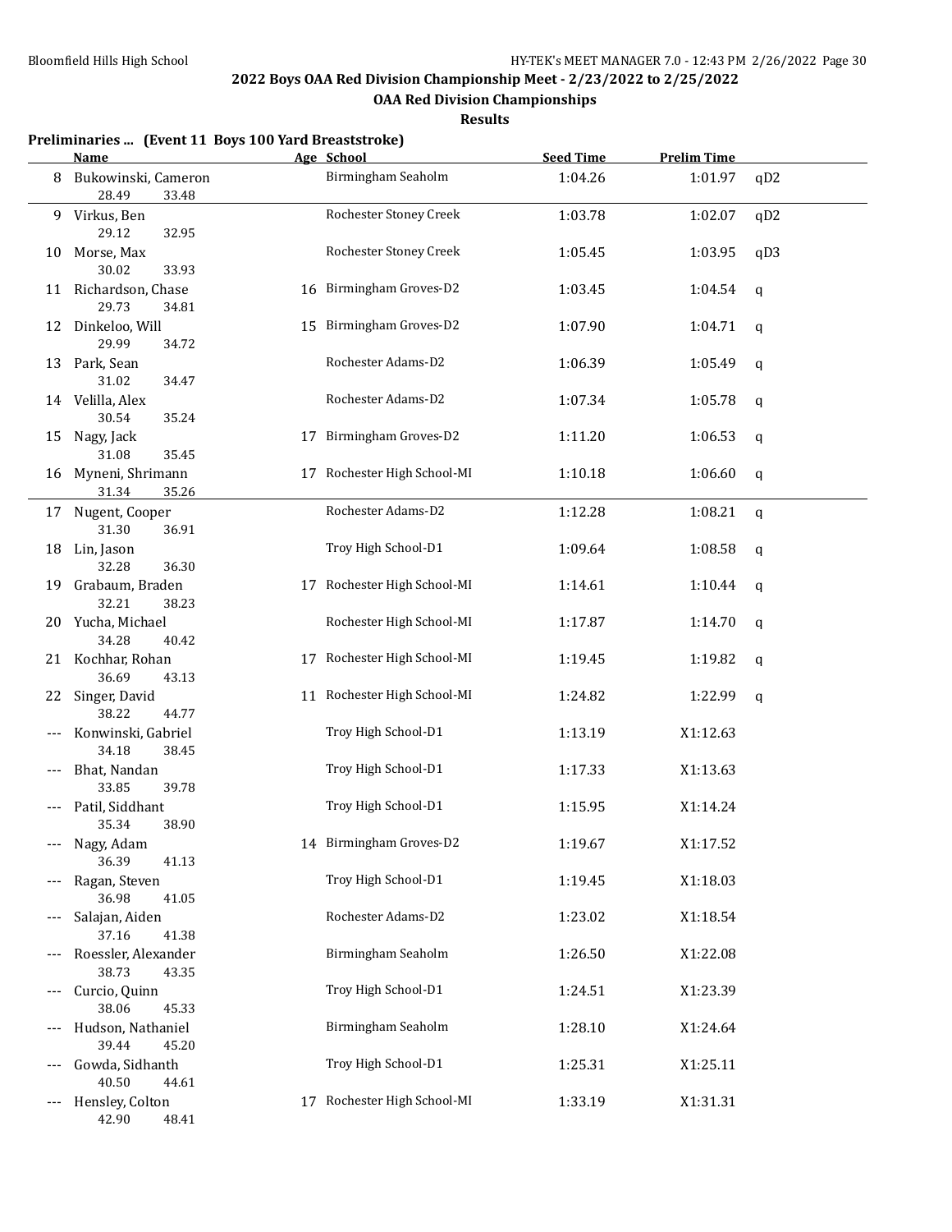## 2022 Boys OAA Red Division Championship Meet - 2/23/2022 to 2/25/2022

### OAA Red Division Championships

**Results**

**Preliminaries ... (Event 11 Boys 100 Yard Breaststroke)**

| | Name | Age | School | Seed Time | Prelim Time | |
|---|---|---|---|---|---|---|
| 8 | Bukowinski, Cameron | | Birmingham Seaholm | 1:04.26 | 1:01.97 | qD2 |
| | 28.49 33.48 | | | | | |
| 9 | Virkus, Ben | | Rochester Stoney Creek | 1:03.78 | 1:02.07 | qD2 |
| | 29.12 32.95 | | | | | |
| 10 | Morse, Max | | Rochester Stoney Creek | 1:05.45 | 1:03.95 | qD3 |
| | 30.02 33.93 | | | | | |
| 11 | Richardson, Chase | 16 | Birmingham Groves-D2 | 1:03.45 | 1:04.54 | q |
| | 29.73 34.81 | | | | | |
| 12 | Dinkeloo, Will | 15 | Birmingham Groves-D2 | 1:07.90 | 1:04.71 | q |
| | 29.99 34.72 | | | | | |
| 13 | Park, Sean | | Rochester Adams-D2 | 1:06.39 | 1:05.49 | q |
| | 31.02 34.47 | | | | | |
| 14 | Velilla, Alex | | Rochester Adams-D2 | 1:07.34 | 1:05.78 | q |
| | 30.54 35.24 | | | | | |
| 15 | Nagy, Jack | 17 | Birmingham Groves-D2 | 1:11.20 | 1:06.53 | q |
| | 31.08 35.45 | | | | | |
| 16 | Myneni, Shrimann | 17 | Rochester High School-MI | 1:10.18 | 1:06.60 | q |
| | 31.34 35.26 | | | | | |
| 17 | Nugent, Cooper | | Rochester Adams-D2 | 1:12.28 | 1:08.21 | q |
| | 31.30 36.91 | | | | | |
| 18 | Lin, Jason | | Troy High School-D1 | 1:09.64 | 1:08.58 | q |
| | 32.28 36.30 | | | | | |
| 19 | Grabaum, Braden | 17 | Rochester High School-MI | 1:14.61 | 1:10.44 | q |
| | 32.21 38.23 | | | | | |
| 20 | Yucha, Michael | | Rochester High School-MI | 1:17.87 | 1:14.70 | q |
| | 34.28 40.42 | | | | | |
| 21 | Kochhar, Rohan | 17 | Rochester High School-MI | 1:19.45 | 1:19.82 | q |
| | 36.69 43.13 | | | | | |
| 22 | Singer, David | 11 | Rochester High School-MI | 1:24.82 | 1:22.99 | q |
| | 38.22 44.77 | | | | | |
| --- | Konwinski, Gabriel | | Troy High School-D1 | 1:13.19 | X1:12.63 | |
| | 34.18 38.45 | | | | | |
| --- | Bhat, Nandan | | Troy High School-D1 | 1:17.33 | X1:13.63 | |
| | 33.85 39.78 | | | | | |
| --- | Patil, Siddhant | | Troy High School-D1 | 1:15.95 | X1:14.24 | |
| | 35.34 38.90 | | | | | |
| --- | Nagy, Adam | 14 | Birmingham Groves-D2 | 1:19.67 | X1:17.52 | |
| | 36.39 41.13 | | | | | |
| --- | Ragan, Steven | | Troy High School-D1 | 1:19.45 | X1:18.03 | |
| | 36.98 41.05 | | | | | |
| --- | Salajan, Aiden | | Rochester Adams-D2 | 1:23.02 | X1:18.54 | |
| | 37.16 41.38 | | | | | |
| --- | Roessler, Alexander | | Birmingham Seaholm | 1:26.50 | X1:22.08 | |
| | 38.73 43.35 | | | | | |
| --- | Curcio, Quinn | | Troy High School-D1 | 1:24.51 | X1:23.39 | |
| | 38.06 45.33 | | | | | |
| --- | Hudson, Nathaniel | | Birmingham Seaholm | 1:28.10 | X1:24.64 | |
| | 39.44 45.20 | | | | | |
| --- | Gowda, Sidhanth | | Troy High School-D1 | 1:25.31 | X1:25.11 | |
| | 40.50 44.61 | | | | | |
| --- | Hensley, Colton | 17 | Rochester High School-MI | 1:33.19 | X1:31.31 | |
| | 42.90 48.41 | | | | | |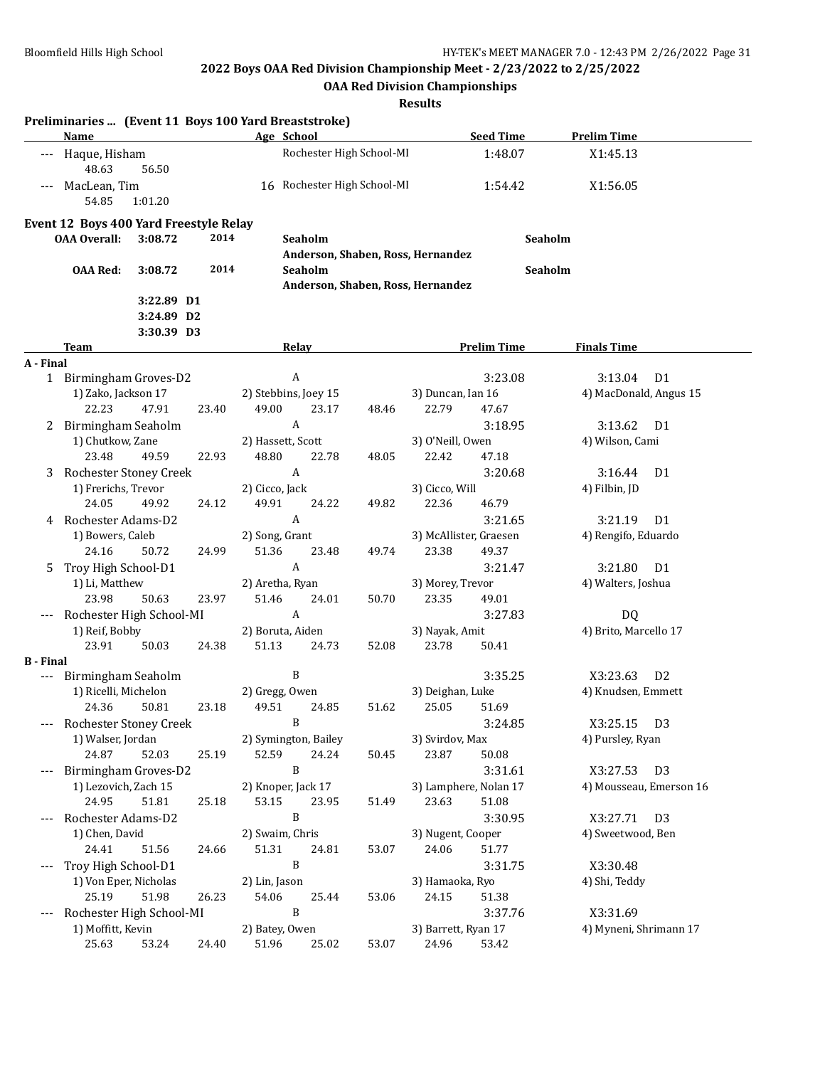## 2022 Boys OAA Red Division Championship Meet - 2/23/2022 to 2/25/2022

### OAA Red Division Championships

**Results**

### Preliminaries ... (Event 11 Boys 100 Yard Breaststroke)

| | Name | Age | School | Seed Time | Prelim Time |
|---|---|---|---|---|---|
| --- | Haque, Hisham | | Rochester High School-MI | 1:48.07 | X1:45.13 |
| | 48.63 56.50 | | | | |
| --- | MacLean, Tim | 16 | Rochester High School-MI | 1:54.42 | X1:56.05 |
| | 54.85 1:01.20 | | | | |

### Event 12 Boys 400 Yard Freestyle Relay

| | | | | |
|---|---|---|---|---|
| **OAA Overall:** | 3:08.72 | 2014 | **Seaholm** Anderson, Shaben, Ross, Hernandez | **Seaholm** |
| **OAA Red:** | 3:08.72 | 2014 | **Seaholm** Anderson, Shaben, Ross, Hernandez | **Seaholm** |
| | 3:22.89 D1 | | | |
| | 3:24.89 D2 | | | |
| | 3:30.39 D3 | | | |

| | Team | Relay | Prelim Time | Finals Time |
|---|---|---|---|---|
| **A - Final** | | | | |
| 1 | Birmingham Groves-D2 | A | 3:23.08 | 3:13.04 D1 |
| | 1) Zako, Jackson 17 | 2) Stebbins, Joey 15 | 3) Duncan, Ian 16 | 4) MacDonald, Angus 15 |
| | 22.23 47.91 23.40 49.00 | 23.17 48.46 | 22.79 47.67 | |
| 2 | Birmingham Seaholm | A | 3:18.95 | 3:13.62 D1 |
| | 1) Chutkow, Zane | 2) Hassett, Scott | 3) O'Neill, Owen | 4) Wilson, Cami |
| | 23.48 49.59 22.93 48.80 | 22.78 48.05 | 22.42 47.18 | |
| 3 | Rochester Stoney Creek | A | 3:20.68 | 3:16.44 D1 |
| | 1) Frerichs, Trevor | 2) Cicco, Jack | 3) Cicco, Will | 4) Filbin, JD |
| | 24.05 49.92 24.12 49.91 | 24.22 49.82 | 22.36 46.79 | |
| 4 | Rochester Adams-D2 | A | 3:21.65 | 3:21.19 D1 |
| | 1) Bowers, Caleb | 2) Song, Grant | 3) McAllister, Graesen | 4) Rengifo, Eduardo |
| | 24.16 50.72 24.99 51.36 | 23.48 49.74 | 23.38 49.37 | |
| 5 | Troy High School-D1 | A | 3:21.47 | 3:21.80 D1 |
| | 1) Li, Matthew | 2) Aretha, Ryan | 3) Morey, Trevor | 4) Walters, Joshua |
| | 23.98 50.63 23.97 51.46 | 24.01 50.70 | 23.35 49.01 | |
| --- | Rochester High School-MI | A | 3:27.83 | DQ |
| | 1) Reif, Bobby | 2) Boruta, Aiden | 3) Nayak, Amit | 4) Brito, Marcello 17 |
| | 23.91 50.03 24.38 51.13 | 24.73 52.08 | 23.78 50.41 | |
| **B - Final** | | | | |
| --- | Birmingham Seaholm | B | 3:35.25 | X3:23.63 D2 |
| | 1) Ricelli, Michelon | 2) Gregg, Owen | 3) Deighan, Luke | 4) Knudsen, Emmett |
| | 24.36 50.81 23.18 49.51 | 24.85 51.62 | 25.05 51.69 | |
| --- | Rochester Stoney Creek | B | 3:24.85 | X3:25.15 D3 |
| | 1) Walser, Jordan | 2) Symington, Bailey | 3) Svirdov, Max | 4) Pursley, Ryan |
| | 24.87 52.03 25.19 52.59 | 24.24 50.45 | 23.87 50.08 | |
| --- | Birmingham Groves-D2 | B | 3:31.61 | X3:27.53 D3 |
| | 1) Lezovich, Zach 15 | 2) Knoper, Jack 17 | 3) Lamphere, Nolan 17 | 4) Mousseau, Emerson 16 |
| | 24.95 51.81 25.18 53.15 | 23.95 51.49 | 23.63 51.08 | |
| --- | Rochester Adams-D2 | B | 3:30.95 | X3:27.71 D3 |
| | 1) Chen, David | 2) Swaim, Chris | 3) Nugent, Cooper | 4) Sweetwood, Ben |
| | 24.41 51.56 24.66 51.31 | 24.81 53.07 | 24.06 51.77 | |
| --- | Troy High School-D1 | B | 3:31.75 | X3:30.48 |
| | 1) Von Eper, Nicholas | 2) Lin, Jason | 3) Hamaoka, Ryo | 4) Shi, Teddy |
| | 25.19 51.98 26.23 54.06 | 25.44 53.06 | 24.15 51.38 | |
| --- | Rochester High School-MI | B | 3:37.76 | X3:31.69 |
| | 1) Moffitt, Kevin | 2) Batey, Owen | 3) Barrett, Ryan 17 | 4) Myneni, Shrimann 17 |
| | 25.63 53.24 24.40 51.96 | 25.02 53.07 | 24.96 53.42 | |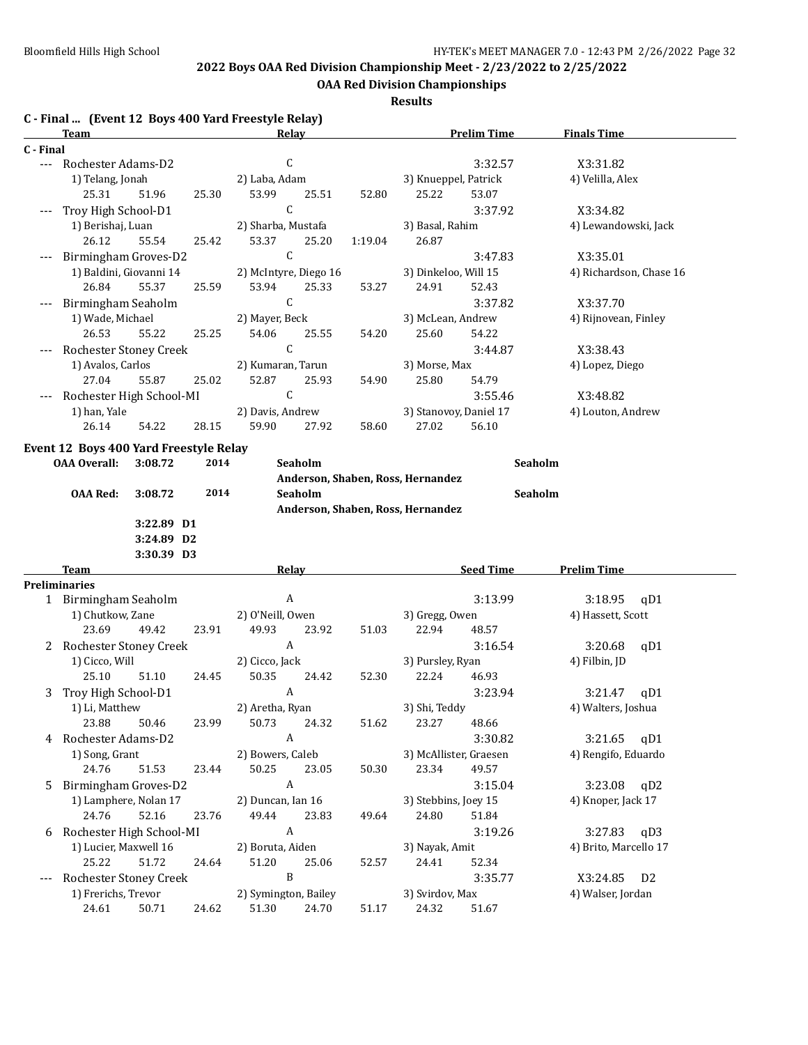**2022 Boys OAA Red Division Championship Meet - 2/23/2022 to 2/25/2022**

**OAA Red Division Championships**

**Results**

### C - Final ... (Event 12 Boys 400 Yard Freestyle Relay)

| | Team | Relay | Prelim Time | Finals Time |
|---|---|---|---|---|
| **C - Final** | | | | |
| --- | Rochester Adams-D2 | C | 3:32.57 | X3:31.82 |
| | 1) Telang, Jonah | 2) Laba, Adam | 3) Knueppel, Patrick | 4) Velilla, Alex |
| | 25.31 51.96 25.30 | 53.99 25.51 52.80 | 25.22 53.07 | |
| --- | Troy High School-D1 | C | 3:37.92 | X3:34.82 |
| | 1) Berishaj, Luan | 2) Sharba, Mustafa | 3) Basal, Rahim | 4) Lewandowski, Jack |
| | 26.12 55.54 25.42 | 53.37 25.20 1:19.04 | 26.87 | |
| --- | Birmingham Groves-D2 | C | 3:47.83 | X3:35.01 |
| | 1) Baldini, Giovanni 14 | 2) McIntyre, Diego 16 | 3) Dinkeloo, Will 15 | 4) Richardson, Chase 16 |
| | 26.84 55.37 25.59 | 53.94 25.33 53.27 | 24.91 52.43 | |
| --- | Birmingham Seaholm | C | 3:37.82 | X3:37.70 |
| | 1) Wade, Michael | 2) Mayer, Beck | 3) McLean, Andrew | 4) Rijnovean, Finley |
| | 26.53 55.22 25.25 | 54.06 25.55 54.20 | 25.60 54.22 | |
| --- | Rochester Stoney Creek | C | 3:44.87 | X3:38.43 |
| | 1) Avalos, Carlos | 2) Kumaran, Tarun | 3) Morse, Max | 4) Lopez, Diego |
| | 27.04 55.87 25.02 | 52.87 25.93 54.90 | 25.80 54.79 | |
| --- | Rochester High School-MI | C | 3:55.46 | X3:48.82 |
| | 1) han, Yale | 2) Davis, Andrew | 3) Stanovoy, Daniel 17 | 4) Louton, Andrew |
| | 26.14 54.22 28.15 | 59.90 27.92 58.60 | 27.02 56.10 | |

### Event 12 Boys 400 Yard Freestyle Relay

| | | | | |
|---|---|---|---|---|
| **OAA Overall:** | **3:08.72** | **2014** | **Seaholm** Anderson, Shaben, Ross, Hernandez | **Seaholm** |
| **OAA Red:** | **3:08.72** | **2014** | **Seaholm** Anderson, Shaben, Ross, Hernandez | **Seaholm** |
| | **3:22.89 D1** | | | |
| | **3:24.89 D2** | | | |
| | **3:30.39 D3** | | | |

| | Team | Relay | Seed Time | Prelim Time | |
|---|---|---|---|---|---|
| **Preliminaries** | | | | | |
| 1 | Birmingham Seaholm | A | 3:13.99 | 3:18.95 | qD1 |
| | 1) Chutkow, Zane | 2) O'Neill, Owen | 3) Gregg, Owen | 4) Hassett, Scott | |
| | 23.69 49.42 23.91 | 49.93 23.92 51.03 | 22.94 48.57 | | |
| 2 | Rochester Stoney Creek | A | 3:16.54 | 3:20.68 | qD1 |
| | 1) Cicco, Will | 2) Cicco, Jack | 3) Pursley, Ryan | 4) Filbin, JD | |
| | 25.10 51.10 24.45 | 50.35 24.42 52.30 | 22.24 46.93 | | |
| 3 | Troy High School-D1 | A | 3:23.94 | 3:21.47 | qD1 |
| | 1) Li, Matthew | 2) Aretha, Ryan | 3) Shi, Teddy | 4) Walters, Joshua | |
| | 23.88 50.46 23.99 | 50.73 24.32 51.62 | 23.27 48.66 | | |
| 4 | Rochester Adams-D2 | A | 3:30.82 | 3:21.65 | qD1 |
| | 1) Song, Grant | 2) Bowers, Caleb | 3) McAllister, Graesen | 4) Rengifo, Eduardo | |
| | 24.76 51.53 23.44 | 50.25 23.05 50.30 | 23.34 49.57 | | |
| 5 | Birmingham Groves-D2 | A | 3:15.04 | 3:23.08 | qD2 |
| | 1) Lamphere, Nolan 17 | 2) Duncan, Ian 16 | 3) Stebbins, Joey 15 | 4) Knoper, Jack 17 | |
| | 24.76 52.16 23.76 | 49.44 23.83 49.64 | 24.80 51.84 | | |
| 6 | Rochester High School-MI | A | 3:19.26 | 3:27.83 | qD3 |
| | 1) Lucier, Maxwell 16 | 2) Boruta, Aiden | 3) Nayak, Amit | 4) Brito, Marcello 17 | |
| | 25.22 51.72 24.64 | 51.20 25.06 52.57 | 24.41 52.34 | | |
| --- | Rochester Stoney Creek | B | 3:35.77 | X3:24.85 | D2 |
| | 1) Frerichs, Trevor | 2) Symington, Bailey | 3) Svirdov, Max | 4) Walser, Jordan | |
| | 24.61 50.71 24.62 | 51.30 24.70 51.17 | 24.32 51.67 | | |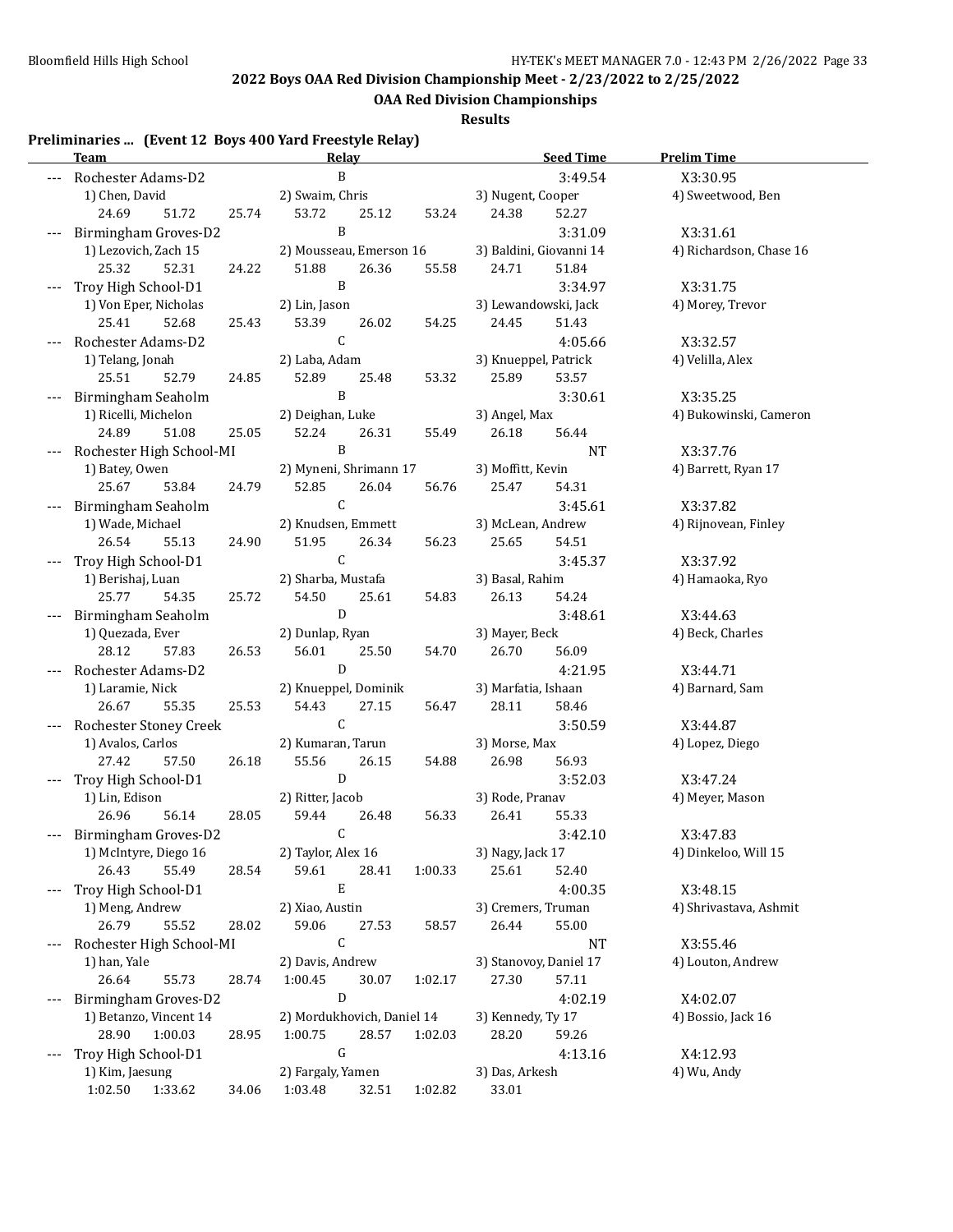## 2022 Boys OAA Red Division Championship Meet - 2/23/2022 to 2/25/2022

### OAA Red Division Championships

**Results**

**Preliminaries ... (Event 12 Boys 400 Yard Freestyle Relay)**

| | Team | Relay | Seed Time | Prelim Time |
|---|---|---|---|---|
| --- | Rochester Adams-D2 | B | 3:49.54 | X3:30.95 |
| | 1) Chen, David | 2) Swaim, Chris | 3) Nugent, Cooper | 4) Sweetwood, Ben |
| | 24.69 51.72 | 25.74 53.72 25.12 53.24 | 24.38 52.27 | |
| --- | Birmingham Groves-D2 | B | 3:31.09 | X3:31.61 |
| | 1) Lezovich, Zach 15 | 2) Mousseau, Emerson 16 | 3) Baldini, Giovanni 14 | 4) Richardson, Chase 16 |
| | 25.32 52.31 | 24.22 51.88 26.36 55.58 | 24.71 51.84 | |
| --- | Troy High School-D1 | B | 3:34.97 | X3:31.75 |
| | 1) Von Eper, Nicholas | 2) Lin, Jason | 3) Lewandowski, Jack | 4) Morey, Trevor |
| | 25.41 52.68 | 25.43 53.39 26.02 54.25 | 24.45 51.43 | |
| --- | Rochester Adams-D2 | C | 4:05.66 | X3:32.57 |
| | 1) Telang, Jonah | 2) Laba, Adam | 3) Knueppel, Patrick | 4) Velilla, Alex |
| | 25.51 52.79 | 24.85 52.89 25.48 53.32 | 25.89 53.57 | |
| --- | Birmingham Seaholm | B | 3:30.61 | X3:35.25 |
| | 1) Ricelli, Michelon | 2) Deighan, Luke | 3) Angel, Max | 4) Bukowinski, Cameron |
| | 24.89 51.08 | 25.05 52.24 26.31 55.49 | 26.18 56.44 | |
| --- | Rochester High School-MI | B | NT | X3:37.76 |
| | 1) Batey, Owen | 2) Myneni, Shrimann 17 | 3) Moffitt, Kevin | 4) Barrett, Ryan 17 |
| | 25.67 53.84 | 24.79 52.85 26.04 56.76 | 25.47 54.31 | |
| --- | Birmingham Seaholm | C | 3:45.61 | X3:37.82 |
| | 1) Wade, Michael | 2) Knudsen, Emmett | 3) McLean, Andrew | 4) Rijnovean, Finley |
| | 26.54 55.13 | 24.90 51.95 26.34 56.23 | 25.65 54.51 | |
| --- | Troy High School-D1 | C | 3:45.37 | X3:37.92 |
| | 1) Berishaj, Luan | 2) Sharba, Mustafa | 3) Basal, Rahim | 4) Hamaoka, Ryo |
| | 25.77 54.35 | 25.72 54.50 25.61 54.83 | 26.13 54.24 | |
| --- | Birmingham Seaholm | D | 3:48.61 | X3:44.63 |
| | 1) Quezada, Ever | 2) Dunlap, Ryan | 3) Mayer, Beck | 4) Beck, Charles |
| | 28.12 57.83 | 26.53 56.01 25.50 54.70 | 26.70 56.09 | |
| --- | Rochester Adams-D2 | D | 4:21.95 | X3:44.71 |
| | 1) Laramie, Nick | 2) Knueppel, Dominik | 3) Marfatia, Ishaan | 4) Barnard, Sam |
| | 26.67 55.35 | 25.53 54.43 27.15 56.47 | 28.11 58.46 | |
| --- | Rochester Stoney Creek | C | 3:50.59 | X3:44.87 |
| | 1) Avalos, Carlos | 2) Kumaran, Tarun | 3) Morse, Max | 4) Lopez, Diego |
| | 27.42 57.50 | 26.18 55.56 26.15 54.88 | 26.98 56.93 | |
| --- | Troy High School-D1 | D | 3:52.03 | X3:47.24 |
| | 1) Lin, Edison | 2) Ritter, Jacob | 3) Rode, Pranav | 4) Meyer, Mason |
| | 26.96 56.14 | 28.05 59.44 26.48 56.33 | 26.41 55.33 | |
| --- | Birmingham Groves-D2 | C | 3:42.10 | X3:47.83 |
| | 1) McIntyre, Diego 16 | 2) Taylor, Alex 16 | 3) Nagy, Jack 17 | 4) Dinkeloo, Will 15 |
| | 26.43 55.49 | 28.54 59.61 28.41 1:00.33 | 25.61 52.40 | |
| --- | Troy High School-D1 | E | 4:00.35 | X3:48.15 |
| | 1) Meng, Andrew | 2) Xiao, Austin | 3) Cremers, Truman | 4) Shrivastava, Ashmit |
| | 26.79 55.52 | 28.02 59.06 27.53 58.57 | 26.44 55.00 | |
| --- | Rochester High School-MI | C | NT | X3:55.46 |
| | 1) han, Yale | 2) Davis, Andrew | 3) Stanovoy, Daniel 17 | 4) Louton, Andrew |
| | 26.64 55.73 | 28.74 1:00.45 30.07 1:02.17 | 27.30 57.11 | |
| --- | Birmingham Groves-D2 | D | 4:02.19 | X4:02.07 |
| | 1) Betanzo, Vincent 14 | 2) Mordukhovich, Daniel 14 | 3) Kennedy, Ty 17 | 4) Bossio, Jack 16 |
| | 28.90 1:00.03 | 28.95 1:00.75 28.57 1:02.03 | 28.20 59.26 | |
| --- | Troy High School-D1 | G | 4:13.16 | X4:12.93 |
| | 1) Kim, Jaesung | 2) Fargaly, Yamen | 3) Das, Arkesh | 4) Wu, Andy |
| | 1:02.50 1:33.62 | 34.06 1:03.48 32.51 1:02.82 | 33.01 | |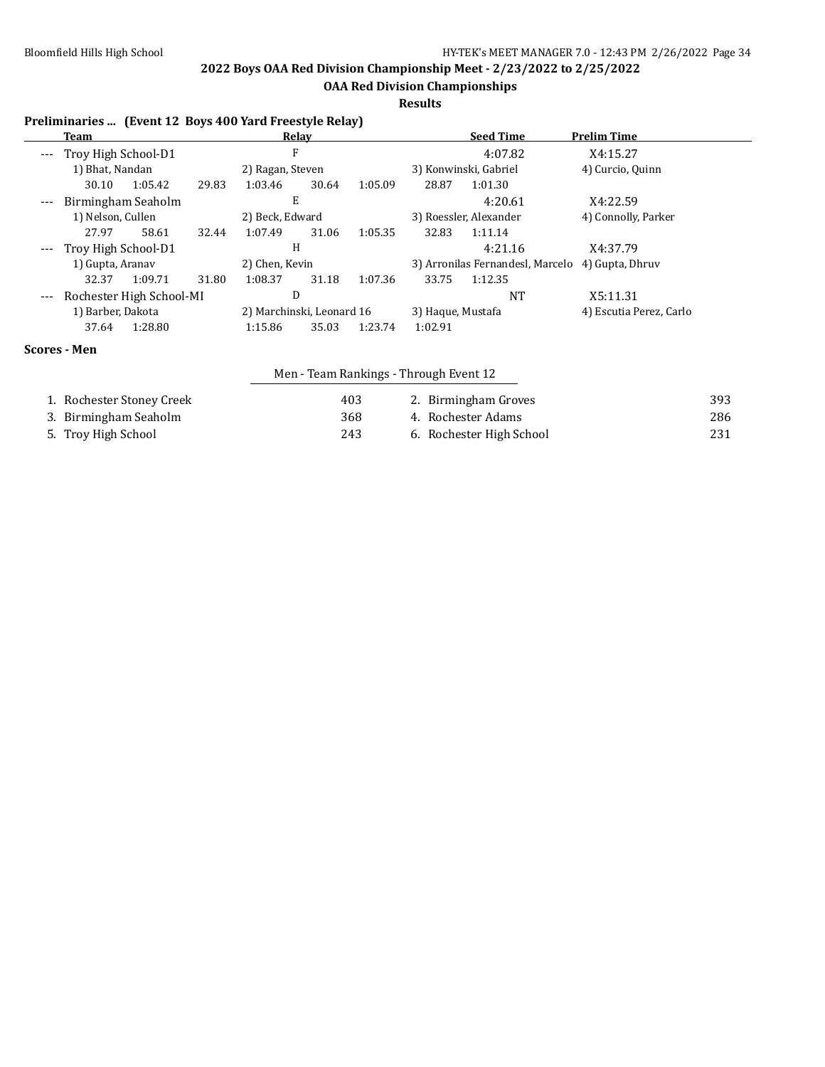## 2022 Boys OAA Red Division Championship Meet - 2/23/2022 to 2/25/2022

### OAA Red Division Championships

### Results

**Preliminaries ... (Event 12 Boys 400 Yard Freestyle Relay)**

| | Team | Relay | Seed Time | Prelim Time |
|---|---|---|---|---|
| --- | Troy High School-D1 | F | 4:07.82 | X4:15.27 |
| | 1) Bhat, Nandan | 2) Ragan, Steven | 3) Konwinski, Gabriel | 4) Curcio, Quinn |
| | 30.10 1:05.42 | 29.83 1:03.46 30.64 1:05.09 | 28.87 1:01.30 | |
| --- | Birmingham Seaholm | E | 4:20.61 | X4:22.59 |
| | 1) Nelson, Cullen | 2) Beck, Edward | 3) Roessler, Alexander | 4) Connolly, Parker |
| | 27.97 58.61 | 32.44 1:07.49 31.06 1:05.35 | 32.83 1:11.14 | |
| --- | Troy High School-D1 | H | 4:21.16 | X4:37.79 |
| | 1) Gupta, Aranav | 2) Chen, Kevin | 3) Arronilas Fernandesl, Marcelo | 4) Gupta, Dhruv |
| | 32.37 1:09.71 | 31.80 1:08.37 31.18 1:07.36 | 33.75 1:12.35 | |
| --- | Rochester High School-MI | D | NT | X5:11.31 |
| | 1) Barber, Dakota | 2) Marchinski, Leonard 16 | 3) Haque, Mustafa | 4) Escutia Perez, Carlo |
| | 37.64 1:28.80 | 1:15.86 35.03 1:23.74 | 1:02.91 | |

**Scores - Men**

Men - Team Rankings - Through Event 12

| | | | |
|---|---|---|---|
| 1. Rochester Stoney Creek | 403 | 2. Birmingham Groves | 393 |
| 3. Birmingham Seaholm | 368 | 4. Rochester Adams | 286 |
| 5. Troy High School | 243 | 6. Rochester High School | 231 |